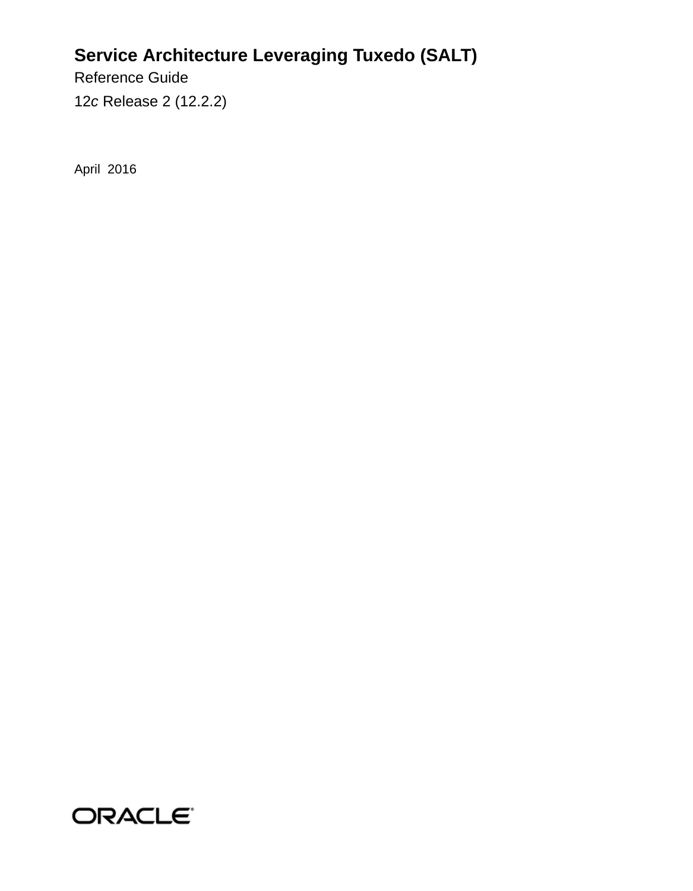# Service Architecture Leveraging Tuxedo (SALT)

Reference Guide

12*c* Release 2 (12.2.2)

April 2016

ORACLE®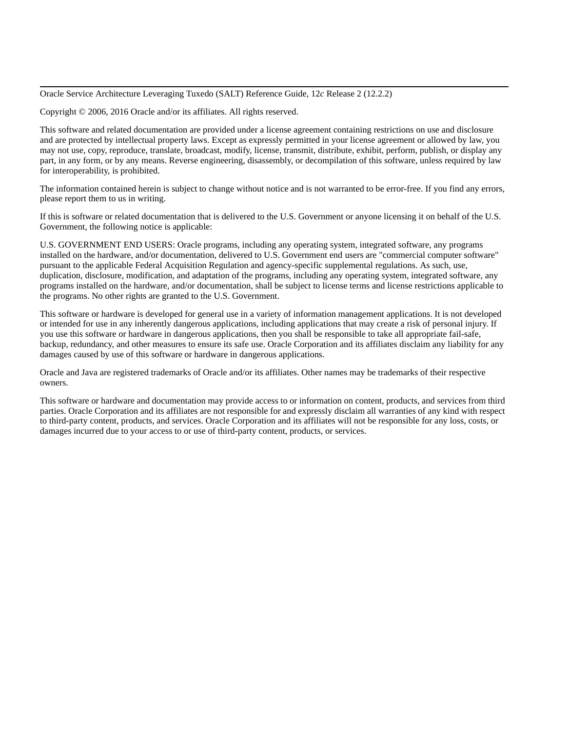Oracle Service Architecture Leveraging Tuxedo (SALT) Reference Guide, 12*c* Release 2 (12.2.2)

Copyright © 2006, 2016 Oracle and/or its affiliates. All rights reserved.

This software and related documentation are provided under a license agreement containing restrictions on use and disclosure and are protected by intellectual property laws. Except as expressly permitted in your license agreement or allowed by law, you may not use, copy, reproduce, translate, broadcast, modify, license, transmit, distribute, exhibit, perform, publish, or display any part, in any form, or by any means. Reverse engineering, disassembly, or decompilation of this software, unless required by law for interoperability, is prohibited.

The information contained herein is subject to change without notice and is not warranted to be error-free. If you find any errors, please report them to us in writing.

If this is software or related documentation that is delivered to the U.S. Government or anyone licensing it on behalf of the U.S. Government, the following notice is applicable:

U.S. GOVERNMENT END USERS: Oracle programs, including any operating system, integrated software, any programs installed on the hardware, and/or documentation, delivered to U.S. Government end users are "commercial computer software" pursuant to the applicable Federal Acquisition Regulation and agency-specific supplemental regulations. As such, use, duplication, disclosure, modification, and adaptation of the programs, including any operating system, integrated software, any programs installed on the hardware, and/or documentation, shall be subject to license terms and license restrictions applicable to the programs. No other rights are granted to the U.S. Government.

This software or hardware is developed for general use in a variety of information management applications. It is not developed or intended for use in any inherently dangerous applications, including applications that may create a risk of personal injury. If you use this software or hardware in dangerous applications, then you shall be responsible to take all appropriate fail-safe, backup, redundancy, and other measures to ensure its safe use. Oracle Corporation and its affiliates disclaim any liability for any damages caused by use of this software or hardware in dangerous applications.

Oracle and Java are registered trademarks of Oracle and/or its affiliates. Other names may be trademarks of their respective owners.

This software or hardware and documentation may provide access to or information on content, products, and services from third parties. Oracle Corporation and its affiliates are not responsible for and expressly disclaim all warranties of any kind with respect to third-party content, products, and services. Oracle Corporation and its affiliates will not be responsible for any loss, costs, or damages incurred due to your access to or use of third-party content, products, or services.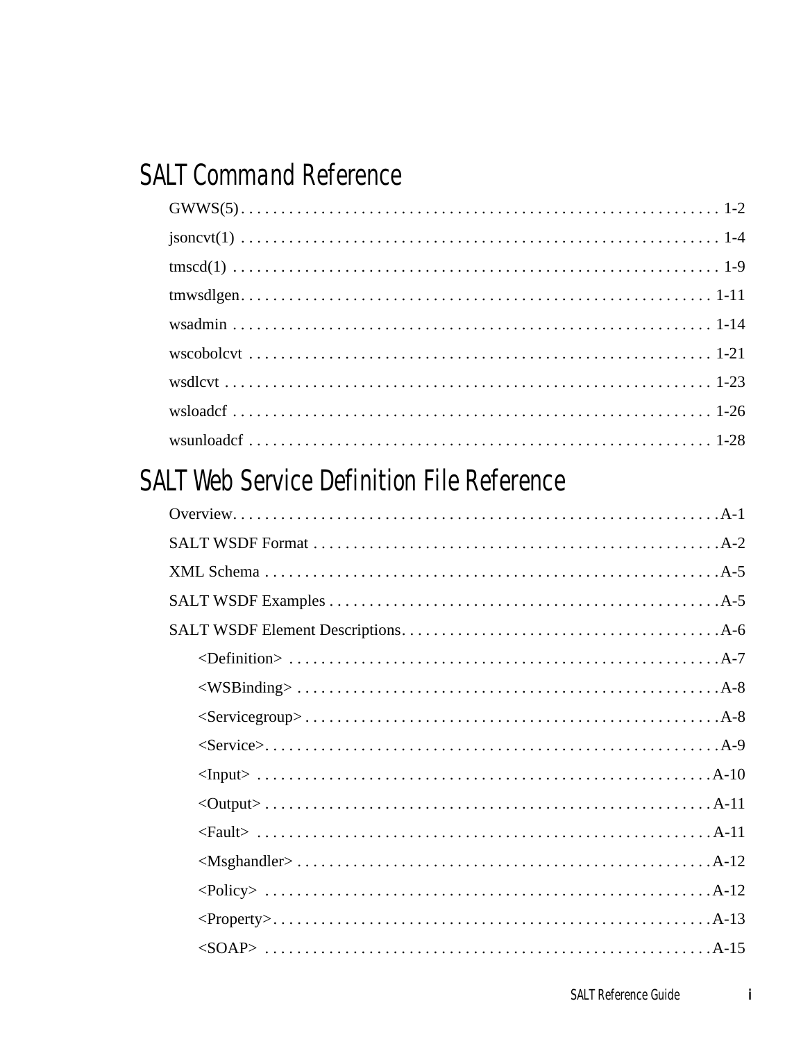## SALT Command Reference

GWWS(5) . . . . . . . . . . . . . . . . . . . . . . . . . . . . . . . . . . . . . . . . . . . . . . . . . . . . . . . . . . . . 1-2

jsoncvt(1) . . . . . . . . . . . . . . . . . . . . . . . . . . . . . . . . . . . . . . . . . . . . . . . . . . . . . . . . . . . . 1-4

tmscd(1) . . . . . . . . . . . . . . . . . . . . . . . . . . . . . . . . . . . . . . . . . . . . . . . . . . . . . . . . . . . . 1-9

tmwsdlgen . . . . . . . . . . . . . . . . . . . . . . . . . . . . . . . . . . . . . . . . . . . . . . . . . . . . . . . . . . . 1-11

wsadmin . . . . . . . . . . . . . . . . . . . . . . . . . . . . . . . . . . . . . . . . . . . . . . . . . . . . . . . . . . . . 1-14

wscobolcvt . . . . . . . . . . . . . . . . . . . . . . . . . . . . . . . . . . . . . . . . . . . . . . . . . . . . . . . . . . 1-21

wsdlcvt . . . . . . . . . . . . . . . . . . . . . . . . . . . . . . . . . . . . . . . . . . . . . . . . . . . . . . . . . . . . . 1-23

wsloadcf . . . . . . . . . . . . . . . . . . . . . . . . . . . . . . . . . . . . . . . . . . . . . . . . . . . . . . . . . . . . 1-26

wsunloadcf . . . . . . . . . . . . . . . . . . . . . . . . . . . . . . . . . . . . . . . . . . . . . . . . . . . . . . . . . . 1-28

## SALT Web Service Definition File Reference

Overview. . . . . . . . . . . . . . . . . . . . . . . . . . . . . . . . . . . . . . . . . . . . . . . . . . . . . . . . . . . . . A-1

SALT WSDF Format . . . . . . . . . . . . . . . . . . . . . . . . . . . . . . . . . . . . . . . . . . . . . . . . . . . . A-2

XML Schema . . . . . . . . . . . . . . . . . . . . . . . . . . . . . . . . . . . . . . . . . . . . . . . . . . . . . . . . . . A-5

SALT WSDF Examples . . . . . . . . . . . . . . . . . . . . . . . . . . . . . . . . . . . . . . . . . . . . . . . . . . A-5

SALT WSDF Element Descriptions. . . . . . . . . . . . . . . . . . . . . . . . . . . . . . . . . . . . . . . . . A-6

- <Definition> . . . . . . . . . . . . . . . . . . . . . . . . . . . . . . . . . . . . . . . . . . . . . . . . . . . . . . A-7
- <WSBinding> . . . . . . . . . . . . . . . . . . . . . . . . . . . . . . . . . . . . . . . . . . . . . . . . . . . . . . A-8
- <Servicegroup> . . . . . . . . . . . . . . . . . . . . . . . . . . . . . . . . . . . . . . . . . . . . . . . . . . . . A-8
- <Service>. . . . . . . . . . . . . . . . . . . . . . . . . . . . . . . . . . . . . . . . . . . . . . . . . . . . . . . . . A-9
- <Input> . . . . . . . . . . . . . . . . . . . . . . . . . . . . . . . . . . . . . . . . . . . . . . . . . . . . . . . . . A-10
- <Output> . . . . . . . . . . . . . . . . . . . . . . . . . . . . . . . . . . . . . . . . . . . . . . . . . . . . . . . . A-11
- <Fault> . . . . . . . . . . . . . . . . . . . . . . . . . . . . . . . . . . . . . . . . . . . . . . . . . . . . . . . . . A-11
- <Msghandler> . . . . . . . . . . . . . . . . . . . . . . . . . . . . . . . . . . . . . . . . . . . . . . . . . . . . A-12
- <Policy> . . . . . . . . . . . . . . . . . . . . . . . . . . . . . . . . . . . . . . . . . . . . . . . . . . . . . . . . A-12
- <Property>. . . . . . . . . . . . . . . . . . . . . . . . . . . . . . . . . . . . . . . . . . . . . . . . . . . . . . . A-13
- <SOAP> . . . . . . . . . . . . . . . . . . . . . . . . . . . . . . . . . . . . . . . . . . . . . . . . . . . . . . . . A-15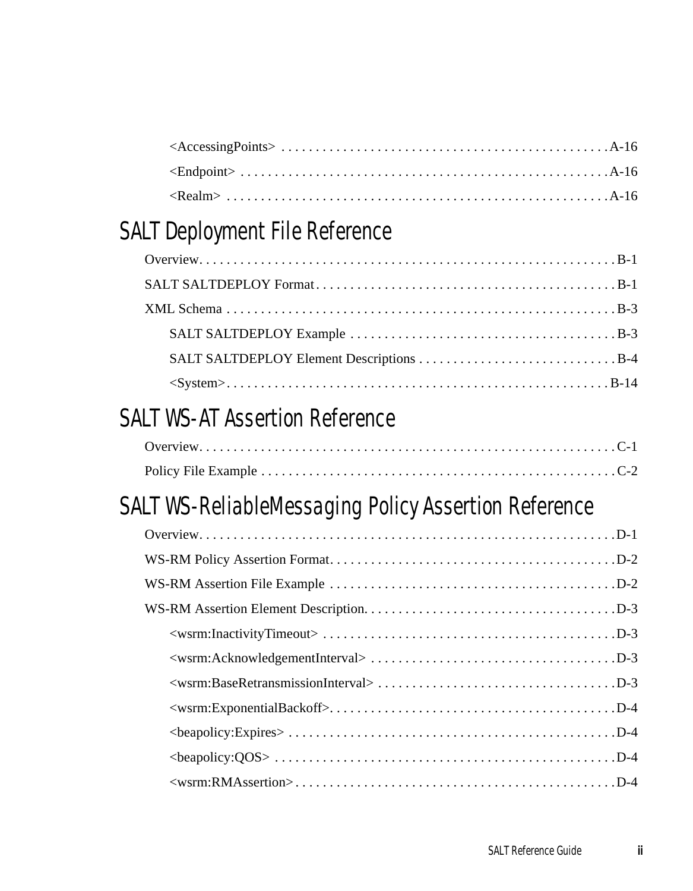- <AccessingPoints> . . . . . . . . . . . . . . . . . . . . . . . . . . . . . . . . . . . . . . . . . . . . . . . . A-16
- <Endpoint> . . . . . . . . . . . . . . . . . . . . . . . . . . . . . . . . . . . . . . . . . . . . . . . . . . . . . A-16
- <Realm> . . . . . . . . . . . . . . . . . . . . . . . . . . . . . . . . . . . . . . . . . . . . . . . . . . . . . . . A-16

# SALT Deployment File Reference

- Overview. . . . . . . . . . . . . . . . . . . . . . . . . . . . . . . . . . . . . . . . . . . . . . . . . . . . . . . . . . . . B-1
- SALT SALTDEPLOY Format . . . . . . . . . . . . . . . . . . . . . . . . . . . . . . . . . . . . . . . . . . . . B-1
- XML Schema . . . . . . . . . . . . . . . . . . . . . . . . . . . . . . . . . . . . . . . . . . . . . . . . . . . . . . . . . B-3
  - SALT SALTDEPLOY Example . . . . . . . . . . . . . . . . . . . . . . . . . . . . . . . . . . . . . . . B-3
  - SALT SALTDEPLOY Element Descriptions . . . . . . . . . . . . . . . . . . . . . . . . . . . . . B-4
  - <System>. . . . . . . . . . . . . . . . . . . . . . . . . . . . . . . . . . . . . . . . . . . . . . . . . . . . . . . . B-14

# SALT WS-AT Assertion Reference

- Overview. . . . . . . . . . . . . . . . . . . . . . . . . . . . . . . . . . . . . . . . . . . . . . . . . . . . . . . . . . . . C-1
- Policy File Example . . . . . . . . . . . . . . . . . . . . . . . . . . . . . . . . . . . . . . . . . . . . . . . . . . . C-2

# SALT WS-ReliableMessaging Policy Assertion Reference

- Overview. . . . . . . . . . . . . . . . . . . . . . . . . . . . . . . . . . . . . . . . . . . . . . . . . . . . . . . . . . . . D-1
- WS-RM Policy Assertion Format. . . . . . . . . . . . . . . . . . . . . . . . . . . . . . . . . . . . . . . . . . D-2
- WS-RM Assertion File Example . . . . . . . . . . . . . . . . . . . . . . . . . . . . . . . . . . . . . . . . . . D-2
- WS-RM Assertion Element Description. . . . . . . . . . . . . . . . . . . . . . . . . . . . . . . . . . . . . D-3
  - <wsrm:InactivityTimeout> . . . . . . . . . . . . . . . . . . . . . . . . . . . . . . . . . . . . . . . . . . D-3
  - <wsrm:AcknowledgementInterval> . . . . . . . . . . . . . . . . . . . . . . . . . . . . . . . . . . . D-3
  - <wsrm:BaseRetransmissionInterval> . . . . . . . . . . . . . . . . . . . . . . . . . . . . . . . . . . D-3
  - <wsrm:ExponentialBackoff>. . . . . . . . . . . . . . . . . . . . . . . . . . . . . . . . . . . . . . . . . D-4
  - <beapolicy:Expires> . . . . . . . . . . . . . . . . . . . . . . . . . . . . . . . . . . . . . . . . . . . . . . . D-4
  - <beapolicy:QOS> . . . . . . . . . . . . . . . . . . . . . . . . . . . . . . . . . . . . . . . . . . . . . . . . . D-4
  - <wsrm:RMAssertion>. . . . . . . . . . . . . . . . . . . . . . . . . . . . . . . . . . . . . . . . . . . . . . . D-4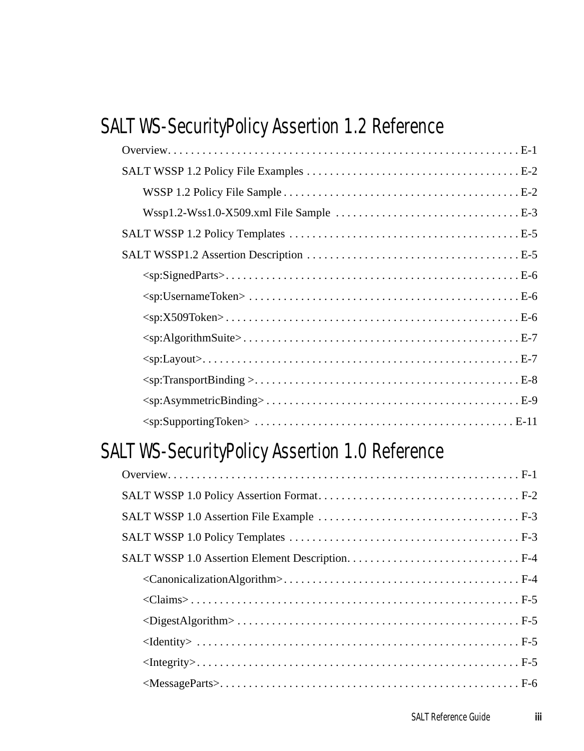# SALT WS-SecurityPolicy Assertion 1.2 Reference

- Overview . . . . . . . . . . E-1
- SALT WSSP 1.2 Policy File Examples . . . . . . . . . . E-2
  - WSSP 1.2 Policy File Sample . . . . . . . . . . E-2
  - Wssp1.2-Wss1.0-X509.xml File Sample . . . . . . . . . . E-3
- SALT WSSP 1.2 Policy Templates . . . . . . . . . . E-5
- SALT WSSP1.2 Assertion Description . . . . . . . . . . E-5
  - <sp:SignedParts> . . . . . . . . . . E-6
  - <sp:UsernameToken> . . . . . . . . . . E-6
  - <sp:X509Token> . . . . . . . . . . E-6
  - <sp:AlgorithmSuite> . . . . . . . . . . E-7
  - <sp:Layout> . . . . . . . . . . E-7
  - <sp:TransportBinding > . . . . . . . . . . E-8
  - <sp:AsymmetricBinding> . . . . . . . . . . E-9
  - <sp:SupportingToken> . . . . . . . . . . E-11

# SALT WS-SecurityPolicy Assertion 1.0 Reference

- Overview . . . . . . . . . . F-1
- SALT WSSP 1.0 Policy Assertion Format . . . . . . . . . . F-2
- SALT WSSP 1.0 Assertion File Example . . . . . . . . . . F-3
- SALT WSSP 1.0 Policy Templates . . . . . . . . . . F-3
- SALT WSSP 1.0 Assertion Element Description . . . . . . . . . . F-4
  - <CanonicalizationAlgorithm> . . . . . . . . . . F-4
  - <Claims> . . . . . . . . . . F-5
  - <DigestAlgorithm> . . . . . . . . . . F-5
  - <Identity> . . . . . . . . . . F-5
  - <Integrity> . . . . . . . . . . F-5
  - <MessageParts> . . . . . . . . . . F-6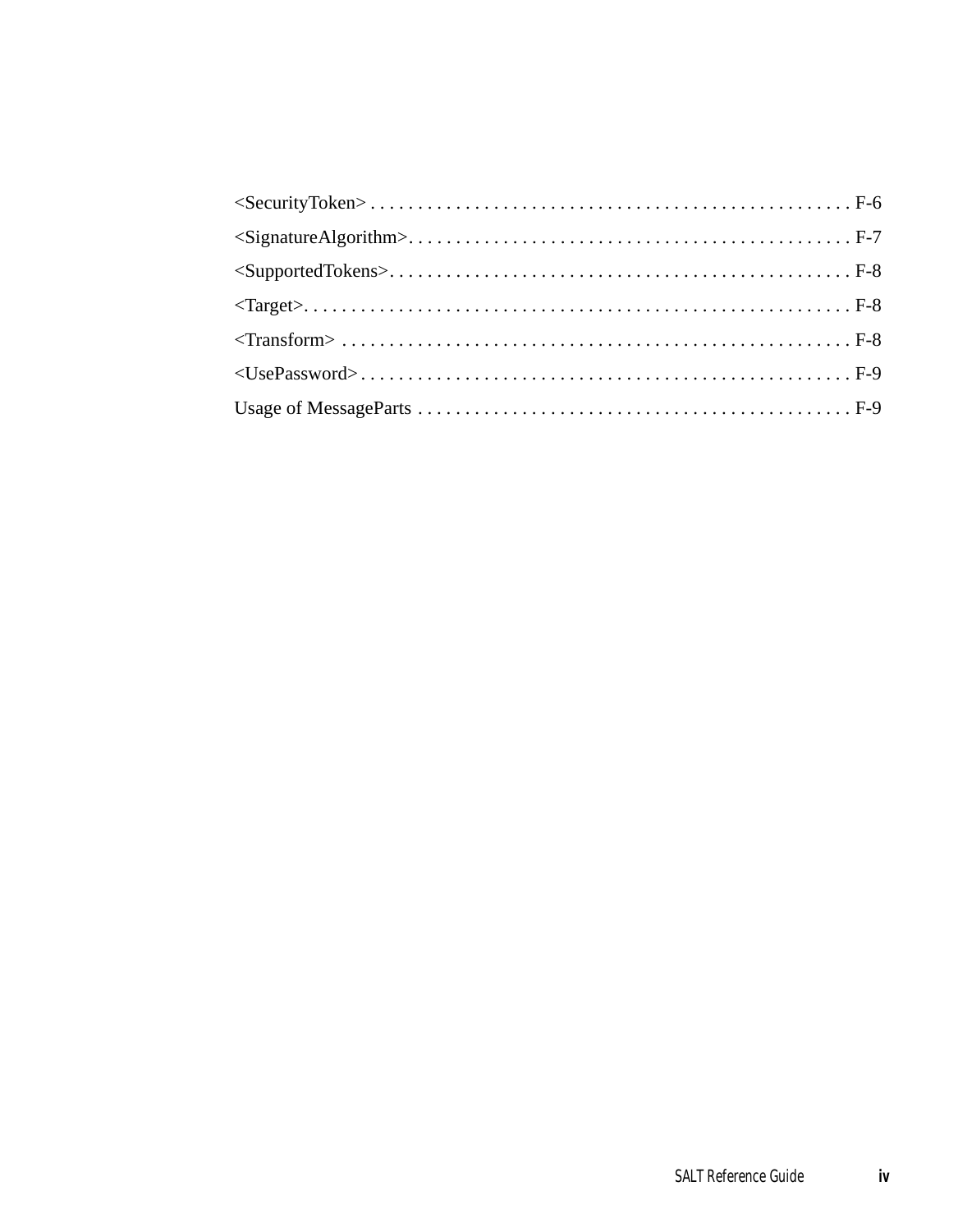<SecurityToken> . . . . . . . . . . . . . . . . . . . . . . . . . . . . . . . . . . . . . . . . . . . . . . . . . . . F-6

<SignatureAlgorithm>. . . . . . . . . . . . . . . . . . . . . . . . . . . . . . . . . . . . . . . . . . . . . . . F-7

<SupportedTokens>. . . . . . . . . . . . . . . . . . . . . . . . . . . . . . . . . . . . . . . . . . . . . . . . . F-8

<Target>. . . . . . . . . . . . . . . . . . . . . . . . . . . . . . . . . . . . . . . . . . . . . . . . . . . . . . . . . F-8

<Transform> . . . . . . . . . . . . . . . . . . . . . . . . . . . . . . . . . . . . . . . . . . . . . . . . . . . . . F-8

<UsePassword> . . . . . . . . . . . . . . . . . . . . . . . . . . . . . . . . . . . . . . . . . . . . . . . . . . . . F-9

Usage of MessageParts . . . . . . . . . . . . . . . . . . . . . . . . . . . . . . . . . . . . . . . . . . . . . . F-9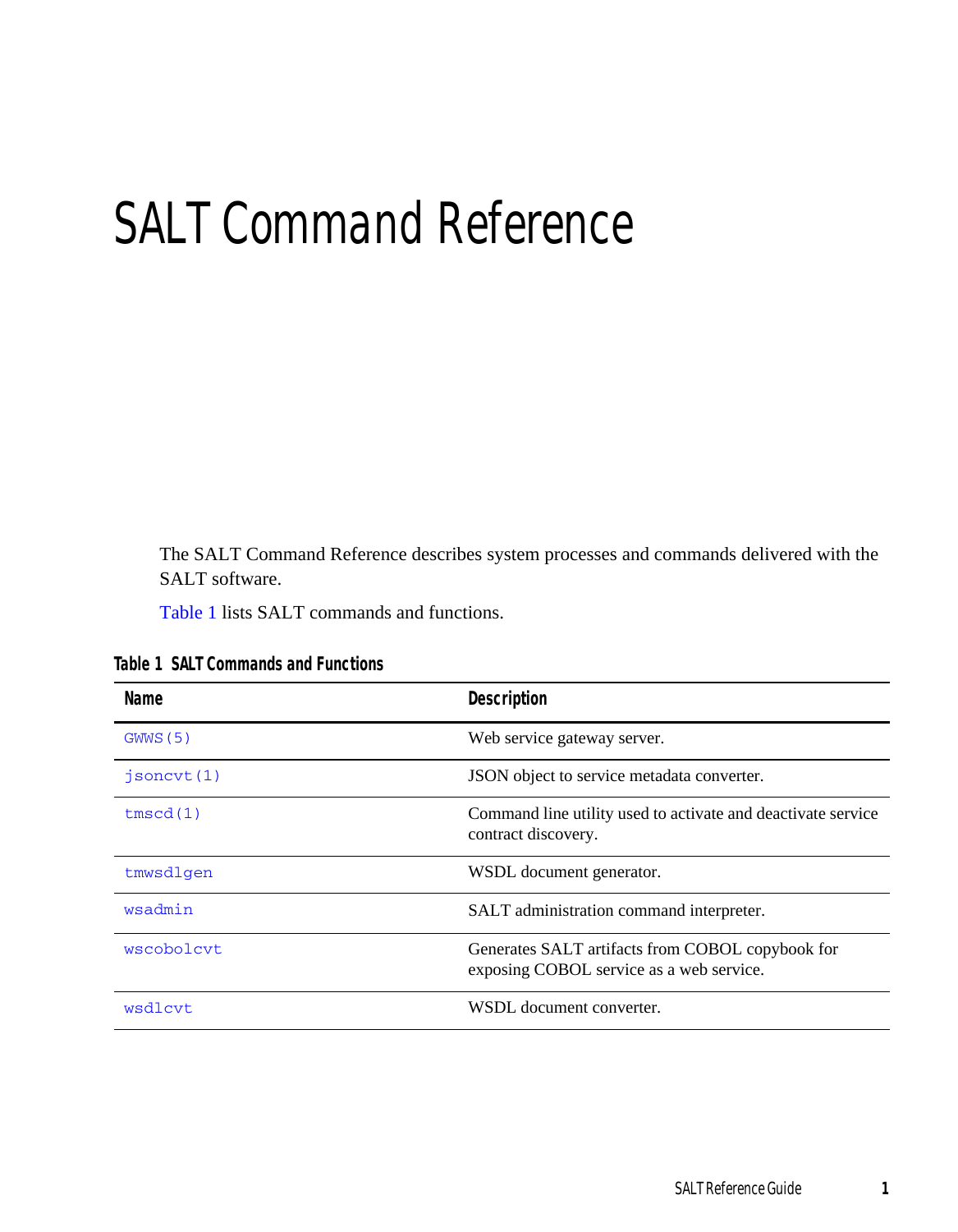# SALT Command Reference

The SALT Command Reference describes system processes and commands delivered with the SALT software.

Table 1 lists SALT commands and functions.

**Table 1 SALT Commands and Functions**

| Name | Description |
| --- | --- |
| `GWWS(5)` | Web service gateway server. |
| `jsoncvt(1)` | JSON object to service metadata converter. |
| `tmscd(1)` | Command line utility used to activate and deactivate service contract discovery. |
| `tmwsdlgen` | WSDL document generator. |
| `wsadmin` | SALT administration command interpreter. |
| `wscobolcvt` | Generates SALT artifacts from COBOL copybook for exposing COBOL service as a web service. |
| `wsdlcvt` | WSDL document converter. |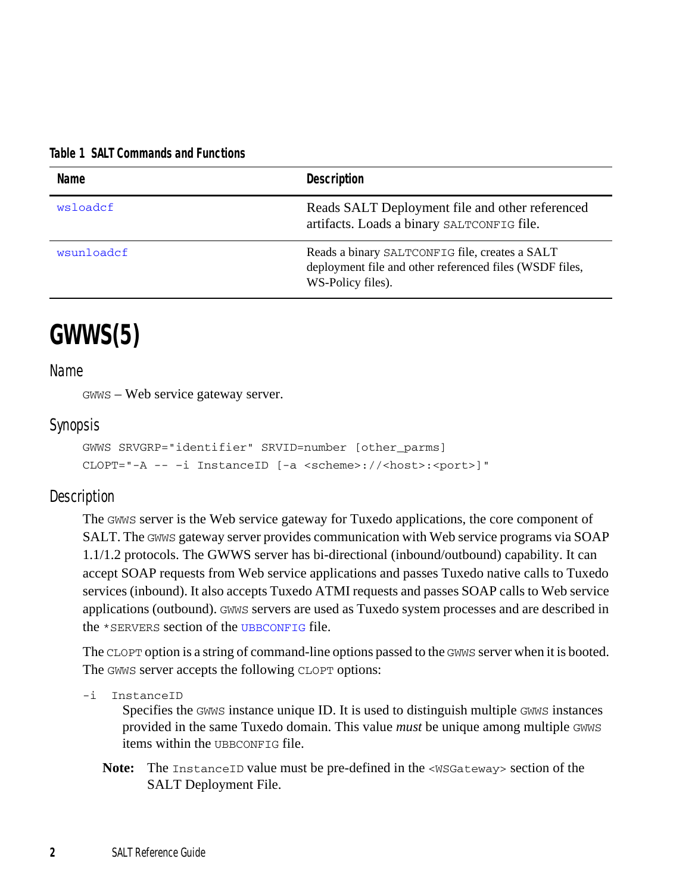**Table 1 SALT Commands and Functions**

| Name | Description |
| --- | --- |
| wsloadcf | Reads SALT Deployment file and other referenced artifacts. Loads a binary SALTCONFIG file. |
| wsunloadcf | Reads a binary SALTCONFIG file, creates a SALT deployment file and other referenced files (WSDF files, WS-Policy files). |

# GWWS(5)

## Name

GWWS – Web service gateway server.

## Synopsis

```
GWWS SRVGRP="identifier" SRVID=number [other_parms]
CLOPT="-A -- -i InstanceID [-a <scheme>://<host>:<port>]"
```

## Description

The GWWS server is the Web service gateway for Tuxedo applications, the core component of SALT. The GWWS gateway server provides communication with Web service programs via SOAP 1.1/1.2 protocols. The GWWS server has bi-directional (inbound/outbound) capability. It can accept SOAP requests from Web service applications and passes Tuxedo native calls to Tuxedo services (inbound). It also accepts Tuxedo ATMI requests and passes SOAP calls to Web service applications (outbound). GWWS servers are used as Tuxedo system processes and are described in the *SERVERS section of the UBBCONFIG file.

The CLOPT option is a string of command-line options passed to the GWWS server when it is booted. The GWWS server accepts the following CLOPT options:

`-i InstanceID`

Specifies the GWWS instance unique ID. It is used to distinguish multiple GWWS instances provided in the same Tuxedo domain. This value *must* be unique among multiple GWWS items within the UBBCONFIG file.

**Note:** The InstanceID value must be pre-defined in the <WSGateway> section of the SALT Deployment File.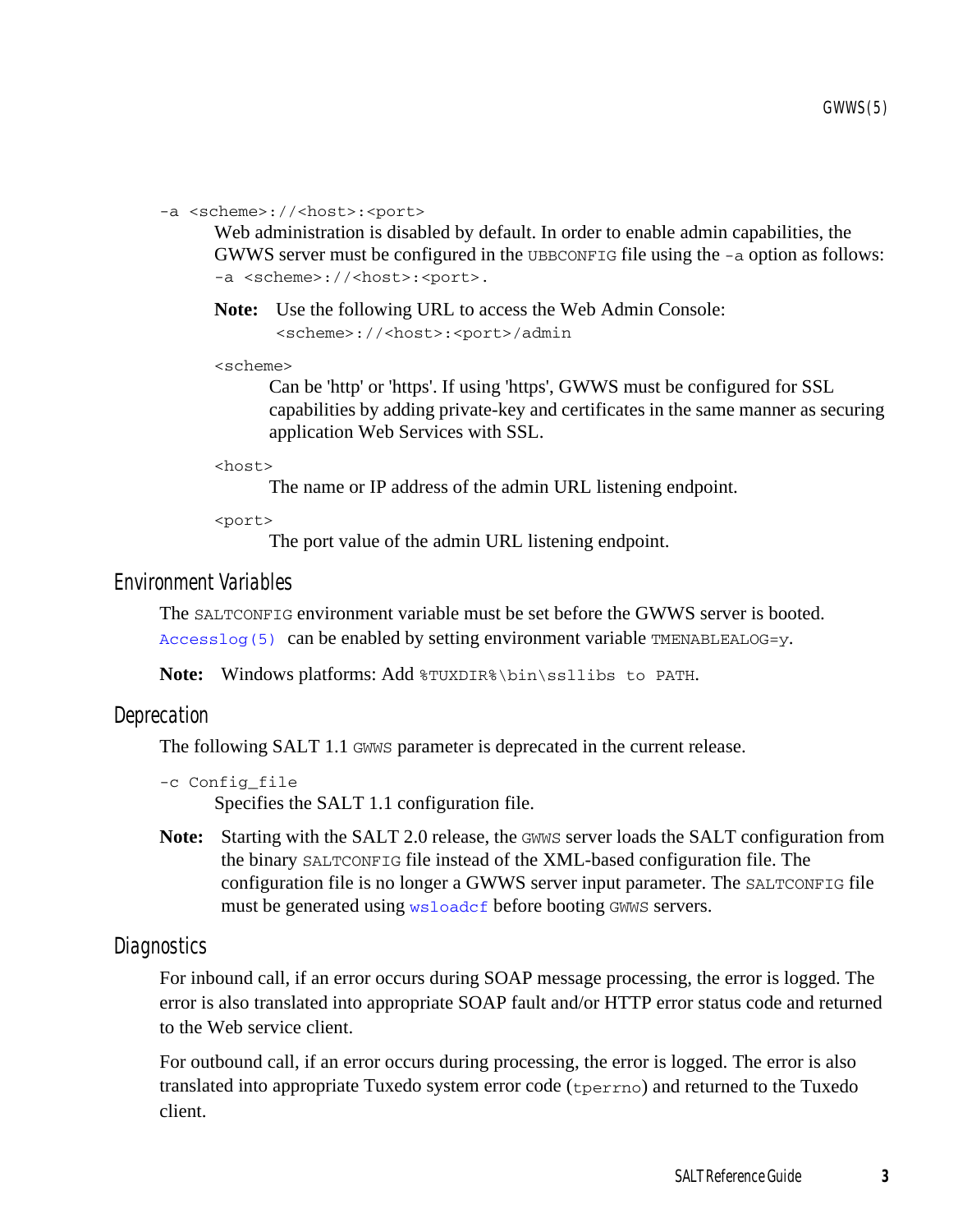`-a <scheme>://<host>:<port>`

Web administration is disabled by default. In order to enable admin capabilities, the GWWS server must be configured in the `UBBCONFIG` file using the `-a` option as follows: `-a <scheme>://<host>:<port>`.

**Note:** Use the following URL to access the Web Admin Console: `<scheme>://<host>:<port>/admin`

`<scheme>`

Can be 'http' or 'https'. If using 'https', GWWS must be configured for SSL capabilities by adding private-key and certificates in the same manner as securing application Web Services with SSL.

`<host>`

The name or IP address of the admin URL listening endpoint.

`<port>`

The port value of the admin URL listening endpoint.

## Environment Variables

The `SALTCONFIG` environment variable must be set before the GWWS server is booted. `Accesslog(5)` can be enabled by setting environment variable `TMENABLEALOG=y`.

**Note:** Windows platforms: Add `%TUXDIR%\bin\ssllibs to PATH`.

## Deprecation

The following SALT 1.1 `GWWS` parameter is deprecated in the current release.

`-c Config_file`

Specifies the SALT 1.1 configuration file.

**Note:** Starting with the SALT 2.0 release, the `GWWS` server loads the SALT configuration from the binary `SALTCONFIG` file instead of the XML-based configuration file. The configuration file is no longer a GWWS server input parameter. The `SALTCONFIG` file must be generated using `wsloadcf` before booting `GWWS` servers.

## Diagnostics

For inbound call, if an error occurs during SOAP message processing, the error is logged. The error is also translated into appropriate SOAP fault and/or HTTP error status code and returned to the Web service client.

For outbound call, if an error occurs during processing, the error is logged. The error is also translated into appropriate Tuxedo system error code (`tperrno`) and returned to the Tuxedo client.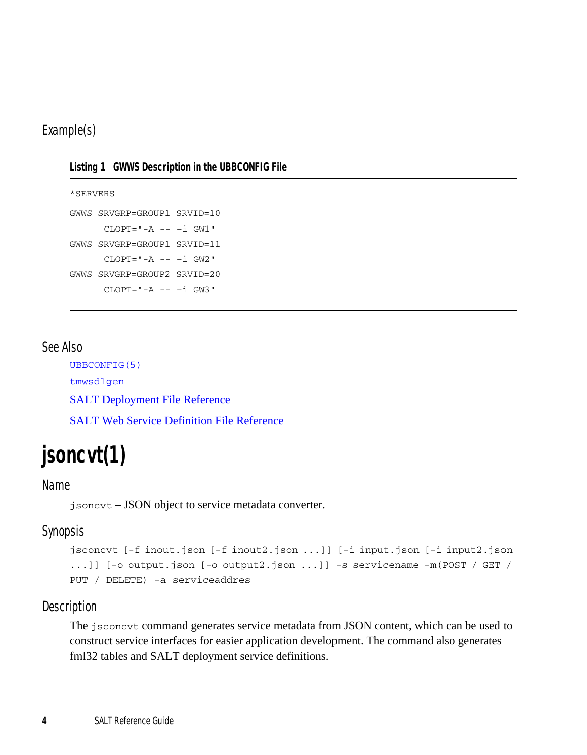## Example(s)

**Listing 1 GWWS Description in the UBBCONFIG File**

```
*SERVERS
GWWS SRVGRP=GROUP1 SRVID=10
      CLOPT="-A -- -i GW1"
GWWS SRVGRP=GROUP1 SRVID=11
      CLOPT="-A -- -i GW2"
GWWS SRVGRP=GROUP2 SRVID=20
      CLOPT="-A -- -i GW3"
```

## See Also

`UBBCONFIG(5)`

`tmwsdlgen`

SALT Deployment File Reference

SALT Web Service Definition File Reference

# jsoncvt(1)

## Name

`jsoncvt` – JSON object to service metadata converter.

## Synopsis

```
jsconcvt [-f inout.json [-f inout2.json ...]] [-i input.json [-i input2.json
...]] [-o output.json [-o output2.json ...]] -s servicename -m(POST / GET /
PUT / DELETE) -a serviceaddres
```

## Description

The `jsconcvt` command generates service metadata from JSON content, which can be used to construct service interfaces for easier application development. The command also generates fml32 tables and SALT deployment service definitions.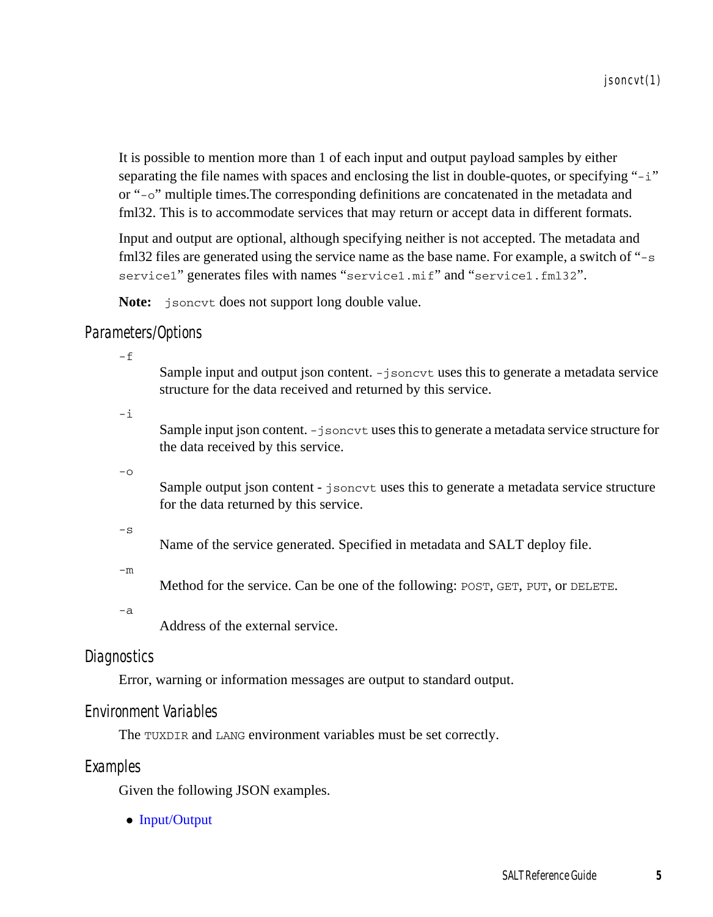It is possible to mention more than 1 of each input and output payload samples by either separating the file names with spaces and enclosing the list in double-quotes, or specifying "`-i`" or "`-o`" multiple times.The corresponding definitions are concatenated in the metadata and fml32. This is to accommodate services that may return or accept data in different formats.

Input and output are optional, although specifying neither is not accepted. The metadata and fml32 files are generated using the service name as the base name. For example, a switch of "`-s service1`" generates files with names "`service1.mif`" and "`service1.fml32`".

**Note:** `jsoncvt` does not support long double value.

## Parameters/Options

`-f`

Sample input and output json content. `-jsoncvt` uses this to generate a metadata service structure for the data received and returned by this service.

`-i`

Sample input json content. `-jsoncvt` uses this to generate a metadata service structure for the data received by this service.

`-o`

Sample output json content - `jsoncvt` uses this to generate a metadata service structure for the data returned by this service.

`-s`

Name of the service generated. Specified in metadata and SALT deploy file.

`-m`

Method for the service. Can be one of the following: `POST`, `GET`, `PUT`, or `DELETE`.

`-a`

Address of the external service.

## Diagnostics

Error, warning or information messages are output to standard output.

## Environment Variables

The `TUXDIR` and `LANG` environment variables must be set correctly.

## Examples

Given the following JSON examples.

- Input/Output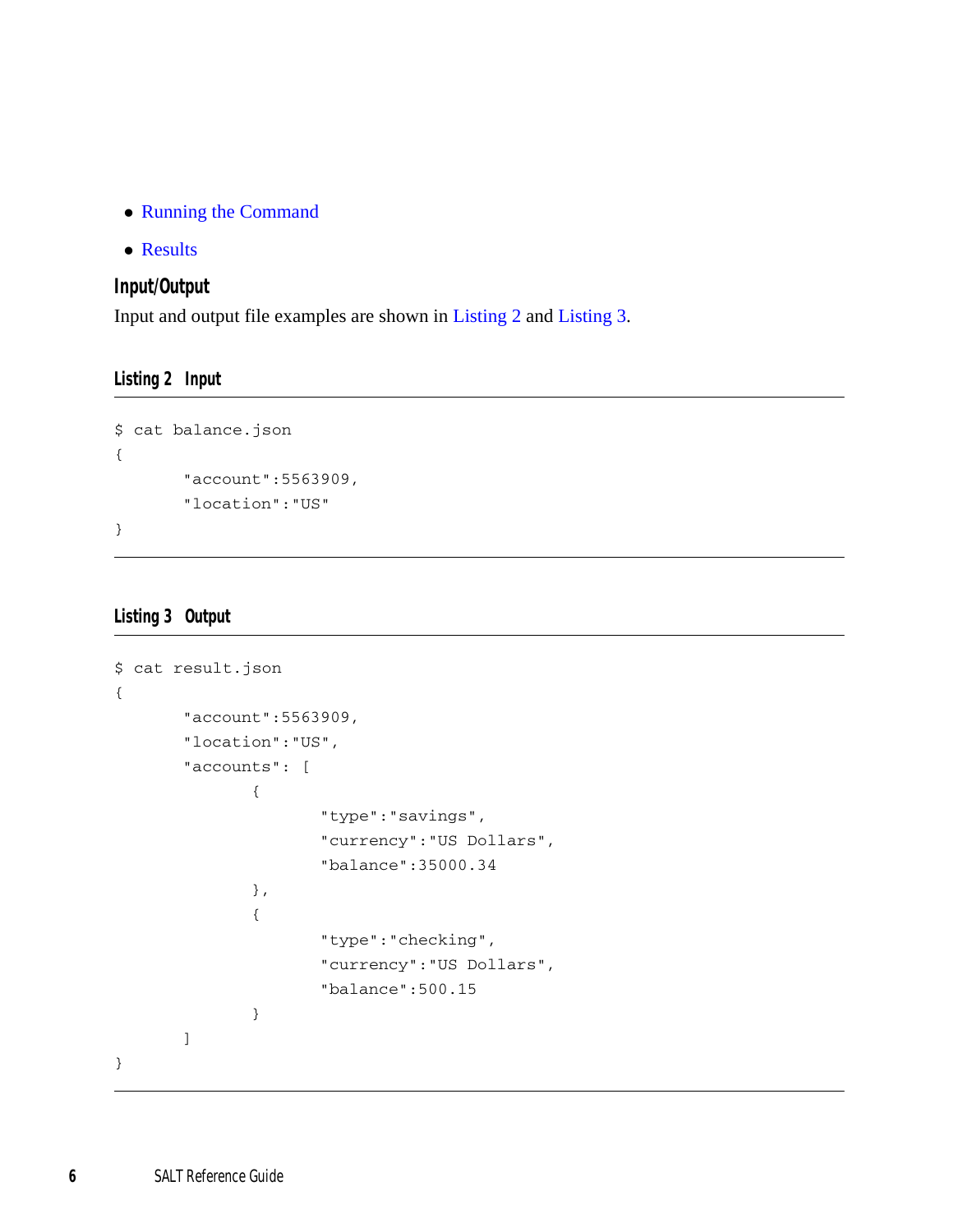- Running the Command
- Results

### Input/Output

Input and output file examples are shown in Listing 2 and Listing 3.

**Listing 2 Input**

```
$ cat balance.json
{
        "account":5563909,
        "location":"US"
}
```

**Listing 3 Output**

```
$ cat result.json
{
        "account":5563909,
        "location":"US",
        "accounts": [
                {
                        "type":"savings",
                        "currency":"US Dollars",
                        "balance":35000.34
                },
                {
                        "type":"checking",
                        "currency":"US Dollars",
                        "balance":500.15
                }
        ]
}
```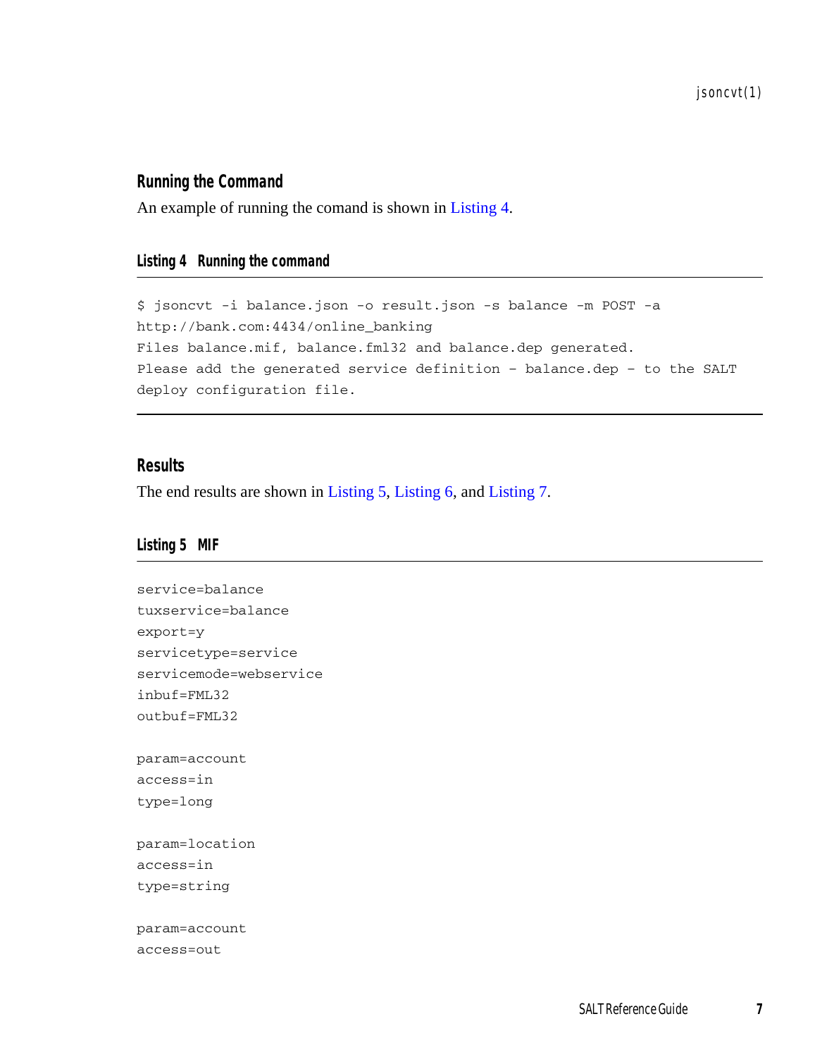### Running the Command

An example of running the comand is shown in Listing 4.

#### Listing 4 Running the command

```
$ jsoncvt -i balance.json -o result.json -s balance -m POST -a
http://bank.com:4434/online_banking
Files balance.mif, balance.fml32 and balance.dep generated.
Please add the generated service definition – balance.dep – to the SALT
deploy configuration file.
```

### Results

The end results are shown in Listing 5, Listing 6, and Listing 7.

#### Listing 5 MIF

```
service=balance
tuxservice=balance
export=y
servicetype=service
servicemode=webservice
inbuf=FML32
outbuf=FML32

param=account
access=in
type=long

param=location
access=in
type=string

param=account
access=out
```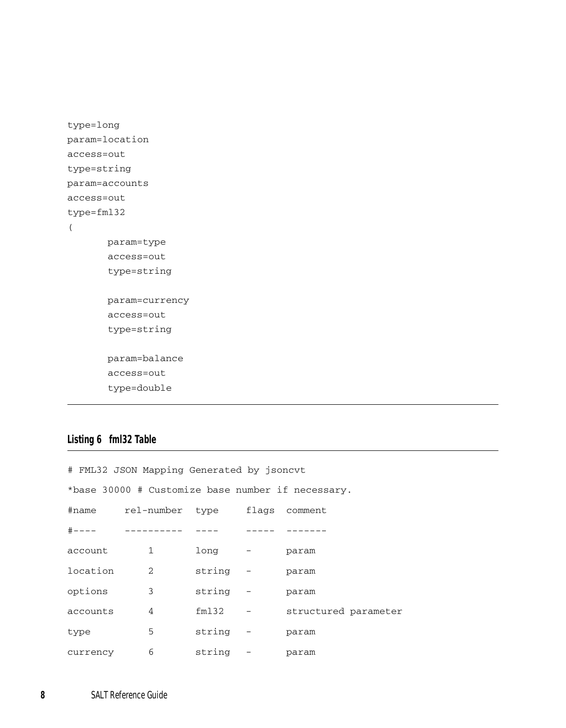```
type=long
param=location
access=out
type=string
param=accounts
access=out
type=fml32
(
       param=type
       access=out
       type=string

       param=currency
       access=out
       type=string

       param=balance
       access=out
       type=double
```

**Listing 6 fml32 Table**

```
# FML32 JSON Mapping Generated by jsoncvt
*base 30000 # Customize base number if necessary.
#name     rel-number  type     flags  comment
#----     ----------  ----     -----  -------
account       1       long     -      param
location      2       string   -      param
options       3       string   -      param
accounts      4       fml32    -      structured parameter
type          5       string   -      param
currency      6       string   -      param
```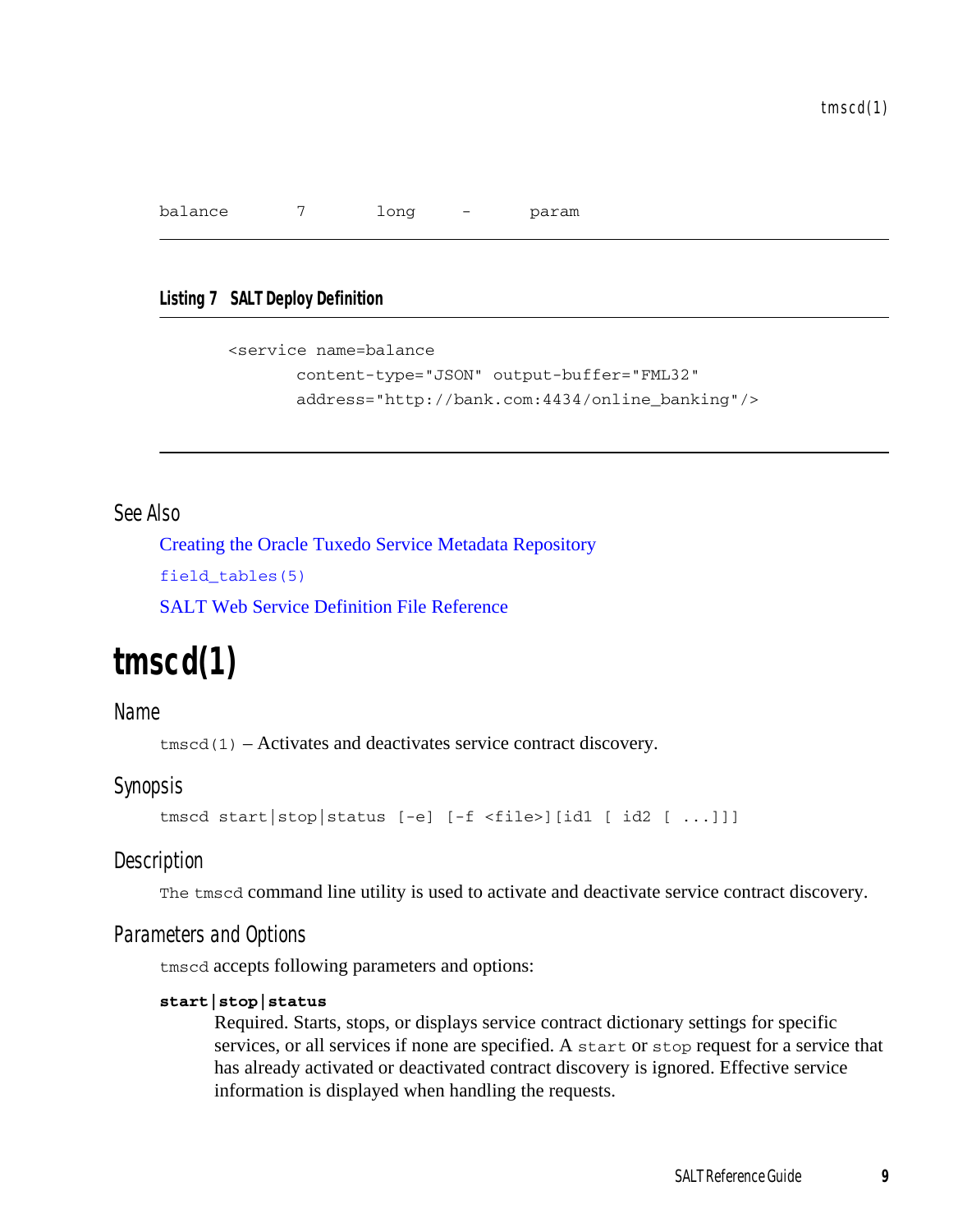| balance | 7 | long | - | param |
|---|---|---|---|---|

**Listing 7 SALT Deploy Definition**

```
<service name=balance
        content-type="JSON" output-buffer="FML32"
        address="http://bank.com:4434/online_banking"/>
```

## See Also

Creating the Oracle Tuxedo Service Metadata Repository

`field_tables(5)`

SALT Web Service Definition File Reference

# tmscd(1)

## Name

`tmscd(1)` – Activates and deactivates service contract discovery.

## Synopsis

```
tmscd start|stop|status [-e] [-f <file>][id1 [ id2 [ ...]]]
```

## Description

The `tmscd` command line utility is used to activate and deactivate service contract discovery.

## Parameters and Options

`tmscd` accepts following parameters and options:

**`start|stop|status`**

Required. Starts, stops, or displays service contract dictionary settings for specific services, or all services if none are specified. A `start` or `stop` request for a service that has already activated or deactivated contract discovery is ignored. Effective service information is displayed when handling the requests.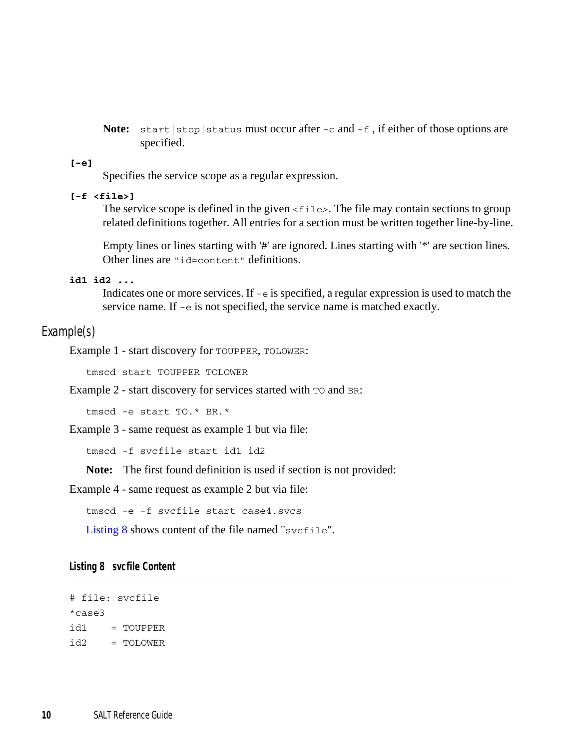**Note:** `start|stop|status` must occur after `-e` and `-f` , if either of those options are specified.

**`[-e]`**

Specifies the service scope as a regular expression.

**`[-f <file>]`**

The service scope is defined in the given `<file>`. The file may contain sections to group related definitions together. All entries for a section must be written together line-by-line.

Empty lines or lines starting with '#' are ignored. Lines starting with '*' are section lines. Other lines are `"id=content"` definitions.

**`id1 id2 ...`**

Indicates one or more services. If `-e` is specified, a regular expression is used to match the service name. If `-e` is not specified, the service name is matched exactly.

## Example(s)

Example 1 - start discovery for `TOUPPER`, `TOLOWER`:

```
tmscd start TOUPPER TOLOWER
```

Example 2 - start discovery for services started with `TO` and `BR`:

```
tmscd -e start TO.* BR.*
```

Example 3 - same request as example 1 but via file:

```
tmscd -f svcfile start id1 id2
```

**Note:** The first found definition is used if section is not provided:

Example 4 - same request as example 2 but via file:

```
tmscd -e -f svcfile start case4.svcs
```

Listing 8 shows content of the file named "`svcfile`".

**Listing 8 svcfile Content**

```
# file: svcfile
*case3
id1    = TOUPPER
id2    = TOLOWER
```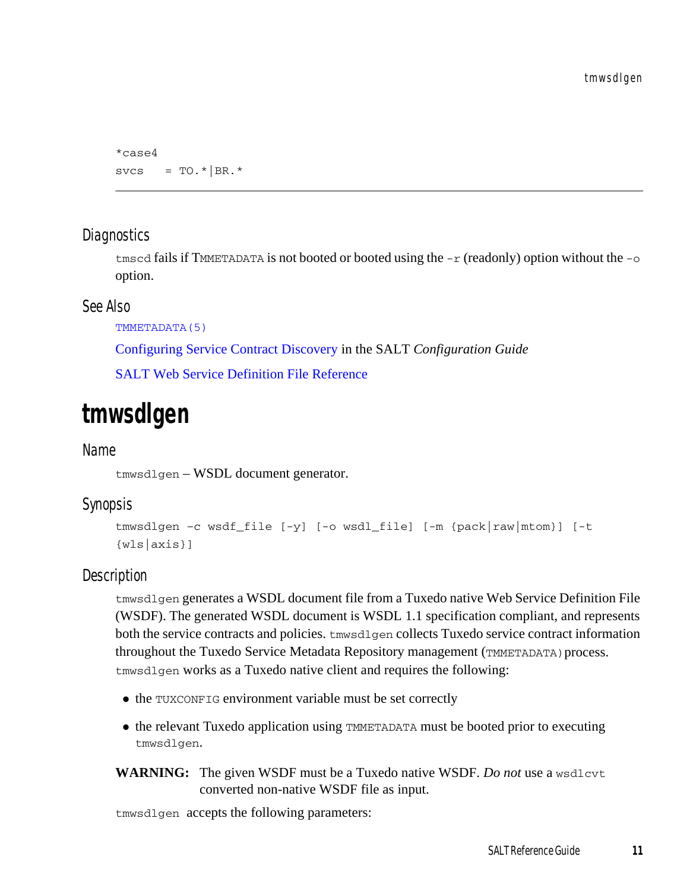```
*case4
svcs    = TO.*|BR.*
```

---

## Diagnostics

`tmscd` fails if `TMMETADATA` is not booted or booted using the `-r` (readonly) option without the `-o` option.

## See Also

`TMMETADATA(5)`

Configuring Service Contract Discovery in the SALT *Configuration Guide*

SALT Web Service Definition File Reference

# tmwsdlgen

## Name

`tmwsdlgen` – WSDL document generator.

## Synopsis

```
tmwsdlgen –c wsdf_file [-y] [-o wsdl_file] [-m {pack|raw|mtom}] [-t
{wls|axis}]
```

## Description

`tmwsdlgen` generates a WSDL document file from a Tuxedo native Web Service Definition File (WSDF). The generated WSDL document is WSDL 1.1 specification compliant, and represents both the service contracts and policies. `tmwsdlgen` collects Tuxedo service contract information throughout the Tuxedo Service Metadata Repository management (`TMMETADATA)` process. `tmwsdlgen` works as a Tuxedo native client and requires the following:

- the `TUXCONFIG` environment variable must be set correctly
- the relevant Tuxedo application using `TMMETADATA` must be booted prior to executing `tmwsdlgen`.

**WARNING:** The given WSDF must be a Tuxedo native WSDF. *Do not* use a `wsdlcvt` converted non-native WSDF file as input.

`tmwsdlgen` accepts the following parameters: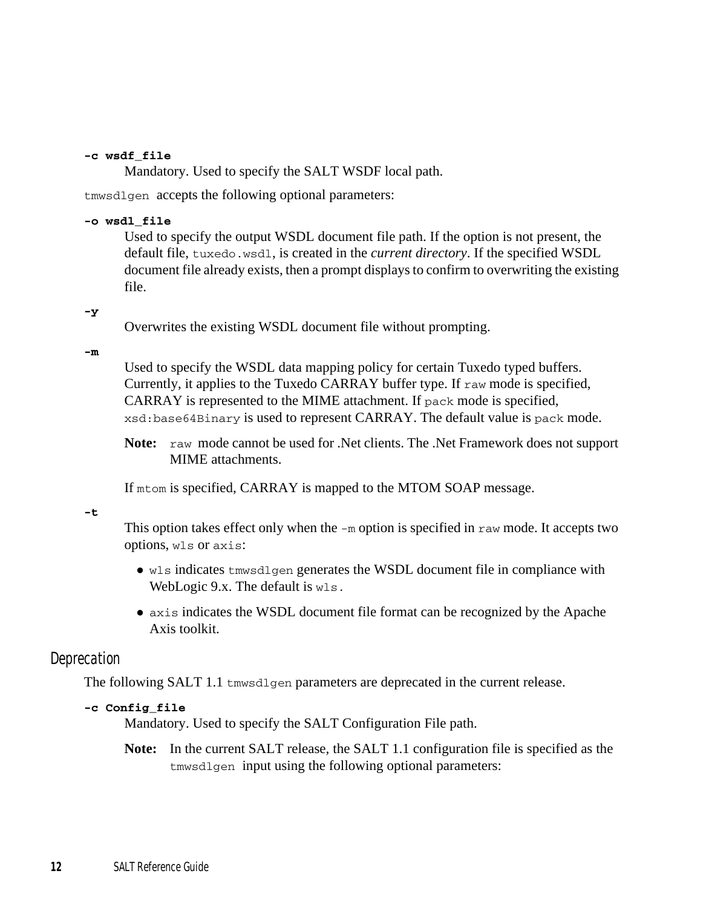**-c wsdf_file**

Mandatory. Used to specify the SALT WSDF local path.

`tmwsdlgen` accepts the following optional parameters:

**-o wsdl_file**

Used to specify the output WSDL document file path. If the option is not present, the default file, `tuxedo.wsdl`, is created in the *current directory*. If the specified WSDL document file already exists, then a prompt displays to confirm to overwriting the existing file.

**-y**

Overwrites the existing WSDL document file without prompting.

**-m**

Used to specify the WSDL data mapping policy for certain Tuxedo typed buffers. Currently, it applies to the Tuxedo CARRAY buffer type. If `raw` mode is specified, CARRAY is represented to the MIME attachment. If `pack` mode is specified, `xsd:base64Binary` is used to represent CARRAY. The default value is `pack` mode.

**Note:** `raw` mode cannot be used for .Net clients. The .Net Framework does not support MIME attachments.

If `mtom` is specified, CARRAY is mapped to the MTOM SOAP message.

**-t**

This option takes effect only when the `-m` option is specified in `raw` mode. It accepts two options, `wls` or `axis`:

- `wls` indicates `tmwsdlgen` generates the WSDL document file in compliance with WebLogic 9.x. The default is `wls`.
- `axis` indicates the WSDL document file format can be recognized by the Apache Axis toolkit.

## Deprecation

The following SALT 1.1 `tmwsdlgen` parameters are deprecated in the current release.

**-c Config_file**

Mandatory. Used to specify the SALT Configuration File path.

**Note:** In the current SALT release, the SALT 1.1 configuration file is specified as the `tmwsdlgen` input using the following optional parameters: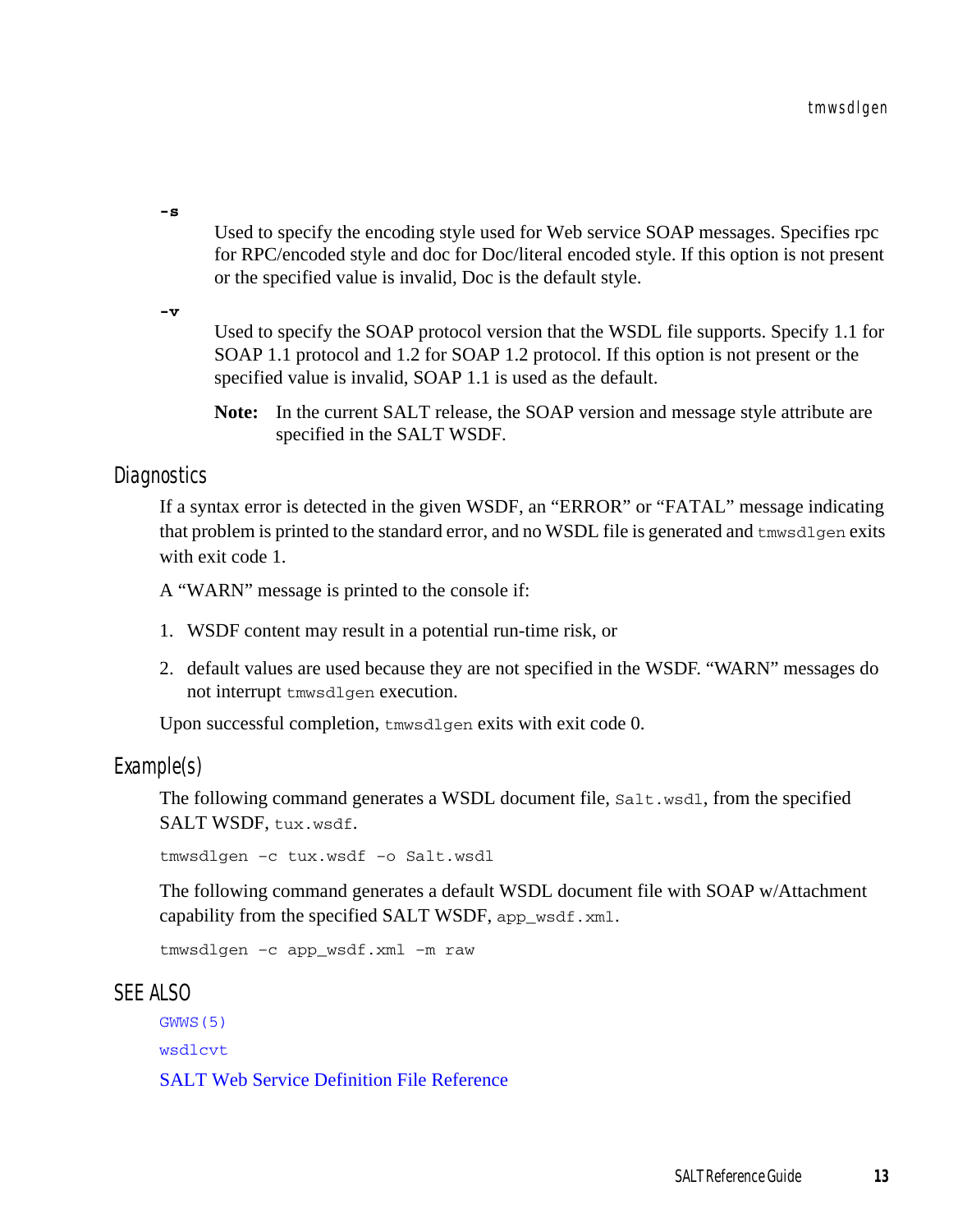**-s**

Used to specify the encoding style used for Web service SOAP messages. Specifies rpc for RPC/encoded style and doc for Doc/literal encoded style. If this option is not present or the specified value is invalid, Doc is the default style.

**-v**

Used to specify the SOAP protocol version that the WSDL file supports. Specify 1.1 for SOAP 1.1 protocol and 1.2 for SOAP 1.2 protocol. If this option is not present or the specified value is invalid, SOAP 1.1 is used as the default.

**Note:** In the current SALT release, the SOAP version and message style attribute are specified in the SALT WSDF.

## Diagnostics

If a syntax error is detected in the given WSDF, an “ERROR” or “FATAL” message indicating that problem is printed to the standard error, and no WSDL file is generated and `tmwsdlgen` exits with exit code 1.

A “WARN” message is printed to the console if:

1. WSDF content may result in a potential run-time risk, or
2. default values are used because they are not specified in the WSDF. “WARN” messages do not interrupt `tmwsdlgen` execution.

Upon successful completion, `tmwsdlgen` exits with exit code 0.

## Example(s)

The following command generates a WSDL document file, `Salt.wsdl`, from the specified SALT WSDF, `tux.wsdf`.

```
tmwsdlgen -c tux.wsdf -o Salt.wsdl
```

The following command generates a default WSDL document file with SOAP w/Attachment capability from the specified SALT WSDF, `app_wsdf.xml`.

```
tmwsdlgen -c app_wsdf.xml -m raw
```

## SEE ALSO

`GWWS(5)`

`wsdlcvt`

SALT Web Service Definition File Reference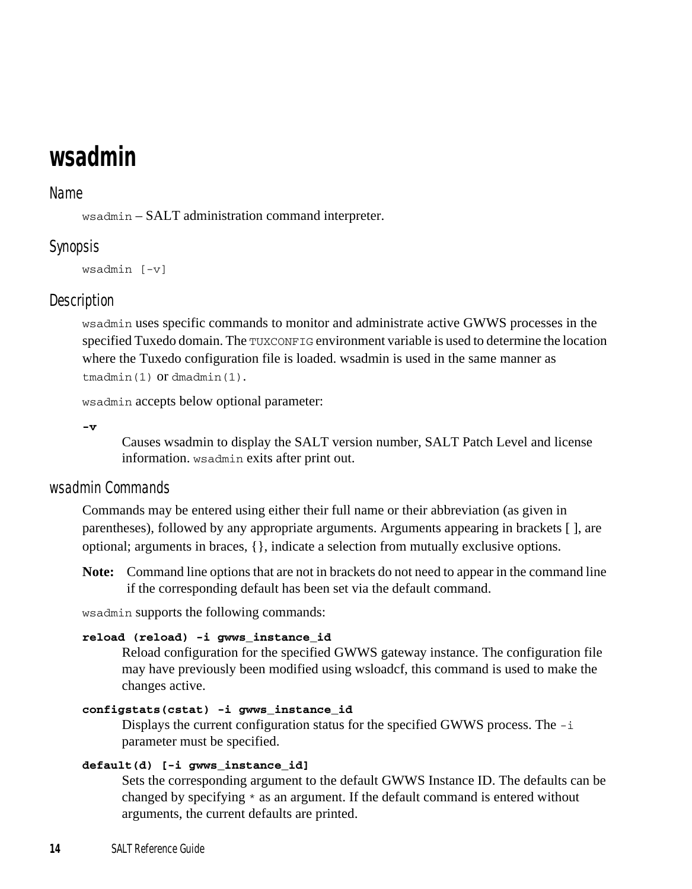# wsadmin

## Name

`wsadmin` – SALT administration command interpreter.

## Synopsis

```
wsadmin [-v]
```

## Description

`wsadmin` uses specific commands to monitor and administrate active GWWS processes in the specified Tuxedo domain. The `TUXCONFIG` environment variable is used to determine the location where the Tuxedo configuration file is loaded. wsadmin is used in the same manner as `tmadmin(1)` or `dmadmin(1)`.

`wsadmin` accepts below optional parameter:

**`-v`**

Causes wsadmin to display the SALT version number, SALT Patch Level and license information. `wsadmin` exits after print out.

## wsadmin Commands

Commands may be entered using either their full name or their abbreviation (as given in parentheses), followed by any appropriate arguments. Arguments appearing in brackets [ ], are optional; arguments in braces, {}, indicate a selection from mutually exclusive options.

**Note:** Command line options that are not in brackets do not need to appear in the command line if the corresponding default has been set via the default command.

`wsadmin` supports the following commands:

**`reload (reload) -i gwws_instance_id`**

Reload configuration for the specified GWWS gateway instance. The configuration file may have previously been modified using wsloadcf, this command is used to make the changes active.

**`configstats(cstat) -i gwws_instance_id`**

Displays the current configuration status for the specified GWWS process. The `-i` parameter must be specified.

**`default(d) [-i gwws_instance_id]`**

Sets the corresponding argument to the default GWWS Instance ID. The defaults can be changed by specifying `*` as an argument. If the default command is entered without arguments, the current defaults are printed.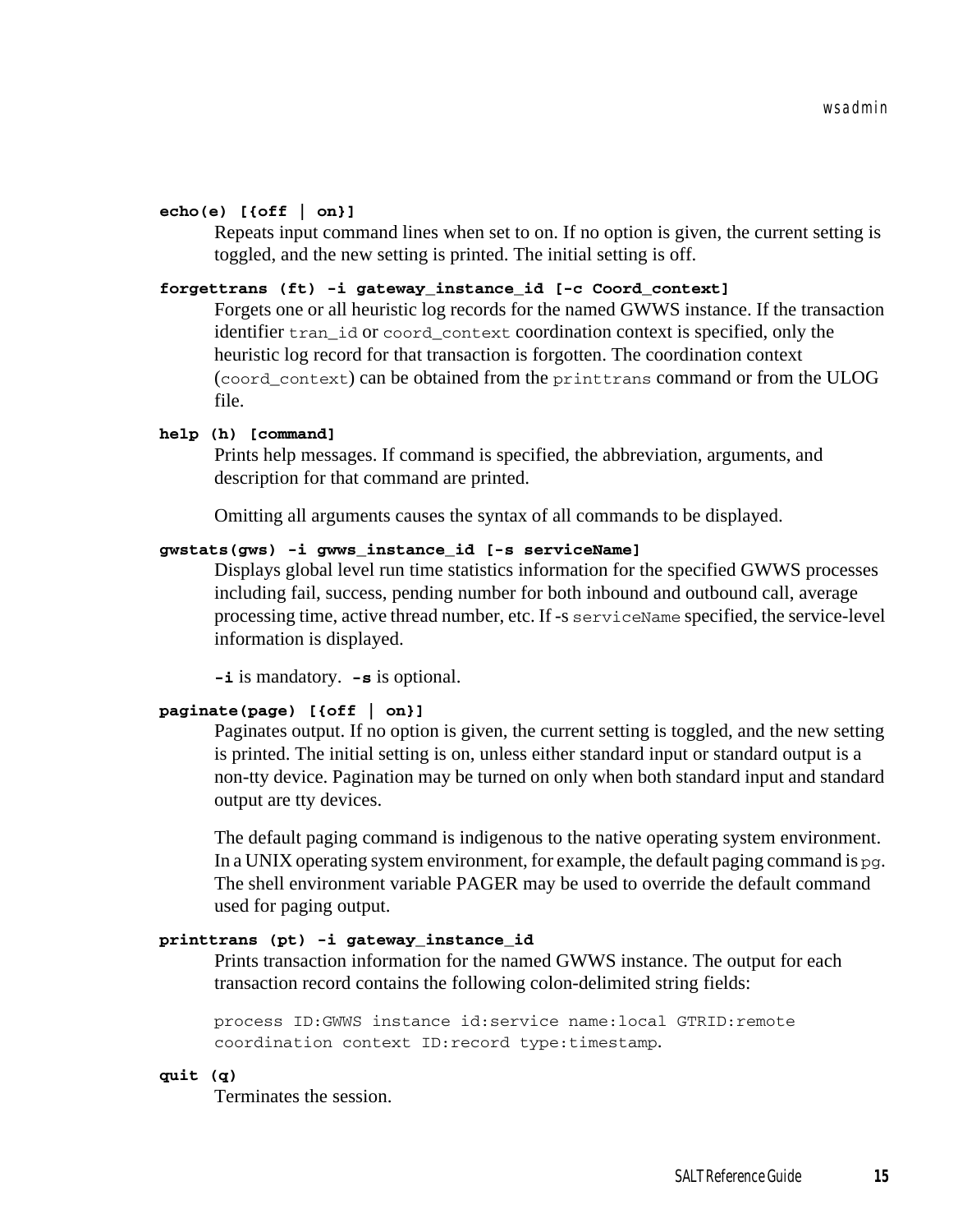**echo(e) [{off | on}]**

Repeats input command lines when set to on. If no option is given, the current setting is toggled, and the new setting is printed. The initial setting is off.

**forgettrans (ft) -i gateway_instance_id [-c Coord_context]**

Forgets one or all heuristic log records for the named GWWS instance. If the transaction identifier `tran_id` or `coord_context` coordination context is specified, only the heuristic log record for that transaction is forgotten. The coordination context (`coord_context`) can be obtained from the `printtrans` command or from the ULOG file.

**help (h) [command]**

Prints help messages. If command is specified, the abbreviation, arguments, and description for that command are printed.

Omitting all arguments causes the syntax of all commands to be displayed.

**gwstats(gws) -i gwws_instance_id [-s serviceName]**

Displays global level run time statistics information for the specified GWWS processes including fail, success, pending number for both inbound and outbound call, average processing time, active thread number, etc. If -s `serviceName` specified, the service-level information is displayed.

**-i** is mandatory. **-s** is optional.

**paginate(page) [{off | on}]**

Paginates output. If no option is given, the current setting is toggled, and the new setting is printed. The initial setting is on, unless either standard input or standard output is a non-tty device. Pagination may be turned on only when both standard input and standard output are tty devices.

The default paging command is indigenous to the native operating system environment. In a UNIX operating system environment, for example, the default paging command is `pg`. The shell environment variable PAGER may be used to override the default command used for paging output.

**printtrans (pt) -i gateway_instance_id**

Prints transaction information for the named GWWS instance. The output for each transaction record contains the following colon-delimited string fields:

```
process ID:GWWS instance id:service name:local GTRID:remote
coordination context ID:record type:timestamp.
```

**quit (q)**

Terminates the session.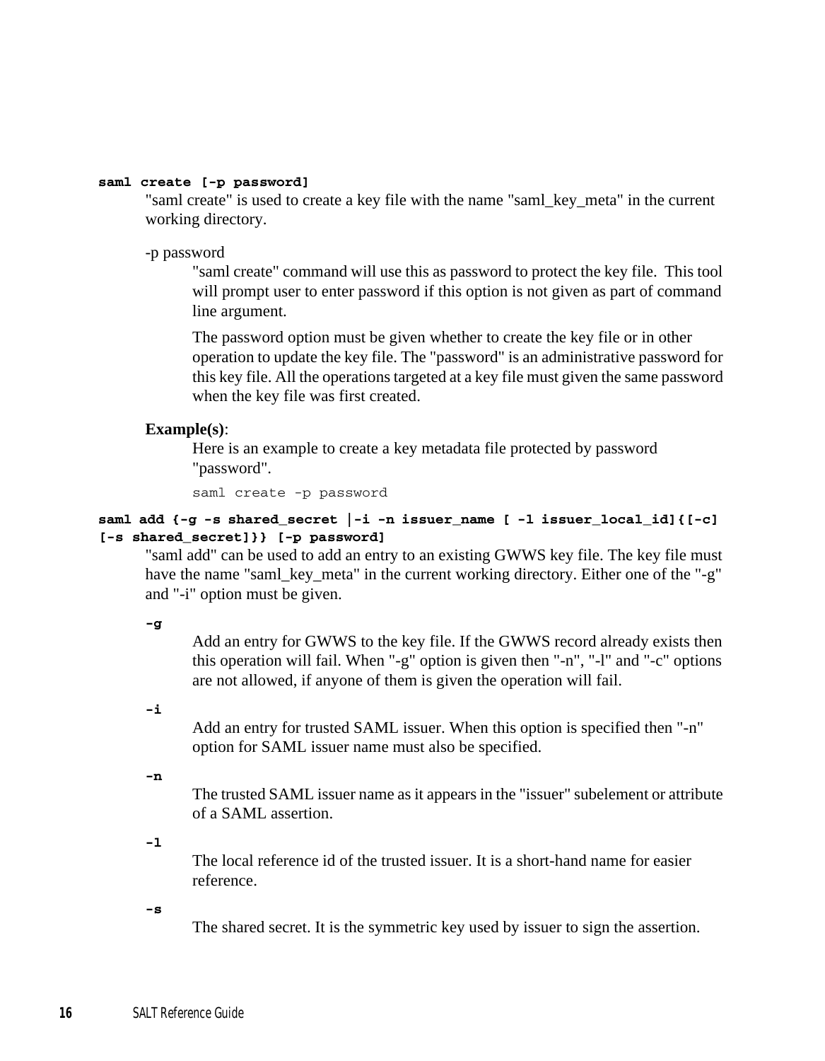**saml create [-p password]**

"saml create" is used to create a key file with the name "saml_key_meta" in the current working directory.

-p password

"saml create" command will use this as password to protect the key file. This tool will prompt user to enter password if this option is not given as part of command line argument.

The password option must be given whether to create the key file or in other operation to update the key file. The "password" is an administrative password for this key file. All the operations targeted at a key file must given the same password when the key file was first created.

**Example(s)**:

Here is an example to create a key metadata file protected by password "password".

```
saml create -p password
```

**saml add {-g -s shared_secret |-i -n issuer_name [ -l issuer_local_id]{[-c] [-s shared_secret]}} [-p password]**

"saml add" can be used to add an entry to an existing GWWS key file. The key file must have the name "saml_key_meta" in the current working directory. Either one of the "-g" and "-i" option must be given.

**-g**

Add an entry for GWWS to the key file. If the GWWS record already exists then this operation will fail. When "-g" option is given then "-n", "-l" and "-c" options are not allowed, if anyone of them is given the operation will fail.

**-i**

Add an entry for trusted SAML issuer. When this option is specified then "-n" option for SAML issuer name must also be specified.

**-n**

The trusted SAML issuer name as it appears in the "issuer" subelement or attribute of a SAML assertion.

**-l**

The local reference id of the trusted issuer. It is a short-hand name for easier reference.

**-s**

The shared secret. It is the symmetric key used by issuer to sign the assertion.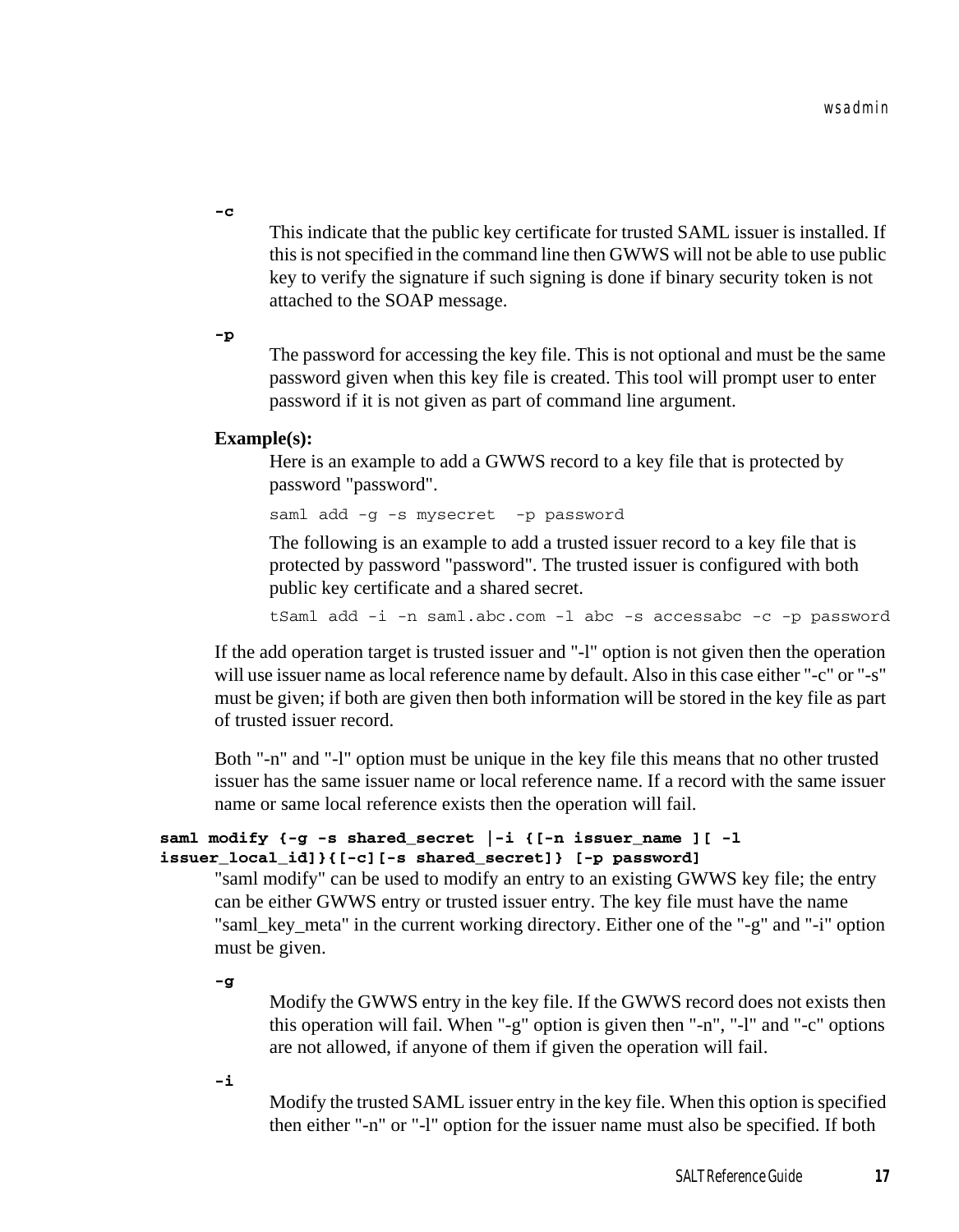**-c**

This indicate that the public key certificate for trusted SAML issuer is installed. If this is not specified in the command line then GWWS will not be able to use public key to verify the signature if such signing is done if binary security token is not attached to the SOAP message.

**-p**

The password for accessing the key file. This is not optional and must be the same password given when this key file is created. This tool will prompt user to enter password if it is not given as part of command line argument.

**Example(s):**

Here is an example to add a GWWS record to a key file that is protected by password "password".

```
saml add -g -s mysecret  -p password
```

The following is an example to add a trusted issuer record to a key file that is protected by password "password". The trusted issuer is configured with both public key certificate and a shared secret.

```
tSaml add -i -n saml.abc.com -l abc -s accessabc -c -p password
```

If the add operation target is trusted issuer and "-l" option is not given then the operation will use issuer name as local reference name by default. Also in this case either "-c" or "-s" must be given; if both are given then both information will be stored in the key file as part of trusted issuer record.

Both "-n" and "-l" option must be unique in the key file this means that no other trusted issuer has the same issuer name or local reference name. If a record with the same issuer name or same local reference exists then the operation will fail.

**saml modify {-g -s shared_secret |-i {[-n issuer_name ][ -l issuer_local_id]}{[-c][-s shared_secret]} [-p password]**

"saml modify" can be used to modify an entry to an existing GWWS key file; the entry can be either GWWS entry or trusted issuer entry. The key file must have the name "saml_key_meta" in the current working directory. Either one of the "-g" and "-i" option must be given.

**-g**

Modify the GWWS entry in the key file. If the GWWS record does not exists then this operation will fail. When "-g" option is given then "-n", "-l" and "-c" options are not allowed, if anyone of them if given the operation will fail.

**-i**

Modify the trusted SAML issuer entry in the key file. When this option is specified then either "-n" or "-l" option for the issuer name must also be specified. If both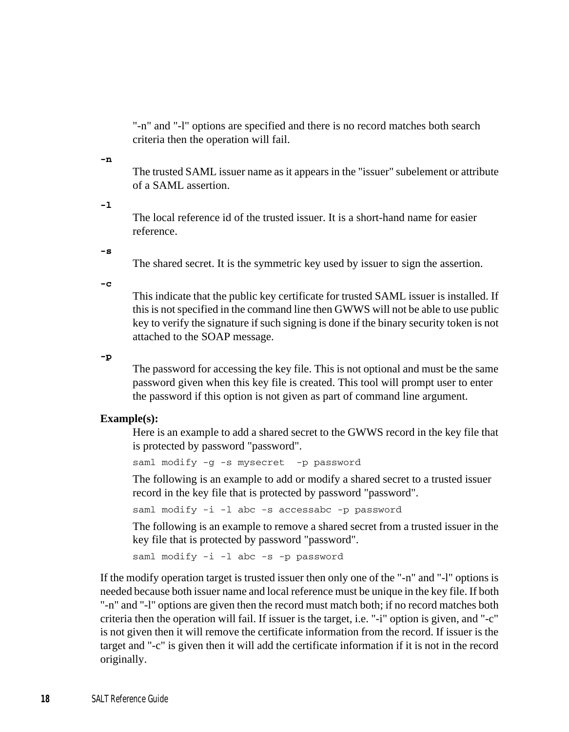"-n" and "-l" options are specified and there is no record matches both search criteria then the operation will fail.

**-n**

The trusted SAML issuer name as it appears in the "issuer" subelement or attribute of a SAML assertion.

**-l**

The local reference id of the trusted issuer. It is a short-hand name for easier reference.

**-s**

The shared secret. It is the symmetric key used by issuer to sign the assertion.

**-c**

This indicate that the public key certificate for trusted SAML issuer is installed. If this is not specified in the command line then GWWS will not be able to use public key to verify the signature if such signing is done if the binary security token is not attached to the SOAP message.

**-p**

The password for accessing the key file. This is not optional and must be the same password given when this key file is created. This tool will prompt user to enter the password if this option is not given as part of command line argument.

**Example(s):**

Here is an example to add a shared secret to the GWWS record in the key file that is protected by password "password".

```
saml modify -g -s mysecret  -p password
```

The following is an example to add or modify a shared secret to a trusted issuer record in the key file that is protected by password "password".

```
saml modify -i -l abc -s accessabc -p password
```

The following is an example to remove a shared secret from a trusted issuer in the key file that is protected by password "password".

```
saml modify -i -l abc -s -p password
```

If the modify operation target is trusted issuer then only one of the "-n" and "-l" options is needed because both issuer name and local reference must be unique in the key file. If both "-n" and "-l" options are given then the record must match both; if no record matches both criteria then the operation will fail. If issuer is the target, i.e. "-i" option is given, and "-c" is not given then it will remove the certificate information from the record. If issuer is the target and "-c" is given then it will add the certificate information if it is not in the record originally.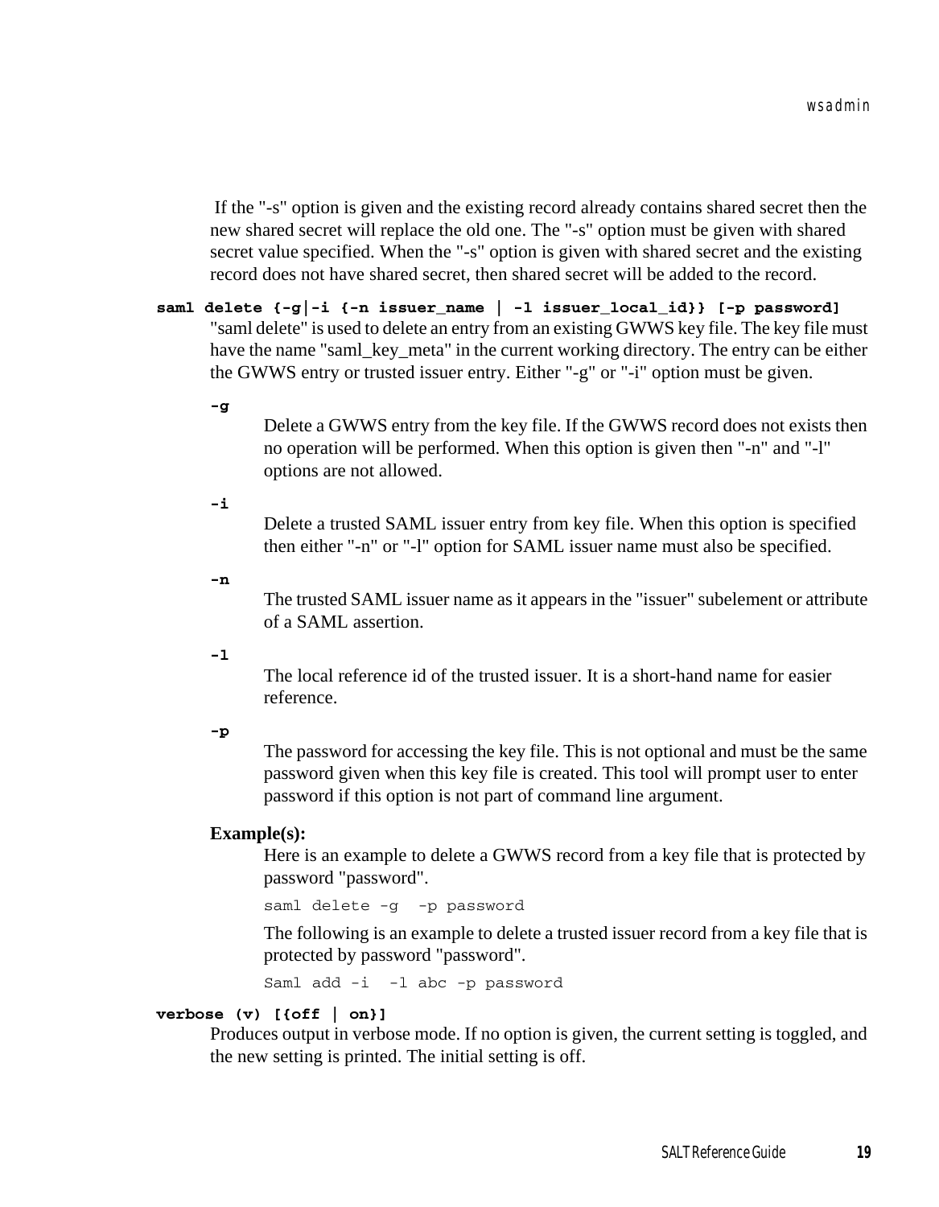If the "-s" option is given and the existing record already contains shared secret then the new shared secret will replace the old one. The "-s" option must be given with shared secret value specified. When the "-s" option is given with shared secret and the existing record does not have shared secret, then shared secret will be added to the record.

**saml delete {-g|-i {-n issuer_name | -l issuer_local_id}} [-p password]**

"saml delete" is used to delete an entry from an existing GWWS key file. The key file must have the name "saml_key_meta" in the current working directory. The entry can be either the GWWS entry or trusted issuer entry. Either "-g" or "-i" option must be given.

**-g**

Delete a GWWS entry from the key file. If the GWWS record does not exists then no operation will be performed. When this option is given then "-n" and "-l" options are not allowed.

**-i**

Delete a trusted SAML issuer entry from key file. When this option is specified then either "-n" or "-l" option for SAML issuer name must also be specified.

**-n**

The trusted SAML issuer name as it appears in the "issuer" subelement or attribute of a SAML assertion.

**-l**

The local reference id of the trusted issuer. It is a short-hand name for easier reference.

**-p**

The password for accessing the key file. This is not optional and must be the same password given when this key file is created. This tool will prompt user to enter password if this option is not part of command line argument.

**Example(s):**

Here is an example to delete a GWWS record from a key file that is protected by password "password".

```
saml delete -g  -p password
```

The following is an example to delete a trusted issuer record from a key file that is protected by password "password".

```
Saml add -i  -l abc -p password
```

**verbose (v) [{off | on}]**

Produces output in verbose mode. If no option is given, the current setting is toggled, and the new setting is printed. The initial setting is off.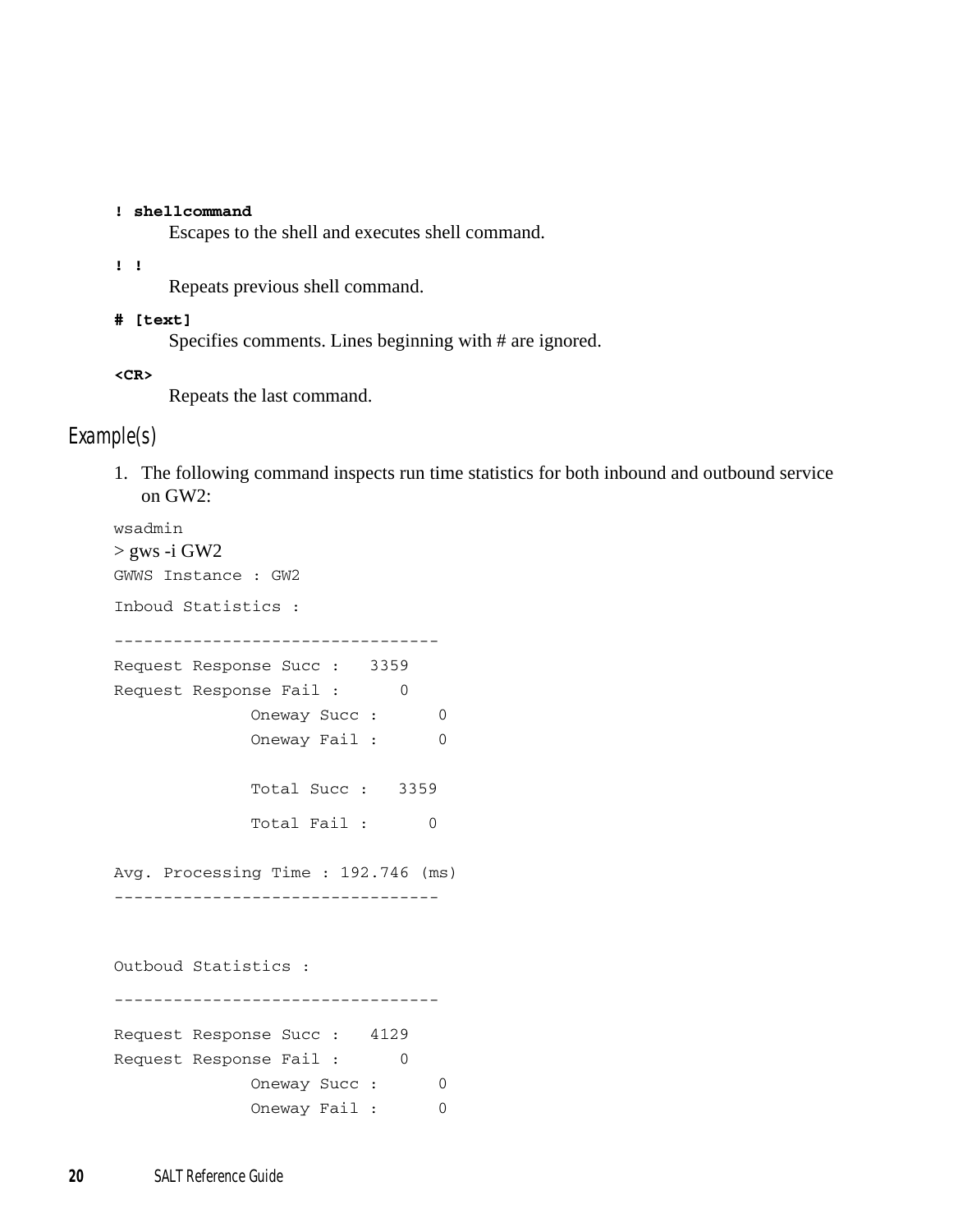**! shellcommand**

Escapes to the shell and executes shell command.

**! !**

Repeats previous shell command.

**# [text]**

Specifies comments. Lines beginning with # are ignored.

**<CR>**

Repeats the last command.

## Example(s)

1. The following command inspects run time statistics for both inbound and outbound service on GW2:

```
wsadmin
> gws -i GW2
GWWS Instance : GW2

Inboud Statistics :

---------------------------------
Request Response Succ :   3359
Request Response Fail :      0
              Oneway Succ :      0
              Oneway Fail :      0

              Total Succ :   3359

              Total Fail :      0

Avg. Processing Time : 192.746 (ms)
---------------------------------


Outboud Statistics :

---------------------------------
Request Response Succ :   4129
Request Response Fail :      0
              Oneway Succ :      0
              Oneway Fail :      0
```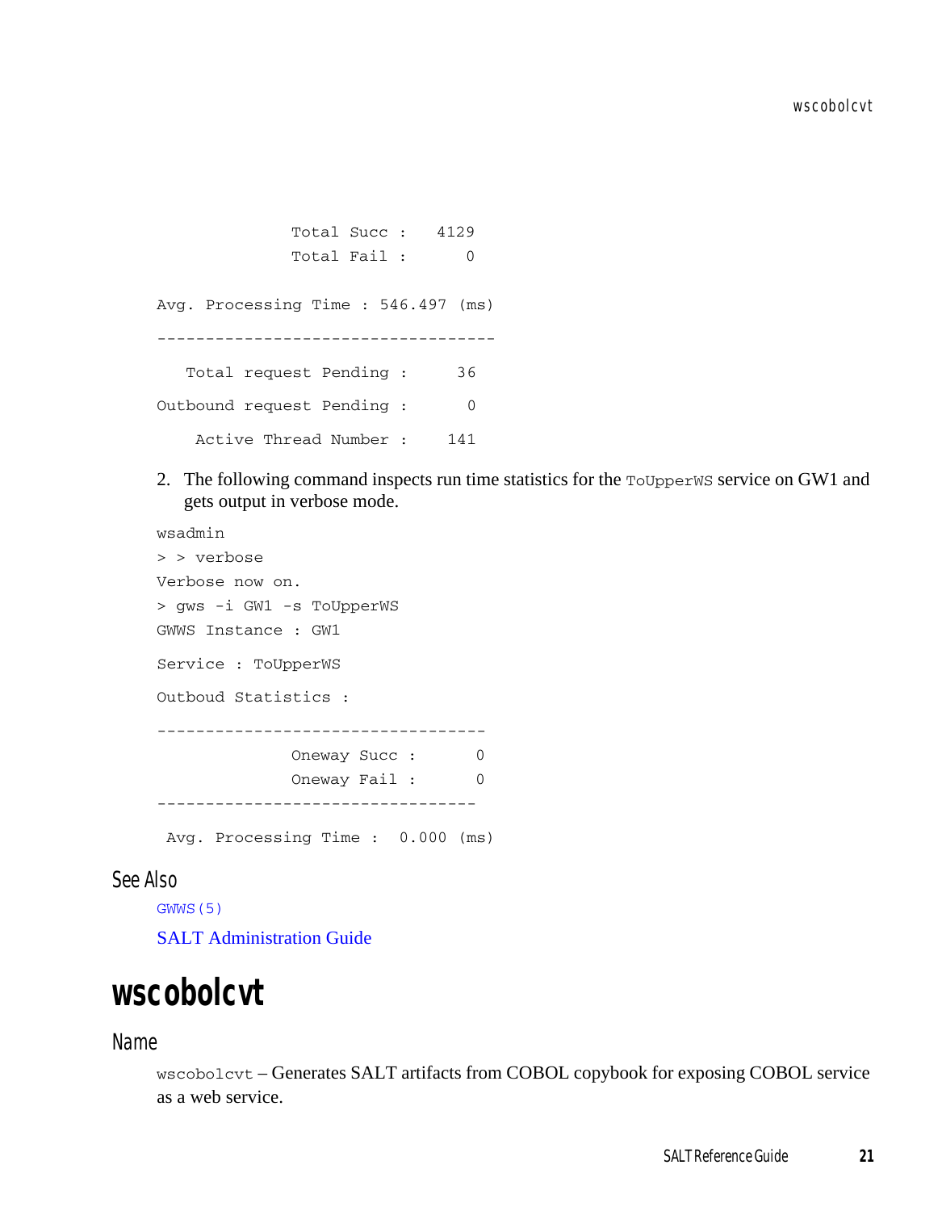```
              Total Succ :   4129
              Total Fail :      0

Avg. Processing Time : 546.497 (ms)
-----------------------------------
   Total request Pending :     36
Outbound request Pending :      0
    Active Thread Number :    141
```

2. The following command inspects run time statistics for the `ToUpperWS` service on GW1 and gets output in verbose mode.

```
wsadmin
> > verbose
Verbose now on.
> gws -i GW1 -s ToUpperWS
GWWS Instance : GW1

Service : ToUpperWS

Outboud Statistics :

----------------------------------
              Oneway Succ :      0
              Oneway Fail :      0
---------------------------------

 Avg. Processing Time :  0.000 (ms)
```

## See Also

GWWS(5)

SALT Administration Guide

# wscobolcvt

## Name

`wscobolcvt` – Generates SALT artifacts from COBOL copybook for exposing COBOL service as a web service.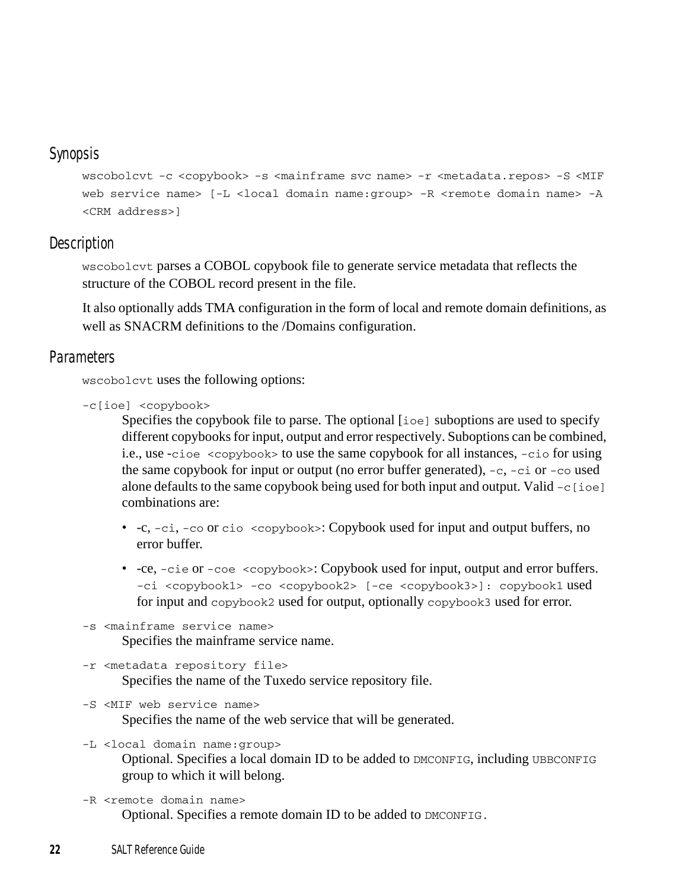## Synopsis

```
wscobolcvt -c <copybook> -s <mainframe svc name> -r <metadata.repos> -S <MIF
web service name> [-L <local domain name:group> -R <remote domain name> -A
<CRM address>]
```

## Description

`wscobolcvt` parses a COBOL copybook file to generate service metadata that reflects the structure of the COBOL record present in the file.

It also optionally adds TMA configuration in the form of local and remote domain definitions, as well as SNACRM definitions to the /Domains configuration.

## Parameters

`wscobolcvt` uses the following options:

`-c[ioe] <copybook>`
: Specifies the copybook file to parse. The optional `[ioe]` suboptions are used to specify different copybooks for input, output and error respectively. Suboptions can be combined, i.e., use `-cioe <copybook>` to use the same copybook for all instances, `-cio` for using the same copybook for input or output (no error buffer generated), `-c`, `-ci` or `-co` used alone defaults to the same copybook being used for both input and output. Valid `-c[ioe]` combinations are:

  - -c, `-ci`, `-co` or `cio <copybook>`: Copybook used for input and output buffers, no error buffer.
  - -ce, `-cie` or `-coe <copybook>`: Copybook used for input, output and error buffers. `-ci <copybook1> -co <copybook2> [-ce <copybook3>]: copybook1` used for input and `copybook2` used for output, optionally `copybook3` used for error.

`-s <mainframe service name>`
: Specifies the mainframe service name.

`-r <metadata repository file>`
: Specifies the name of the Tuxedo service repository file.

`-S <MIF web service name>`
: Specifies the name of the web service that will be generated.

`-L <local domain name:group>`
: Optional. Specifies a local domain ID to be added to `DMCONFIG`, including `UBBCONFIG` group to which it will belong.

`-R <remote domain name>`
: Optional. Specifies a remote domain ID to be added to `DMCONFIG`.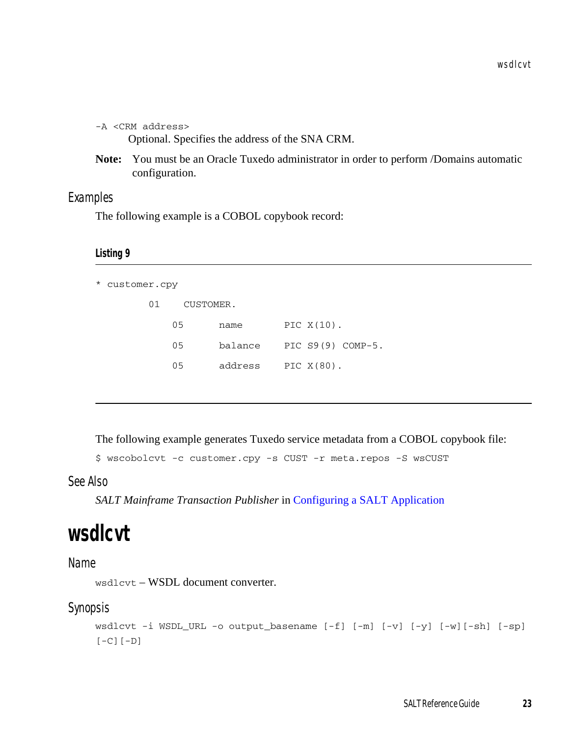`-A <CRM address>`

Optional. Specifies the address of the SNA CRM.

**Note:** You must be an Oracle Tuxedo administrator in order to perform /Domains automatic configuration.

### Examples

The following example is a COBOL copybook record:

**Listing 9**

```
* customer.cpy
         01     CUSTOMER.
             05      name       PIC X(10).
             05      balance    PIC S9(9) COMP-5.
             05      address    PIC X(80).
```

The following example generates Tuxedo service metadata from a COBOL copybook file:

```
$ wscobolcvt -c customer.cpy -s CUST -r meta.repos -S wsCUST
```

### See Also

*SALT Mainframe Transaction Publisher* in Configuring a SALT Application

# wsdlcvt

### Name

`wsdlcvt` – WSDL document converter.

### Synopsis

```
wsdlcvt -i WSDL_URL -o output_basename [-f] [-m] [-v] [-y] [-w][-sh] [-sp]
[-C][-D]
```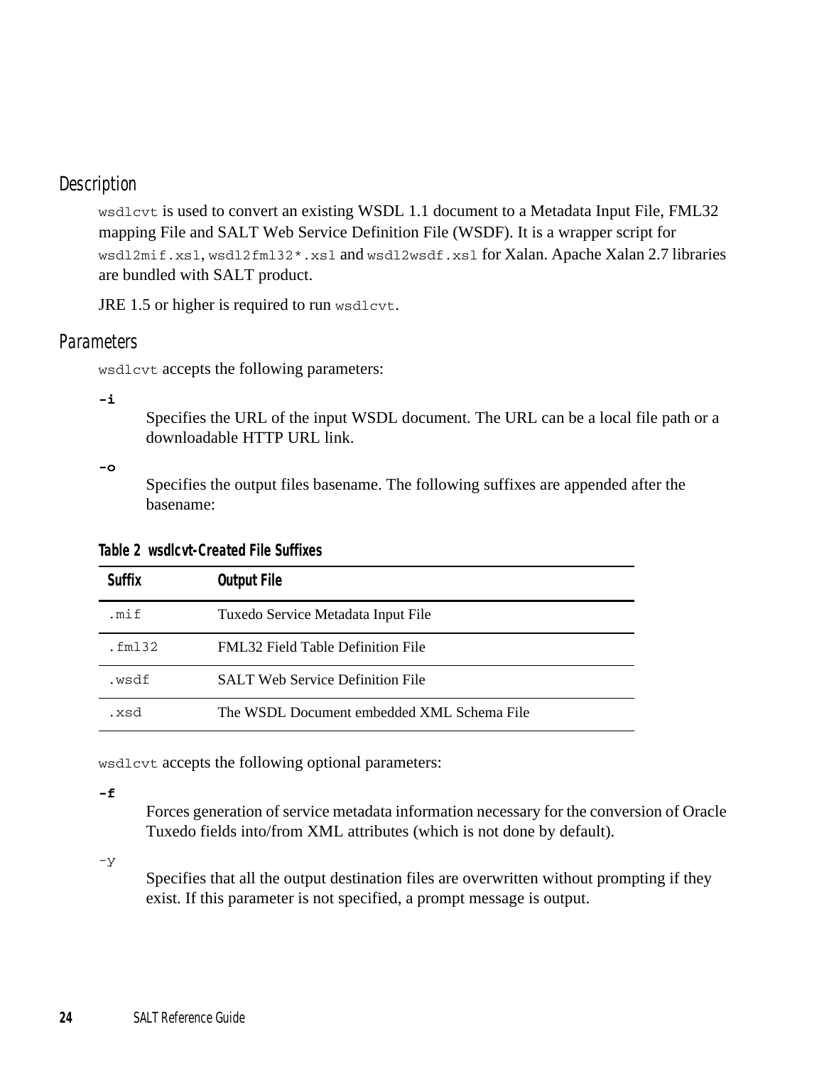## Description

`wsdlcvt` is used to convert an existing WSDL 1.1 document to a Metadata Input File, FML32 mapping File and SALT Web Service Definition File (WSDF). It is a wrapper script for `wsdl2mif.xsl`, `wsdl2fml32*.xsl` and `wsdl2wsdf.xsl` for Xalan. Apache Xalan 2.7 libraries are bundled with SALT product.

JRE 1.5 or higher is required to run `wsdlcvt`.

## Parameters

`wsdlcvt` accepts the following parameters:

**`-i`**

Specifies the URL of the input WSDL document. The URL can be a local file path or a downloadable HTTP URL link.

**`-o`**

Specifies the output files basename. The following suffixes are appended after the basename:

**Table 2 wsdlcvt-Created File Suffixes**

| Suffix | Output File |
|---|---|
| `.mif` | Tuxedo Service Metadata Input File |
| `.fml32` | FML32 Field Table Definition File |
| `.wsdf` | SALT Web Service Definition File |
| `.xsd` | The WSDL Document embedded XML Schema File |

`wsdlcvt` accepts the following optional parameters:

**`-f`**

Forces generation of service metadata information necessary for the conversion of Oracle Tuxedo fields into/from XML attributes (which is not done by default).

`-y`

Specifies that all the output destination files are overwritten without prompting if they exist. If this parameter is not specified, a prompt message is output.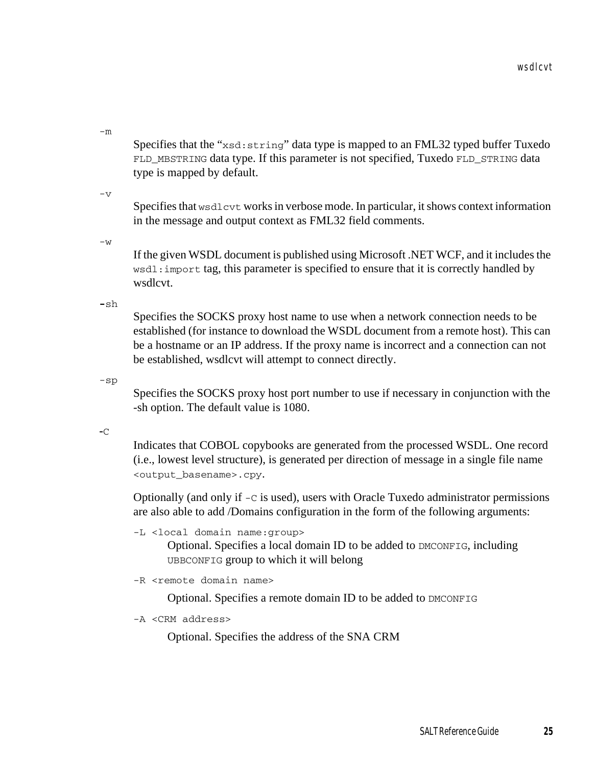`-m`

Specifies that the "`xsd:string`" data type is mapped to an FML32 typed buffer Tuxedo `FLD_MBSTRING` data type. If this parameter is not specified, Tuxedo `FLD_STRING` data type is mapped by default.

`-v`

Specifies that `wsdlcvt` works in verbose mode. In particular, it shows context information in the message and output context as FML32 field comments.

`-w`

If the given WSDL document is published using Microsoft .NET WCF, and it includes the `wsdl:import` tag, this parameter is specified to ensure that it is correctly handled by wsdlcvt.

`-sh`

Specifies the SOCKS proxy host name to use when a network connection needs to be established (for instance to download the WSDL document from a remote host). This can be a hostname or an IP address. If the proxy name is incorrect and a connection can not be established, wsdlcvt will attempt to connect directly.

`-sp`

Specifies the SOCKS proxy host port number to use if necessary in conjunction with the -sh option. The default value is 1080.

`-C`

Indicates that COBOL copybooks are generated from the processed WSDL. One record (i.e., lowest level structure), is generated per direction of message in a single file name `<output_basename>.cpy`.

Optionally (and only if `-C` is used), users with Oracle Tuxedo administrator permissions are also able to add /Domains configuration in the form of the following arguments:

`-L <local domain name:group>`

Optional. Specifies a local domain ID to be added to `DMCONFIG`, including `UBBCONFIG` group to which it will belong

`-R <remote domain name>`

Optional. Specifies a remote domain ID to be added to `DMCONFIG`

`-A <CRM address>`

Optional. Specifies the address of the SNA CRM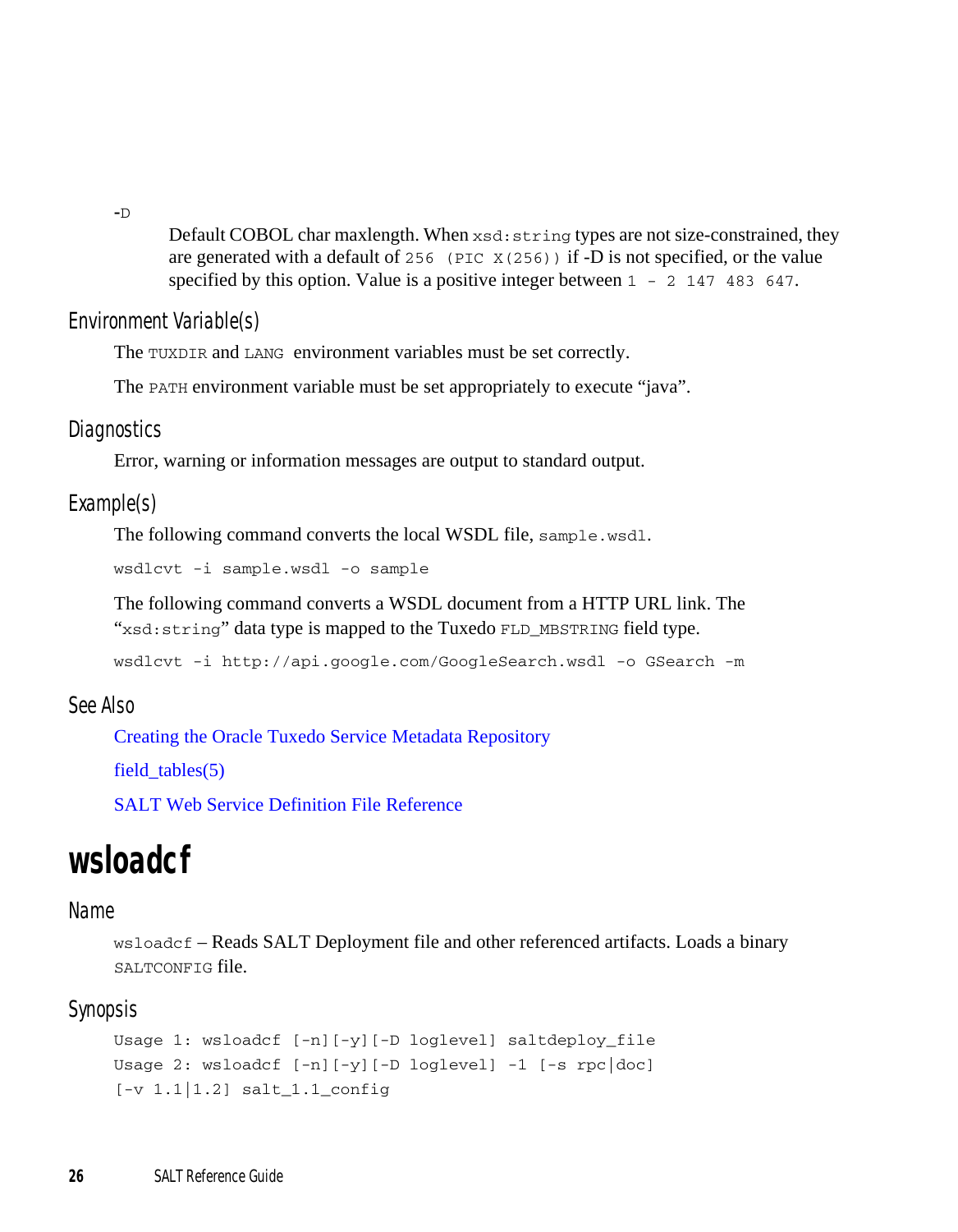-D

Default COBOL char maxlength. When `xsd:string` types are not size-constrained, they are generated with a default of `256 (PIC X(256))` if -D is not specified, or the value specified by this option. Value is a positive integer between `1 - 2 147 483 647`.

### Environment Variable(s)

The `TUXDIR` and `LANG` environment variables must be set correctly.

The `PATH` environment variable must be set appropriately to execute "java".

### Diagnostics

Error, warning or information messages are output to standard output.

### Example(s)

The following command converts the local WSDL file, `sample.wsdl`.

```
wsdlcvt -i sample.wsdl -o sample
```

The following command converts a WSDL document from a HTTP URL link. The "`xsd:string`" data type is mapped to the Tuxedo `FLD_MBSTRING` field type.

```
wsdlcvt -i http://api.google.com/GoogleSearch.wsdl -o GSearch -m
```

### See Also

Creating the Oracle Tuxedo Service Metadata Repository

field_tables(5)

SALT Web Service Definition File Reference

## wsloadcf

### Name

`wsloadcf` – Reads SALT Deployment file and other referenced artifacts. Loads a binary `SALTCONFIG` file.

### Synopsis

```
Usage 1: wsloadcf [-n][-y][-D loglevel] saltdeploy_file
Usage 2: wsloadcf [-n][-y][-D loglevel] -1 [-s rpc|doc]
[-v 1.1|1.2] salt_1.1_config
```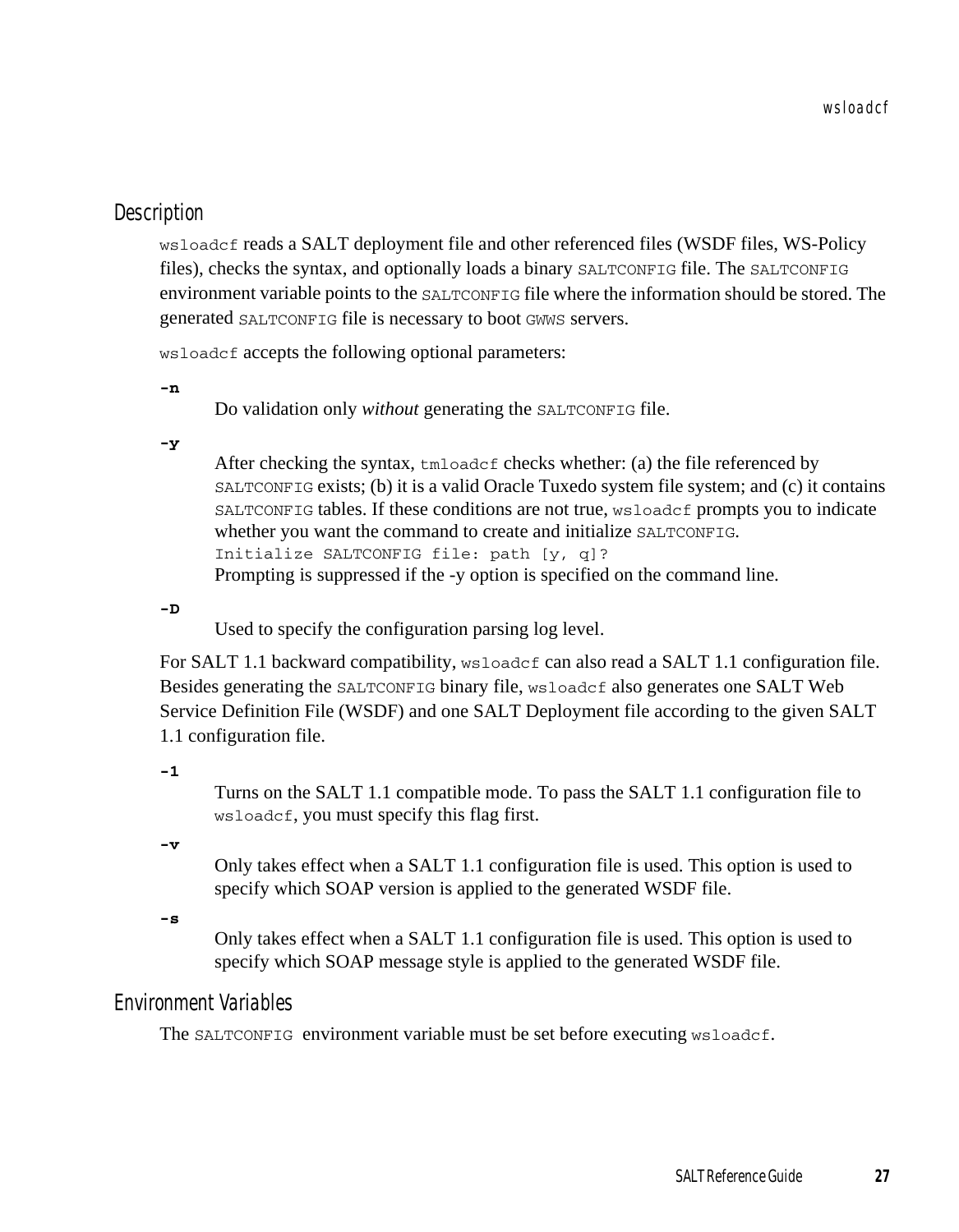## Description

`wsloadcf` reads a SALT deployment file and other referenced files (WSDF files, WS-Policy files), checks the syntax, and optionally loads a binary `SALTCONFIG` file. The `SALTCONFIG` environment variable points to the `SALTCONFIG` file where the information should be stored. The generated `SALTCONFIG` file is necessary to boot `GWWS` servers.

`wsloadcf` accepts the following optional parameters:

**-n**
: Do validation only *without* generating the `SALTCONFIG` file.

**-y**
: After checking the syntax, `tmloadcf` checks whether: (a) the file referenced by `SALTCONFIG` exists; (b) it is a valid Oracle Tuxedo system file system; and (c) it contains `SALTCONFIG` tables. If these conditions are not true, `wsloadcf` prompts you to indicate whether you want the command to create and initialize `SALTCONFIG`.
`Initialize SALTCONFIG file: path [y, q]?`
Prompting is suppressed if the -y option is specified on the command line.

**-D**
: Used to specify the configuration parsing log level.

For SALT 1.1 backward compatibility, `wsloadcf` can also read a SALT 1.1 configuration file. Besides generating the `SALTCONFIG` binary file, `wsloadcf` also generates one SALT Web Service Definition File (WSDF) and one SALT Deployment file according to the given SALT 1.1 configuration file.

**-1**
: Turns on the SALT 1.1 compatible mode. To pass the SALT 1.1 configuration file to `wsloadcf`, you must specify this flag first.

**-v**
: Only takes effect when a SALT 1.1 configuration file is used. This option is used to specify which SOAP version is applied to the generated WSDF file.

**-s**
: Only takes effect when a SALT 1.1 configuration file is used. This option is used to specify which SOAP message style is applied to the generated WSDF file.

## Environment Variables

The `SALTCONFIG` environment variable must be set before executing `wsloadcf`.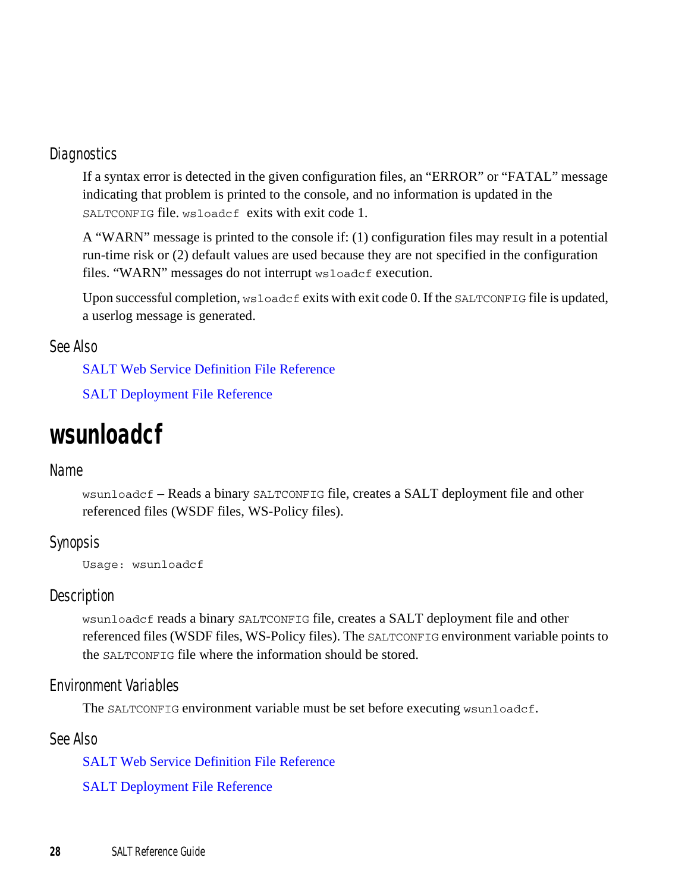### Diagnostics

If a syntax error is detected in the given configuration files, an "ERROR" or "FATAL" message indicating that problem is printed to the console, and no information is updated in the `SALTCONFIG` file. `wsloadcf` exits with exit code 1.

A "WARN" message is printed to the console if: (1) configuration files may result in a potential run-time risk or (2) default values are used because they are not specified in the configuration files. "WARN" messages do not interrupt `wsloadcf` execution.

Upon successful completion, `wsloadcf` exits with exit code 0. If the `SALTCONFIG` file is updated, a userlog message is generated.

### See Also

SALT Web Service Definition File Reference

SALT Deployment File Reference

## wsunloadcf

### Name

`wsunloadcf` – Reads a binary `SALTCONFIG` file, creates a SALT deployment file and other referenced files (WSDF files, WS-Policy files).

### Synopsis

```
Usage: wsunloadcf
```

### Description

`wsunloadcf` reads a binary `SALTCONFIG` file, creates a SALT deployment file and other referenced files (WSDF files, WS-Policy files). The `SALTCONFIG` environment variable points to the `SALTCONFIG` file where the information should be stored.

### Environment Variables

The `SALTCONFIG` environment variable must be set before executing `wsunloadcf`.

### See Also

SALT Web Service Definition File Reference

SALT Deployment File Reference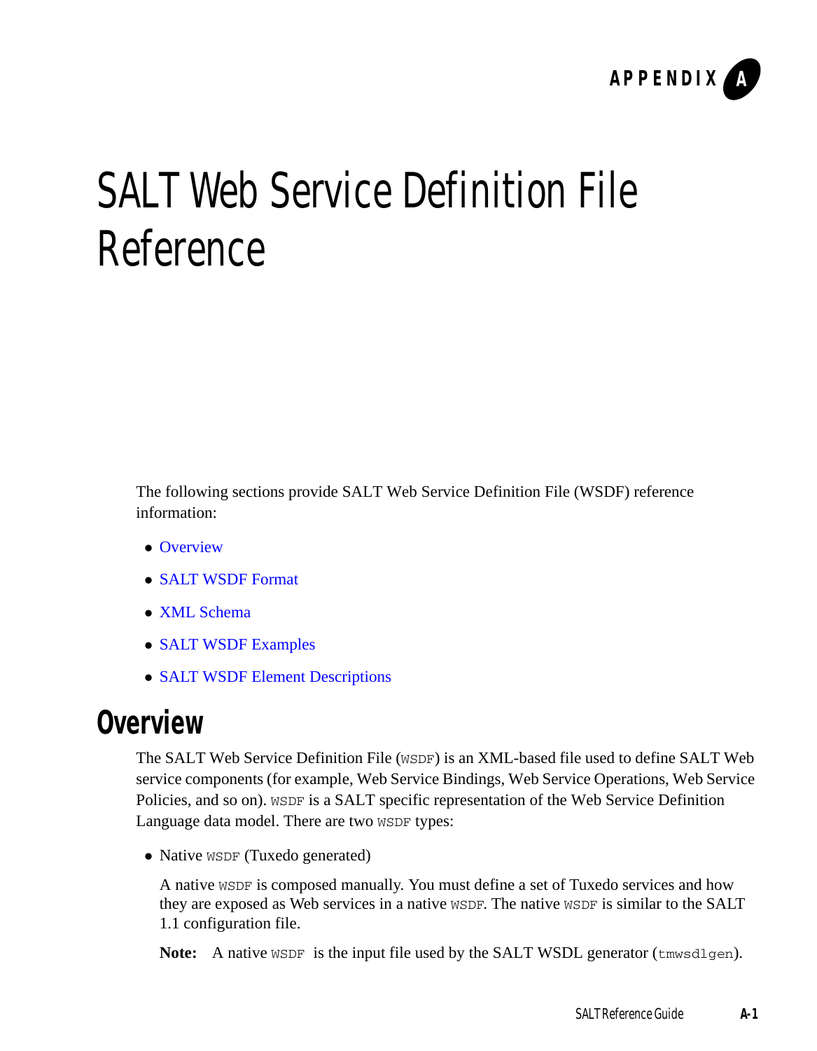APPENDIX A

# SALT Web Service Definition File Reference

The following sections provide SALT Web Service Definition File (WSDF) reference information:

- Overview
- SALT WSDF Format
- XML Schema
- SALT WSDF Examples
- SALT WSDF Element Descriptions

## Overview

The SALT Web Service Definition File (`WSDF`) is an XML-based file used to define SALT Web service components (for example, Web Service Bindings, Web Service Operations, Web Service Policies, and so on). `WSDF` is a SALT specific representation of the Web Service Definition Language data model. There are two `WSDF` types:

- Native `WSDF` (Tuxedo generated)

  A native `WSDF` is composed manually. You must define a set of Tuxedo services and how they are exposed as Web services in a native `WSDF`. The native `WSDF` is similar to the SALT 1.1 configuration file.

  **Note:** A native `WSDF` is the input file used by the SALT WSDL generator (`tmwsdlgen`).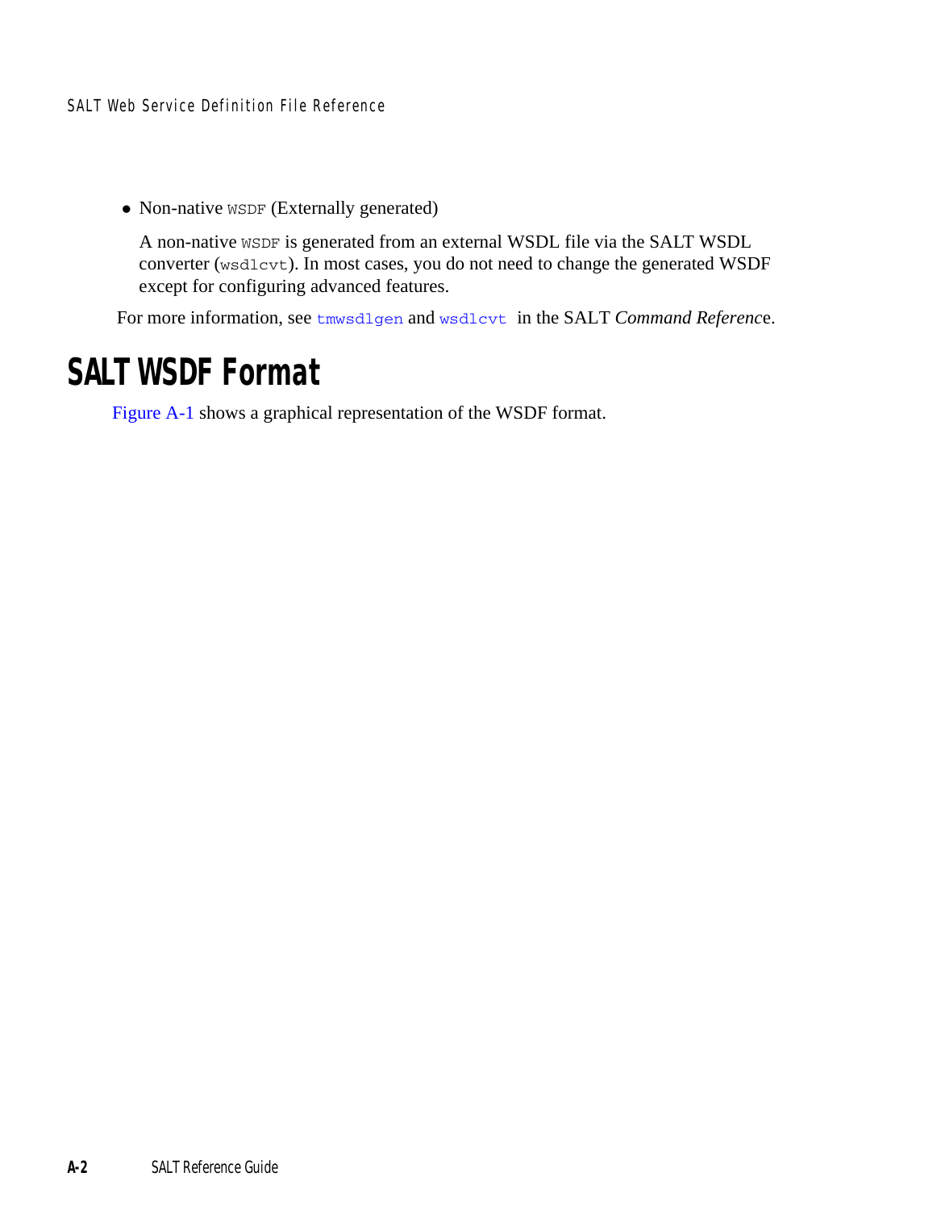- Non-native `WSDF` (Externally generated)

  A non-native `WSDF` is generated from an external WSDL file via the SALT WSDL converter (`wsdlcvt`). In most cases, you do not need to change the generated WSDF except for configuring advanced features.

For more information, see `tmwsdlgen` and `wsdlcvt` in the SALT *Command Reference*.

# SALT WSDF Format

Figure A-1 shows a graphical representation of the WSDF format.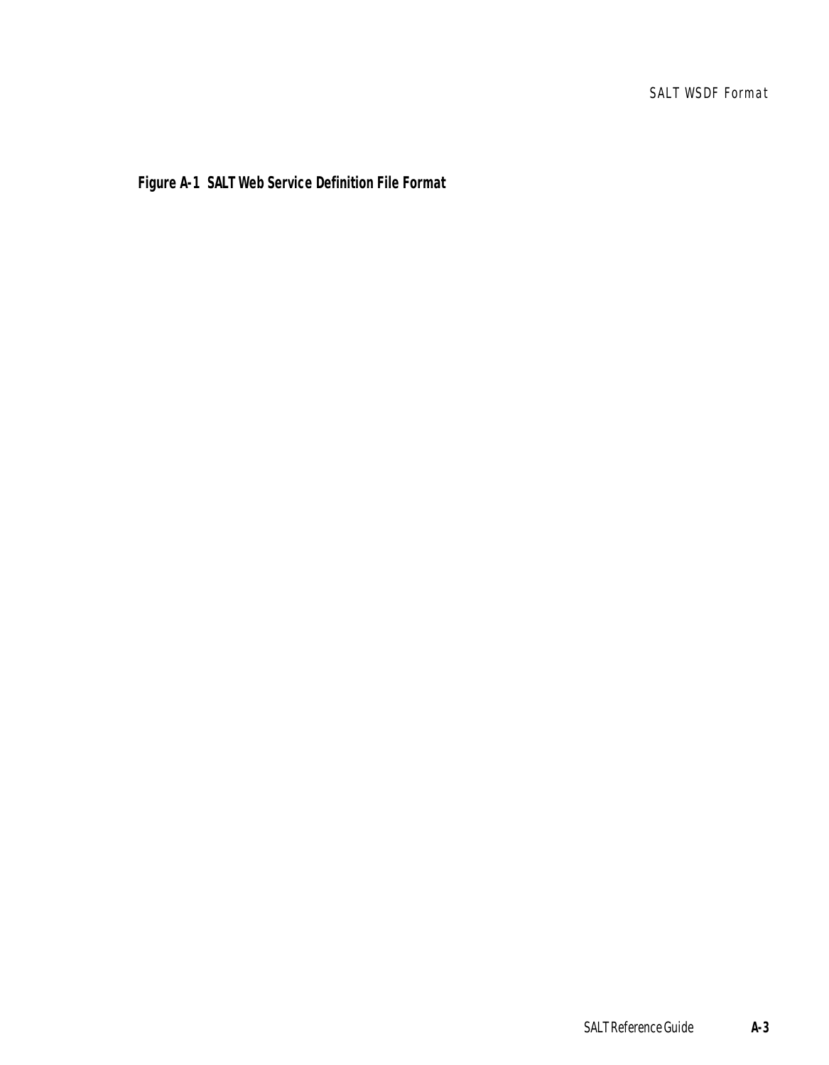**Figure A-1 SALT Web Service Definition File Format**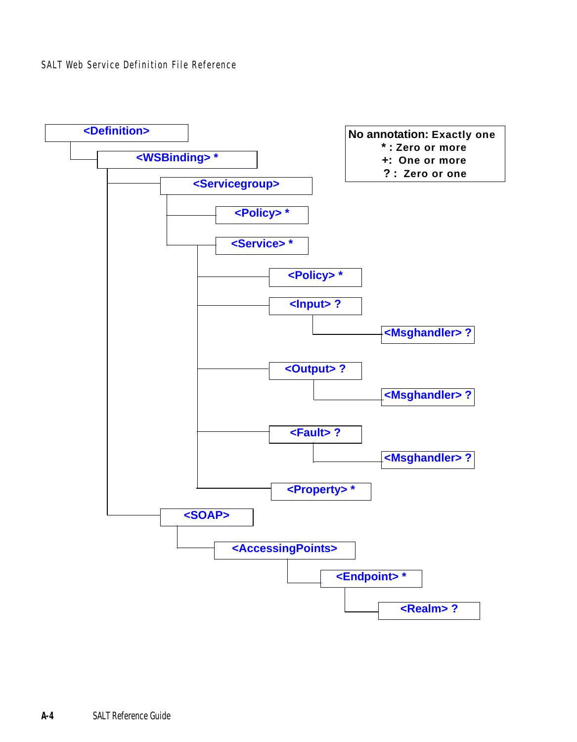```
<Definition>
└── <WSBinding> *
    ├── <Servicegroup>
    │   ├── <Policy> *
    │   └── <Service> *
    │       ├── <Policy> *
    │       ├── <Input> ?
    │       │   └── <Msghandler> ?
    │       ├── <Output> ?
    │       │   └── <Msghandler> ?
    │       ├── <Fault> ?
    │       │   └── <Msghandler> ?
    │       └── <Property> *
    └── <SOAP>
        └── <AccessingPoints>
            └── <Endpoint> *
                └── <Realm> ?
```

**No annotation:** Exactly one
**\*** : Zero or more
**+**: One or more
**?** : Zero or one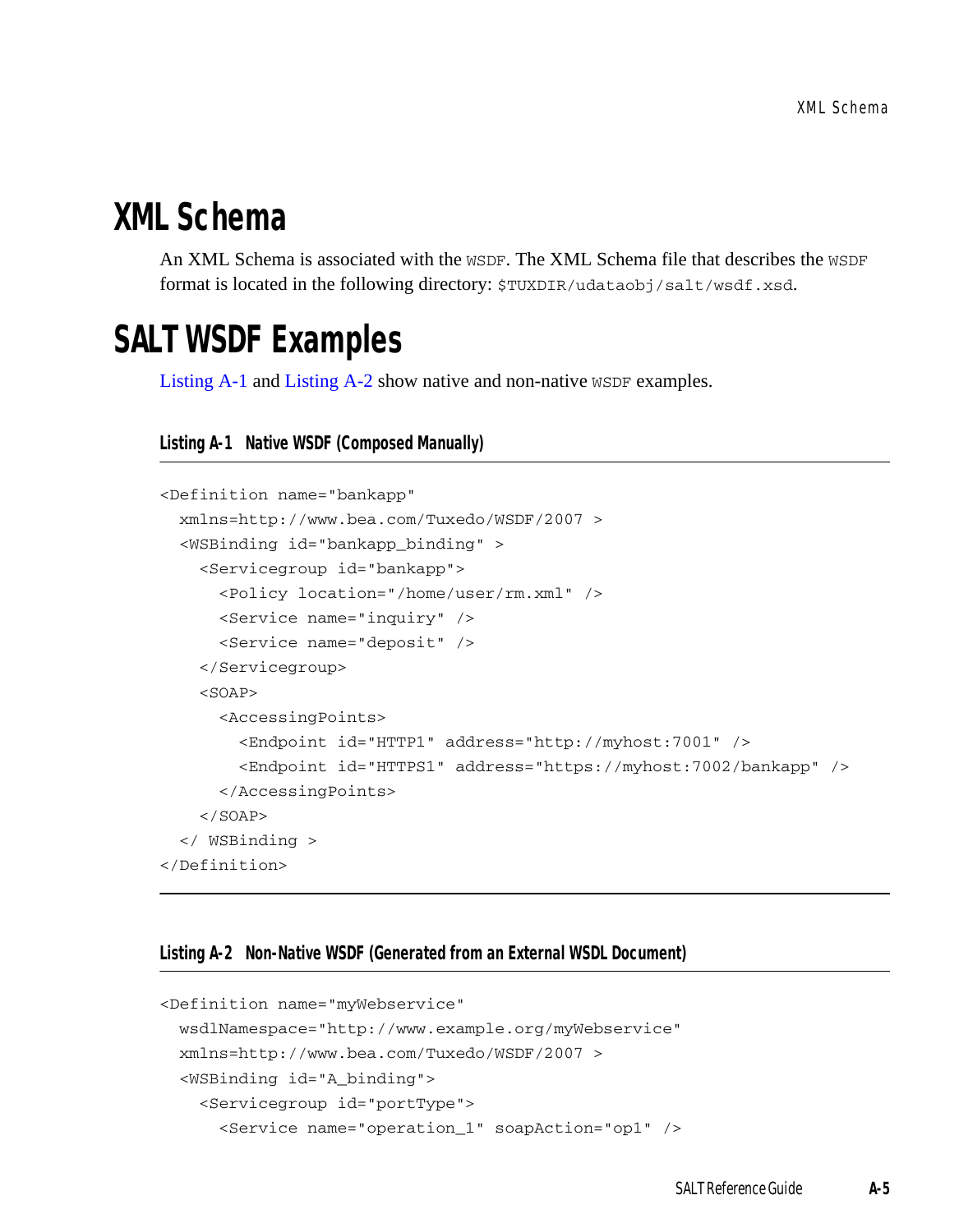## XML Schema

An XML Schema is associated with the `WSDF`. The XML Schema file that describes the `WSDF` format is located in the following directory: `$TUXDIR/udataobj/salt/wsdf.xsd`.

## SALT WSDF Examples

Listing A-1 and Listing A-2 show native and non-native `WSDF` examples.

**Listing A-1 Native WSDF (Composed Manually)**

```
<Definition name="bankapp"
  xmlns=http://www.bea.com/Tuxedo/WSDF/2007 >
  <WSBinding id="bankapp_binding" >
    <Servicegroup id="bankapp">
      <Policy location="/home/user/rm.xml" />
      <Service name="inquiry" />
      <Service name="deposit" />
    </Servicegroup>
    <SOAP>
      <AccessingPoints>
        <Endpoint id="HTTP1" address="http://myhost:7001" />
        <Endpoint id="HTTPS1" address="https://myhost:7002/bankapp" />
      </AccessingPoints>
    </SOAP>
  </ WSBinding >
</Definition>
```

**Listing A-2 Non-Native WSDF (Generated from an External WSDL Document)**

```
<Definition name="myWebservice"
  wsdlNamespace="http://www.example.org/myWebservice"
  xmlns=http://www.bea.com/Tuxedo/WSDF/2007 >
  <WSBinding id="A_binding">
    <Servicegroup id="portType">
      <Service name="operation_1" soapAction="op1" />
```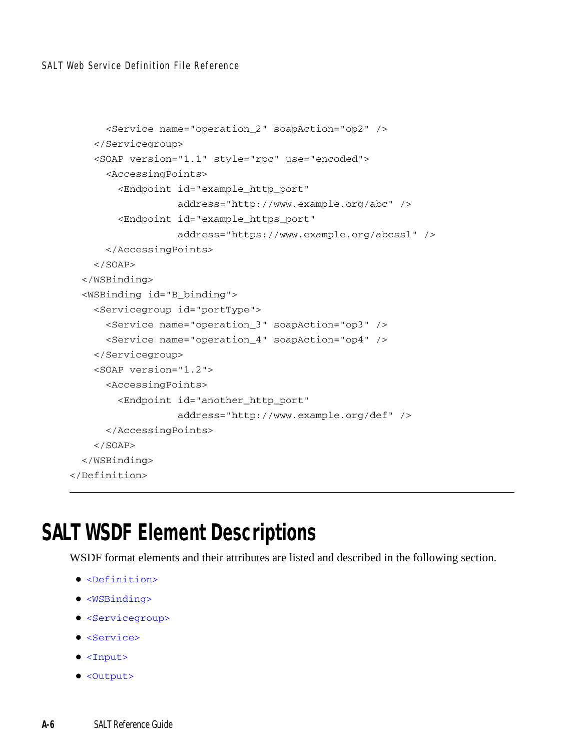```
      <Service name="operation_2" soapAction="op2" />
    </Servicegroup>
    <SOAP version="1.1" style="rpc" use="encoded">
      <AccessingPoints>
        <Endpoint id="example_http_port"
                  address="http://www.example.org/abc" />
        <Endpoint id="example_https_port"
                  address="https://www.example.org/abcssl" />
      </AccessingPoints>
    </SOAP>
  </WSBinding>
  <WSBinding id="B_binding">
    <Servicegroup id="portType">
      <Service name="operation_3" soapAction="op3" />
      <Service name="operation_4" soapAction="op4" />
    </Servicegroup>
    <SOAP version="1.2">
      <AccessingPoints>
        <Endpoint id="another_http_port"
                  address="http://www.example.org/def" />
      </AccessingPoints>
    </SOAP>
  </WSBinding>
</Definition>
```

# SALT WSDF Element Descriptions

WSDF format elements and their attributes are listed and described in the following section.

- <Definition>
- <WSBinding>
- <Servicegroup>
- <Service>
- <Input>
- <Output>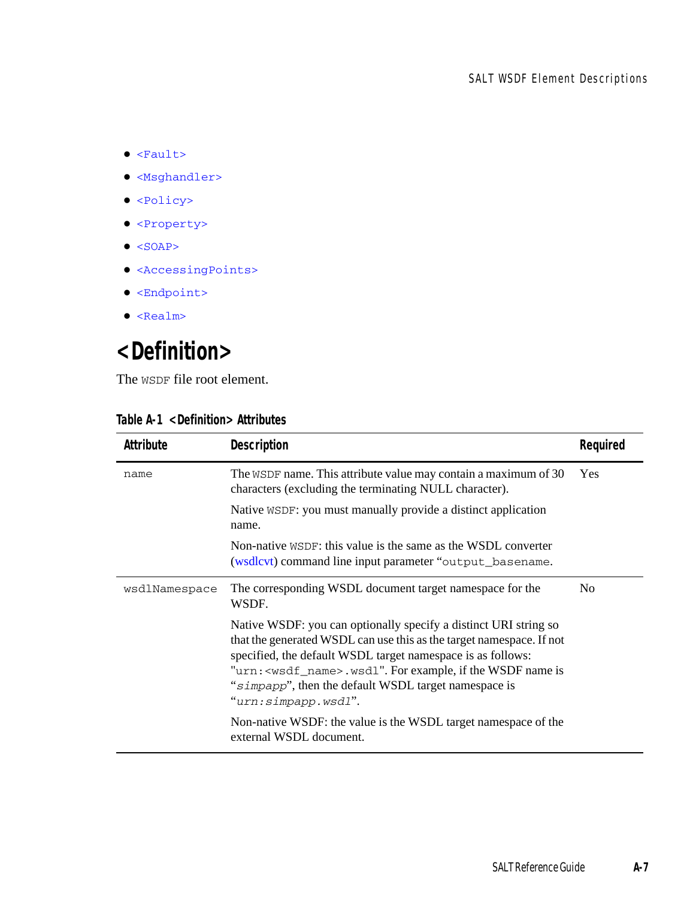- `<Fault>`
- `<Msghandler>`
- `<Policy>`
- `<Property>`
- `<SOAP>`
- `<AccessingPoints>`
- `<Endpoint>`
- `<Realm>`

# <Definition>

The `WSDF` file root element.

**Table A-1 <Definition> Attributes**

| Attribute | Description | Required |
|---|---|---|
| `name` | The `WSDF` name. This attribute value may contain a maximum of 30 characters (excluding the terminating NULL character).<br><br>Native `WSDF`: you must manually provide a distinct application name.<br><br>Non-native `WSDF`: this value is the same as the WSDL converter (wsdlcvt) command line input parameter "`output_basename`. | Yes |
| `wsdlNamespace` | The corresponding WSDL document target namespace for the WSDF.<br><br>Native WSDF: you can optionally specify a distinct URI string so that the generated WSDL can use this as the target namespace. If not specified, the default WSDL target namespace is as follows: "`urn:<wsdf_name>.wsdl`". For example, if the WSDF name is "*`simpapp`*", then the default WSDL target namespace is "*`urn:simpapp.wsdl`*".<br><br>Non-native WSDF: the value is the WSDL target namespace of the external WSDL document. | No |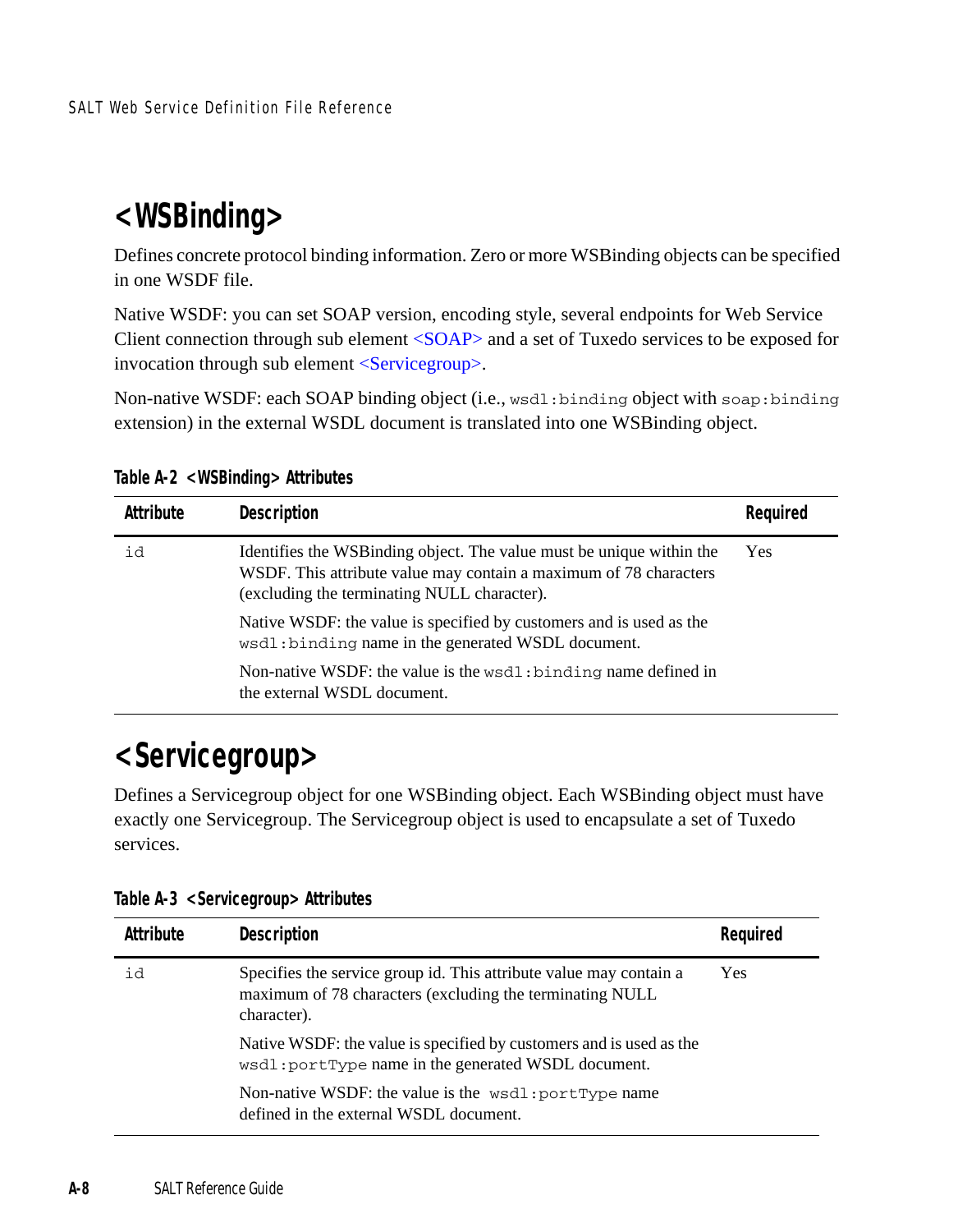# <WSBinding>

Defines concrete protocol binding information. Zero or more WSBinding objects can be specified in one WSDF file.

Native WSDF: you can set SOAP version, encoding style, several endpoints for Web Service Client connection through sub element <SOAP> and a set of Tuxedo services to be exposed for invocation through sub element <Servicegroup>.

Non-native WSDF: each SOAP binding object (i.e., `wsdl:binding` object with `soap:binding` extension) in the external WSDL document is translated into one WSBinding object.

**Table A-2 <WSBinding> Attributes**

| Attribute | Description | Required |
|---|---|---|
| `id` | Identifies the WSBinding object. The value must be unique within the WSDF. This attribute value may contain a maximum of 78 characters (excluding the terminating NULL character).<br><br>Native WSDF: the value is specified by customers and is used as the `wsdl:binding` name in the generated WSDL document.<br><br>Non-native WSDF: the value is the `wsdl:binding` name defined in the external WSDL document. | Yes |

# <Servicegroup>

Defines a Servicegroup object for one WSBinding object. Each WSBinding object must have exactly one Servicegroup. The Servicegroup object is used to encapsulate a set of Tuxedo services.

**Table A-3 <Servicegroup> Attributes**

| Attribute | Description | Required |
|---|---|---|
| `id` | Specifies the service group id. This attribute value may contain a maximum of 78 characters (excluding the terminating NULL character).<br><br>Native WSDF: the value is specified by customers and is used as the `wsdl:portType` name in the generated WSDL document.<br><br>Non-native WSDF: the value is the `wsdl:portType` name defined in the external WSDL document. | Yes |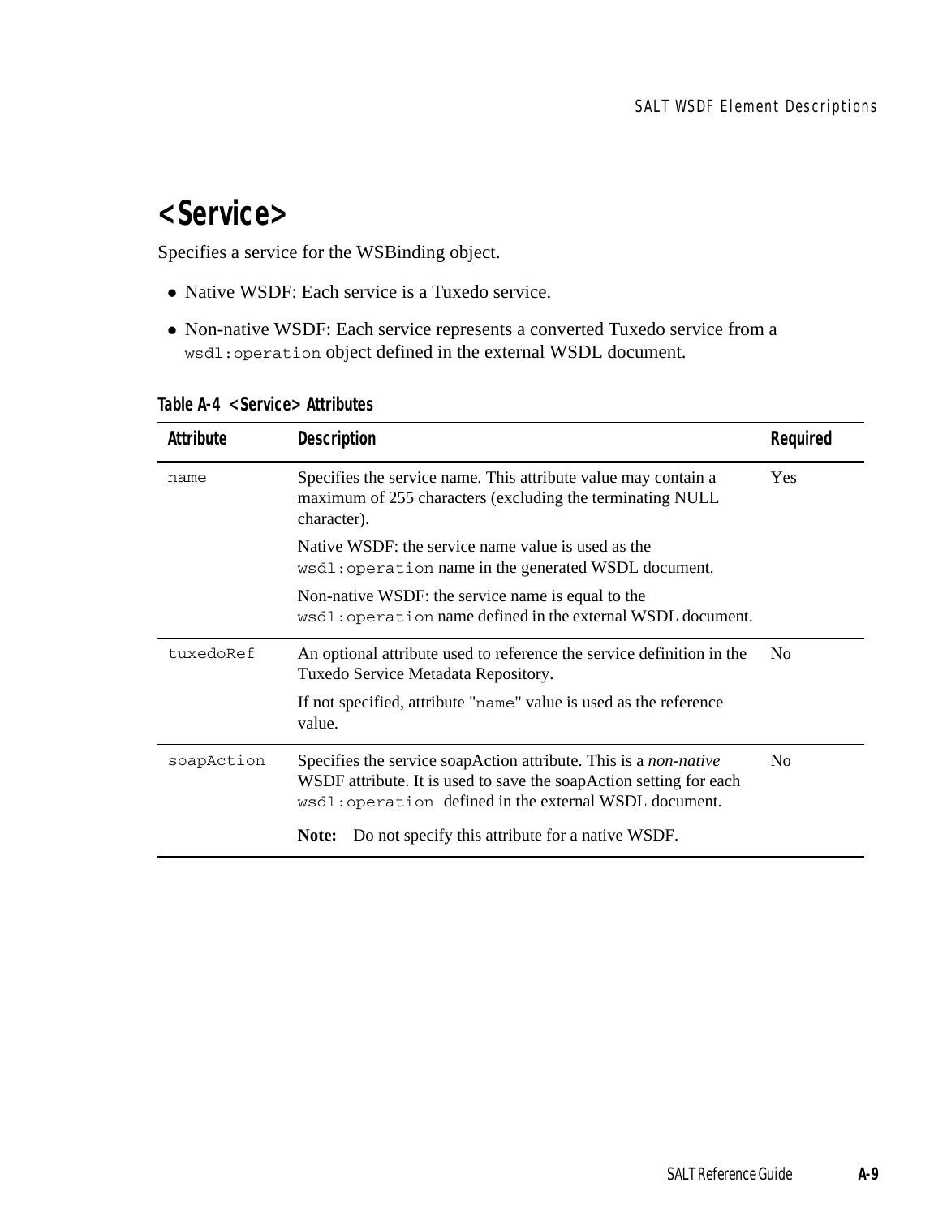## <Service>

Specifies a service for the WSBinding object.

- Native WSDF: Each service is a Tuxedo service.
- Non-native WSDF: Each service represents a converted Tuxedo service from a `wsdl:operation` object defined in the external WSDL document.

**Table A-4 <Service> Attributes**

| Attribute | Description | Required |
| --- | --- | --- |
| `name` | Specifies the service name. This attribute value may contain a maximum of 255 characters (excluding the terminating NULL character).<br><br>Native WSDF: the service name value is used as the `wsdl:operation` name in the generated WSDL document.<br><br>Non-native WSDF: the service name is equal to the `wsdl:operation` name defined in the external WSDL document. | Yes |
| `tuxedoRef` | An optional attribute used to reference the service definition in the Tuxedo Service Metadata Repository.<br><br>If not specified, attribute "`name`" value is used as the reference value. | No |
| `soapAction` | Specifies the service soapAction attribute. This is a *non-native* WSDF attribute. It is used to save the soapAction setting for each `wsdl:operation` defined in the external WSDL document.<br><br>**Note:** Do not specify this attribute for a native WSDF. | No |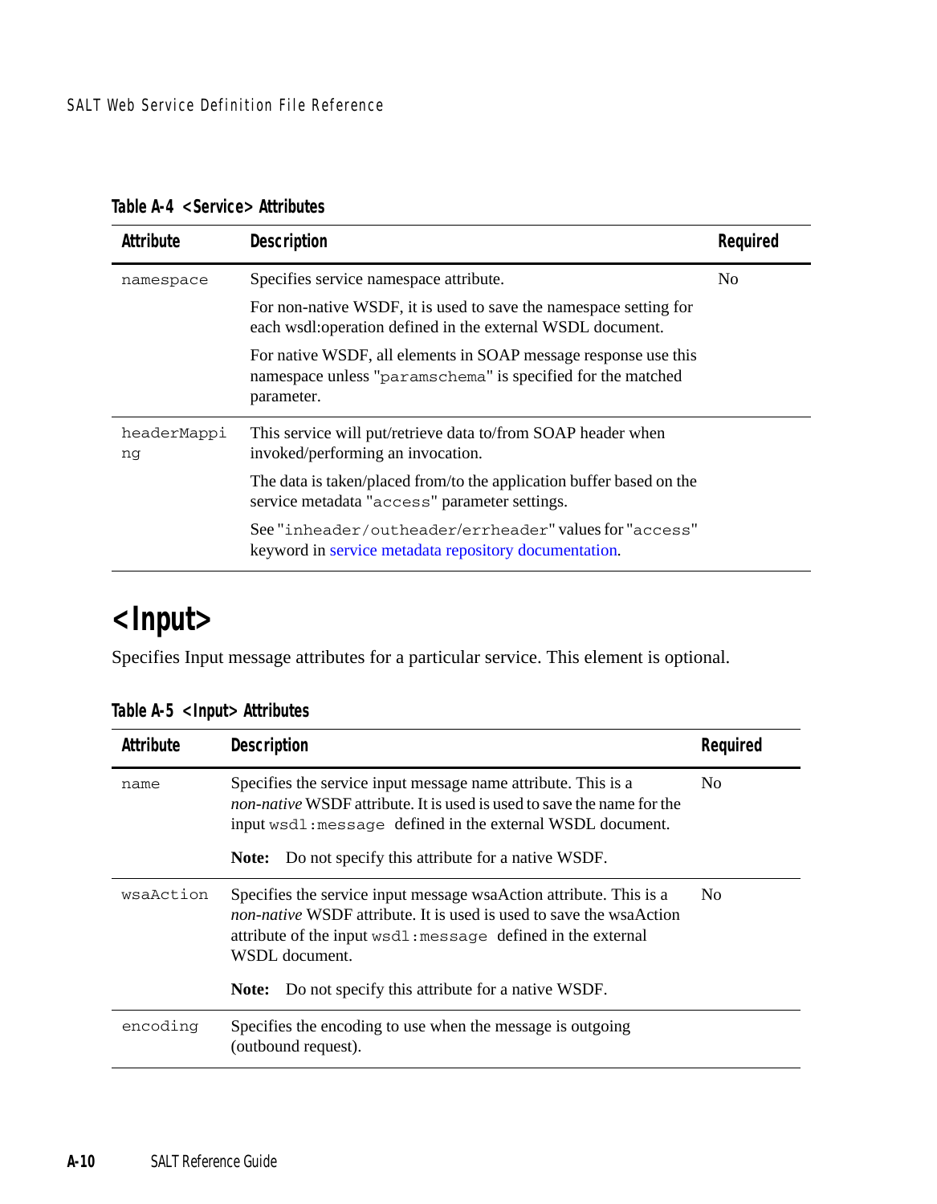**Table A-4 <Service> Attributes**

| Attribute | Description | Required |
|---|---|---|
| namespace | Specifies service namespace attribute.<br><br>For non-native WSDF, it is used to save the namespace setting for each wsdl:operation defined in the external WSDL document.<br><br>For native WSDF, all elements in SOAP message response use this namespace unless "paramschema" is specified for the matched parameter. | No |
| headerMapping | This service will put/retrieve data to/from SOAP header when invoked/performing an invocation.<br><br>The data is taken/placed from/to the application buffer based on the service metadata "access" parameter settings.<br><br>See "inheader/outheader/errheader" values for "access" keyword in service metadata repository documentation. | |

## <Input>

Specifies Input message attributes for a particular service. This element is optional.

**Table A-5 <Input> Attributes**

| Attribute | Description | Required |
|---|---|---|
| name | Specifies the service input message name attribute. This is a *non-native* WSDF attribute. It is used is used to save the name for the input `wsdl:message` defined in the external WSDL document.<br><br>**Note:** Do not specify this attribute for a native WSDF. | No |
| wsaAction | Specifies the service input message wsaAction attribute. This is a *non-native* WSDF attribute. It is used is used to save the wsaAction attribute of the input `wsdl:message` defined in the external WSDL document.<br><br>**Note:** Do not specify this attribute for a native WSDF. | No |
| encoding | Specifies the encoding to use when the message is outgoing (outbound request). | |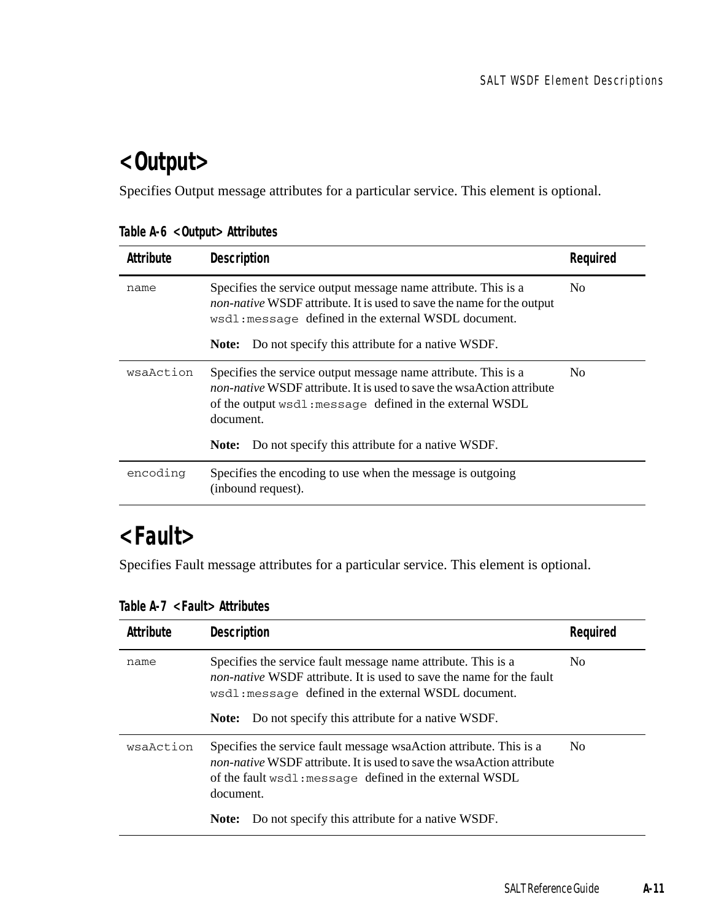## <Output>

Specifies Output message attributes for a particular service. This element is optional.

**Table A-6 <Output> Attributes**

| Attribute | Description | Required |
|---|---|---|
| `name` | Specifies the service output message name attribute. This is a *non-native* WSDF attribute. It is used to save the name for the output `wsdl:message` defined in the external WSDL document.<br><br>**Note:** Do not specify this attribute for a native WSDF. | No |
| `wsaAction` | Specifies the service output message name attribute. This is a *non-native* WSDF attribute. It is used to save the wsaAction attribute of the output `wsdl:message` defined in the external WSDL document.<br><br>**Note:** Do not specify this attribute for a native WSDF. | No |
| `encoding` | Specifies the encoding to use when the message is outgoing (inbound request). | |

## <Fault>

Specifies Fault message attributes for a particular service. This element is optional.

**Table A-7 <Fault> Attributes**

| Attribute | Description | Required |
|---|---|---|
| `name` | Specifies the service fault message name attribute. This is a *non-native* WSDF attribute. It is used to save the name for the fault `wsdl:message` defined in the external WSDL document.<br><br>**Note:** Do not specify this attribute for a native WSDF. | No |
| `wsaAction` | Specifies the service fault message wsaAction attribute. This is a *non-native* WSDF attribute. It is used to save the wsaAction attribute of the fault `wsdl:message` defined in the external WSDL document.<br><br>**Note:** Do not specify this attribute for a native WSDF. | No |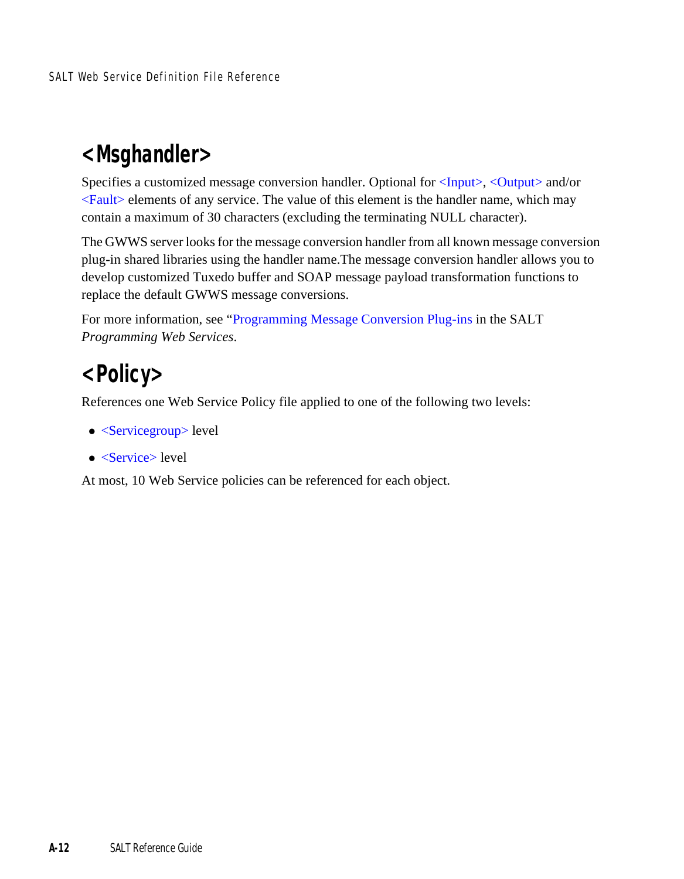## <Msghandler>

Specifies a customized message conversion handler. Optional for <Input>, <Output> and/or <Fault> elements of any service. The value of this element is the handler name, which may contain a maximum of 30 characters (excluding the terminating NULL character).

The GWWS server looks for the message conversion handler from all known message conversion plug-in shared libraries using the handler name.The message conversion handler allows you to develop customized Tuxedo buffer and SOAP message payload transformation functions to replace the default GWWS message conversions.

For more information, see "Programming Message Conversion Plug-ins in the SALT *Programming Web Services*.

## <Policy>

References one Web Service Policy file applied to one of the following two levels:

- <Servicegroup> level
- <Service> level

At most, 10 Web Service policies can be referenced for each object.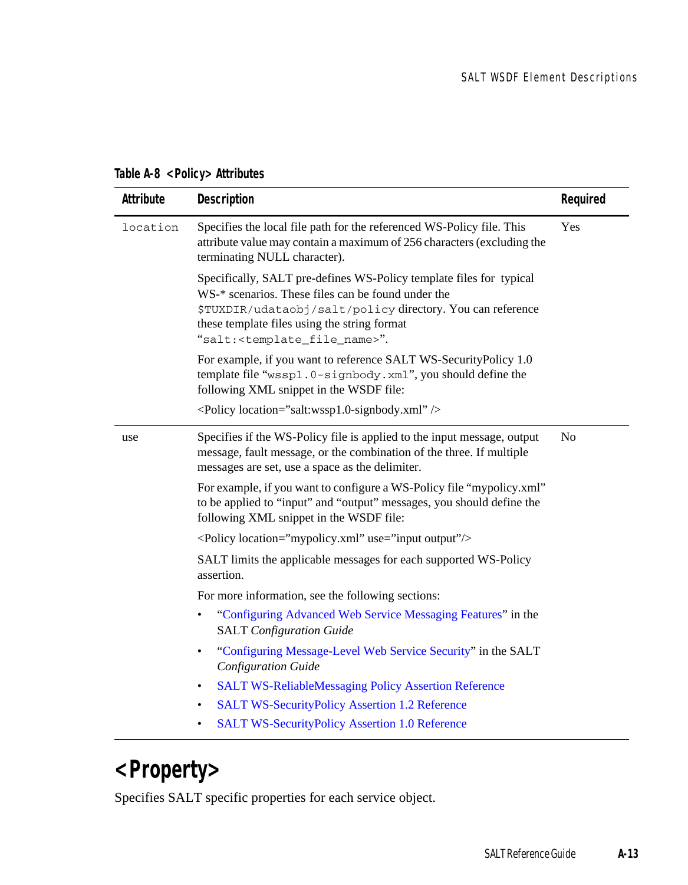**Table A-8 <Policy> Attributes**

| Attribute | Description | Required |
|---|---|---|
| `location` | Specifies the local file path for the referenced WS-Policy file. This attribute value may contain a maximum of 256 characters (excluding the terminating NULL character).<br><br>Specifically, SALT pre-defines WS-Policy template files for typical WS-* scenarios. These files can be found under the `$TUXDIR/udataobj/salt/policy` directory. You can reference these template files using the string format "`salt:<template_file_name>`".<br><br>For example, if you want to reference SALT WS-SecurityPolicy 1.0 template file "`wssp1.0-signbody.xml`", you should define the following XML snippet in the WSDF file:<br><br><Policy location="salt:wssp1.0-signbody.xml" /> | Yes |
| use | Specifies if the WS-Policy file is applied to the input message, output message, fault message, or the combination of the three. If multiple messages are set, use a space as the delimiter.<br><br>For example, if you want to configure a WS-Policy file "mypolicy.xml" to be applied to "input" and "output" messages, you should define the following XML snippet in the WSDF file:<br><br><Policy location="mypolicy.xml" use="input output"/><br><br>SALT limits the applicable messages for each supported WS-Policy assertion.<br><br>For more information, see the following sections:<br>• "Configuring Advanced Web Service Messaging Features" in the SALT *Configuration Guide*<br>• "Configuring Message-Level Web Service Security" in the SALT *Configuration Guide*<br>• SALT WS-ReliableMessaging Policy Assertion Reference<br>• SALT WS-SecurityPolicy Assertion 1.2 Reference<br>• SALT WS-SecurityPolicy Assertion 1.0 Reference | No |

# <Property>

Specifies SALT specific properties for each service object.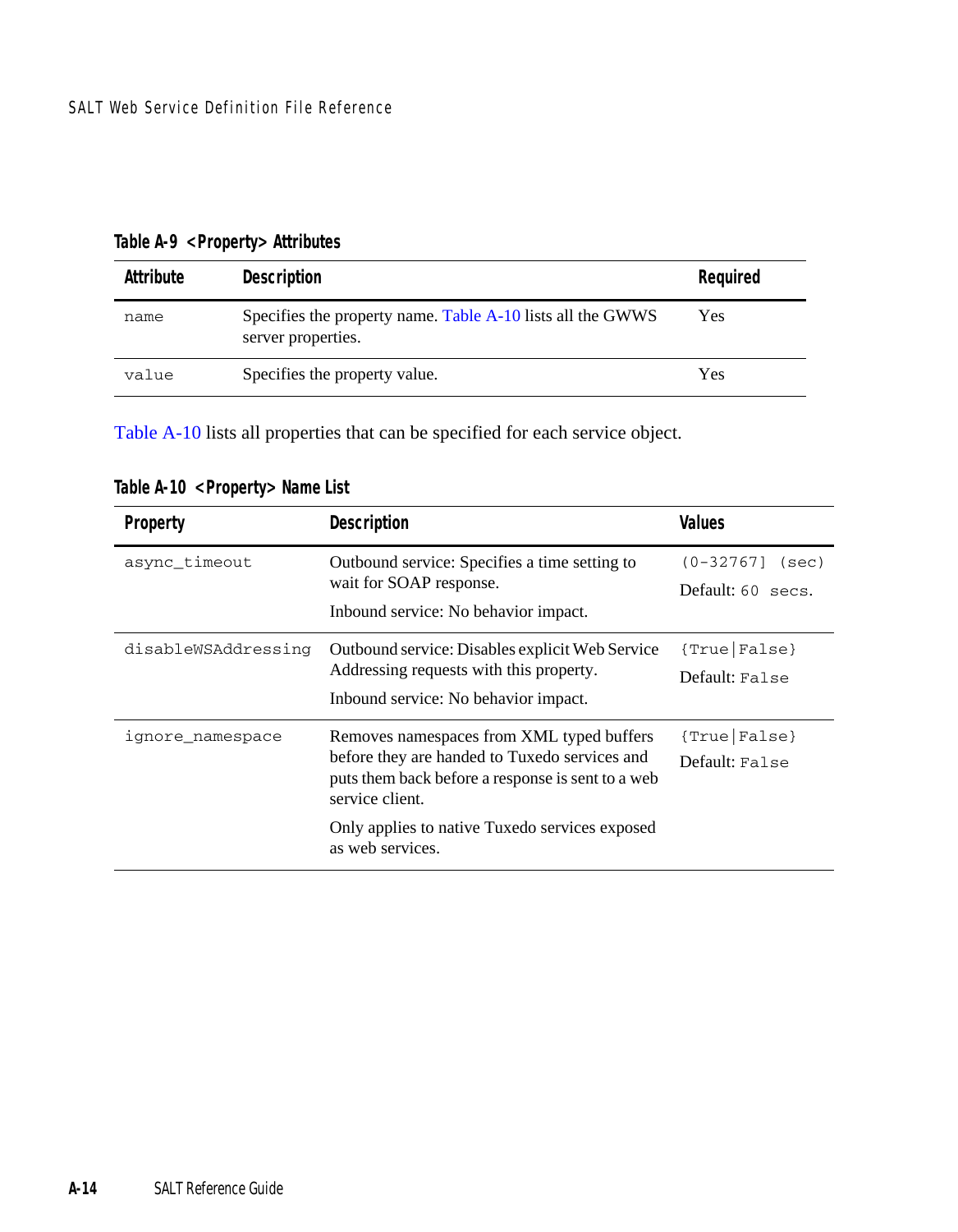**Table A-9 <Property> Attributes**

| Attribute | Description | Required |
|---|---|---|
| `name` | Specifies the property name. Table A-10 lists all the GWWS server properties. | Yes |
| `value` | Specifies the property value. | Yes |

Table A-10 lists all properties that can be specified for each service object.

**Table A-10 <Property> Name List**

| Property | Description | Values |
|---|---|---|
| `async_timeout` | Outbound service: Specifies a time setting to wait for SOAP response. <br><br> Inbound service: No behavior impact. | `(0-32767] (sec)` <br><br> Default: `60 secs`. |
| `disableWSAddressing` | Outbound service: Disables explicit Web Service Addressing requests with this property. <br><br> Inbound service: No behavior impact. | `{True|False}` <br><br> Default: `False` |
| `ignore_namespace` | Removes namespaces from XML typed buffers before they are handed to Tuxedo services and puts them back before a response is sent to a web service client. <br><br> Only applies to native Tuxedo services exposed as web services. | `{True|False}` <br><br> Default: `False` |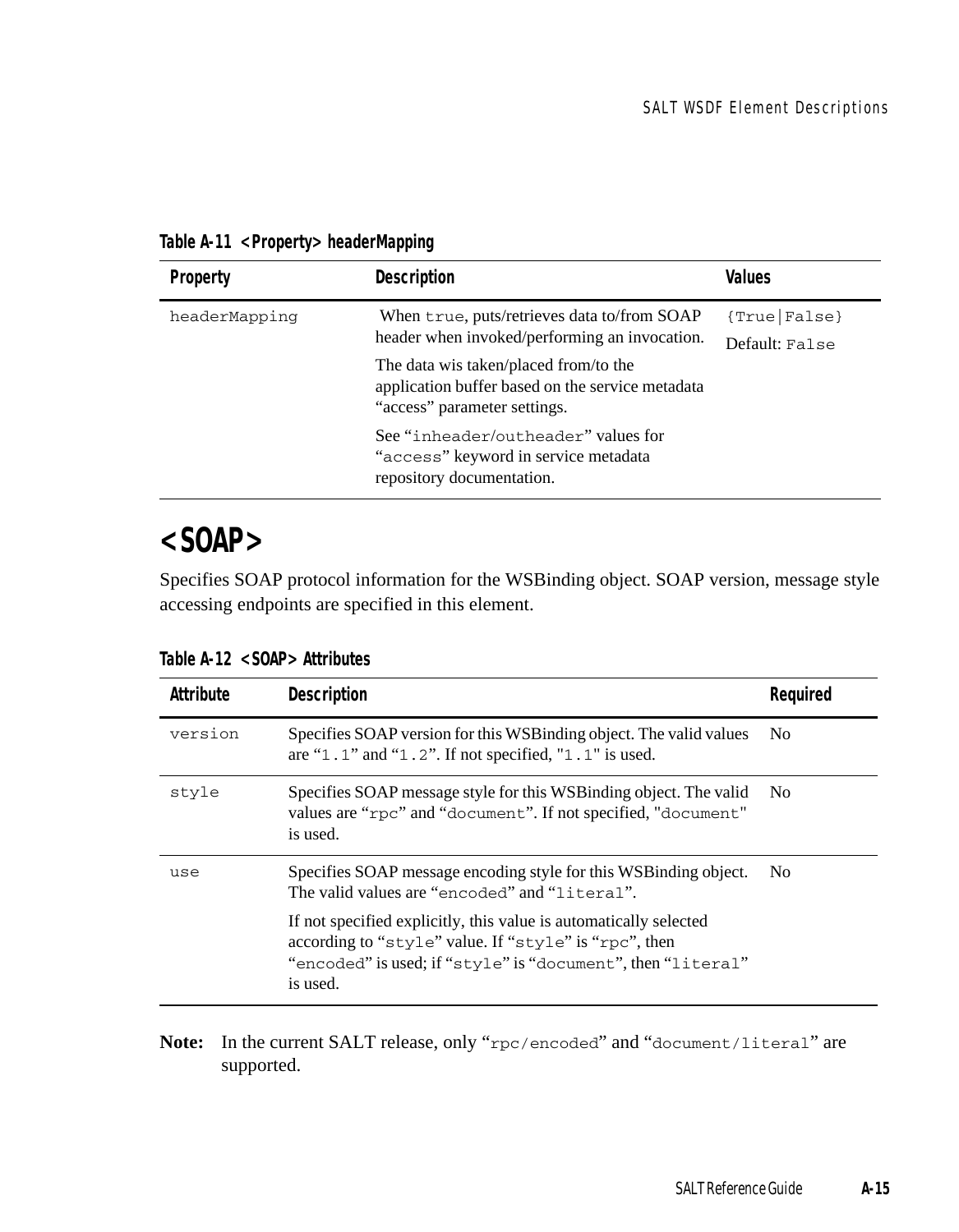**Table A-11 <Property> headerMapping**

| Property | Description | Values |
| --- | --- | --- |
| `headerMapping` | When `true`, puts/retrieves data to/from SOAP header when invoked/performing an invocation.<br><br>The data wis taken/placed from/to the application buffer based on the service metadata "access" parameter settings.<br><br>See "`inheader/outheader`" values for "`access`" keyword in service metadata repository documentation. | `{True\|False}`<br><br>Default: `False` |

# <SOAP>

Specifies SOAP protocol information for the WSBinding object. SOAP version, message style accessing endpoints are specified in this element.

**Table A-12 <SOAP> Attributes**

| Attribute | Description | Required |
| --- | --- | --- |
| `version` | Specifies SOAP version for this WSBinding object. The valid values are "`1.1`" and "`1.2`". If not specified, "`1.1`" is used. | No |
| `style` | Specifies SOAP message style for this WSBinding object. The valid values are "`rpc`" and "`document`". If not specified, "`document`" is used. | No |
| `use` | Specifies SOAP message encoding style for this WSBinding object. The valid values are "`encoded`" and "`literal`".<br><br>If not specified explicitly, this value is automatically selected according to "`style`" value. If "`style`" is "`rpc`", then "`encoded`" is used; if "`style`" is "`document`", then "`literal`" is used. | No |

**Note:** In the current SALT release, only "`rpc/encoded`" and "`document/literal`" are supported.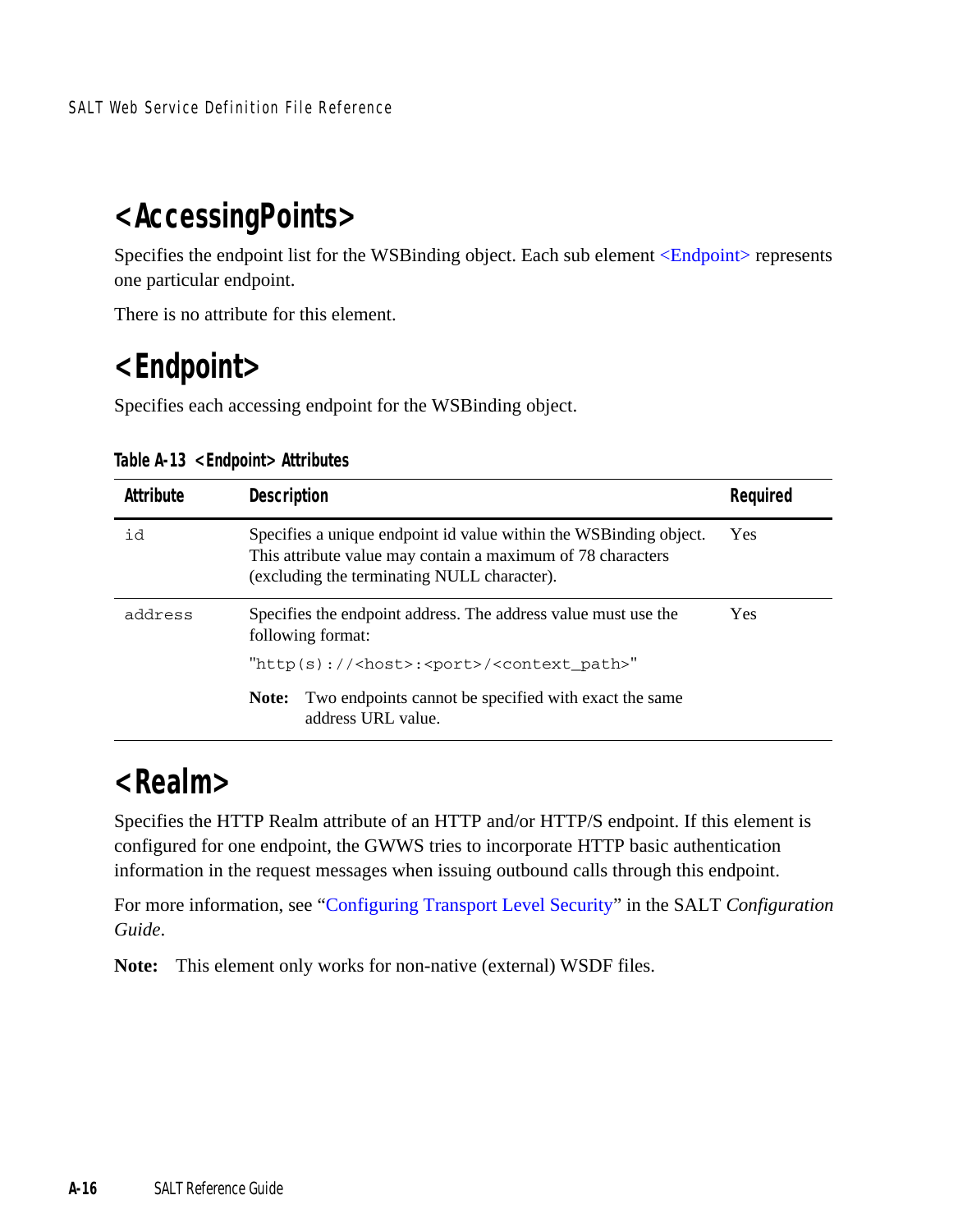# <AccessingPoints>

Specifies the endpoint list for the WSBinding object. Each sub element <Endpoint> represents one particular endpoint.

There is no attribute for this element.

# <Endpoint>

Specifies each accessing endpoint for the WSBinding object.

**Table A-13 <Endpoint> Attributes**

| Attribute | Description | Required |
|---|---|---|
| `id` | Specifies a unique endpoint id value within the WSBinding object. This attribute value may contain a maximum of 78 characters (excluding the terminating NULL character). | Yes |
| `address` | Specifies the endpoint address. The address value must use the following format: `"http(s)://<host>:<port>/<context_path>"` **Note:** Two endpoints cannot be specified with exact the same address URL value. | Yes |

# <Realm>

Specifies the HTTP Realm attribute of an HTTP and/or HTTP/S endpoint. If this element is configured for one endpoint, the GWWS tries to incorporate HTTP basic authentication information in the request messages when issuing outbound calls through this endpoint.

For more information, see "Configuring Transport Level Security" in the SALT *Configuration Guide*.

**Note:** This element only works for non-native (external) WSDF files.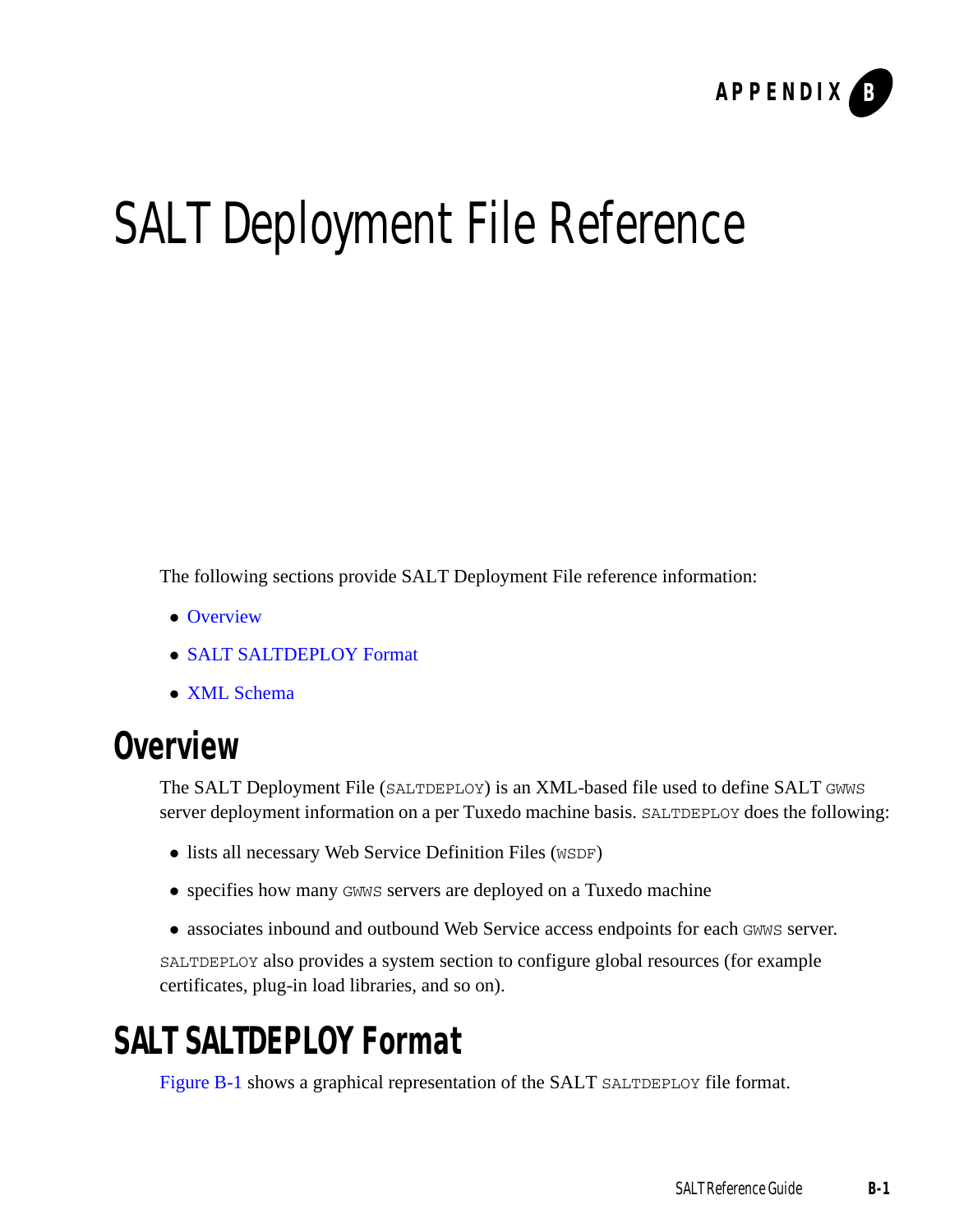APPENDIX B

# SALT Deployment File Reference

The following sections provide SALT Deployment File reference information:

- Overview
- SALT SALTDEPLOY Format
- XML Schema

## Overview

The SALT Deployment File (`SALTDEPLOY`) is an XML-based file used to define SALT `GWWS` server deployment information on a per Tuxedo machine basis. `SALTDEPLOY` does the following:

- lists all necessary Web Service Definition Files (`WSDF`)
- specifies how many `GWWS` servers are deployed on a Tuxedo machine
- associates inbound and outbound Web Service access endpoints for each `GWWS` server.

`SALTDEPLOY` also provides a system section to configure global resources (for example certificates, plug-in load libraries, and so on).

## SALT SALTDEPLOY Format

Figure B-1 shows a graphical representation of the SALT `SALTDEPLOY` file format.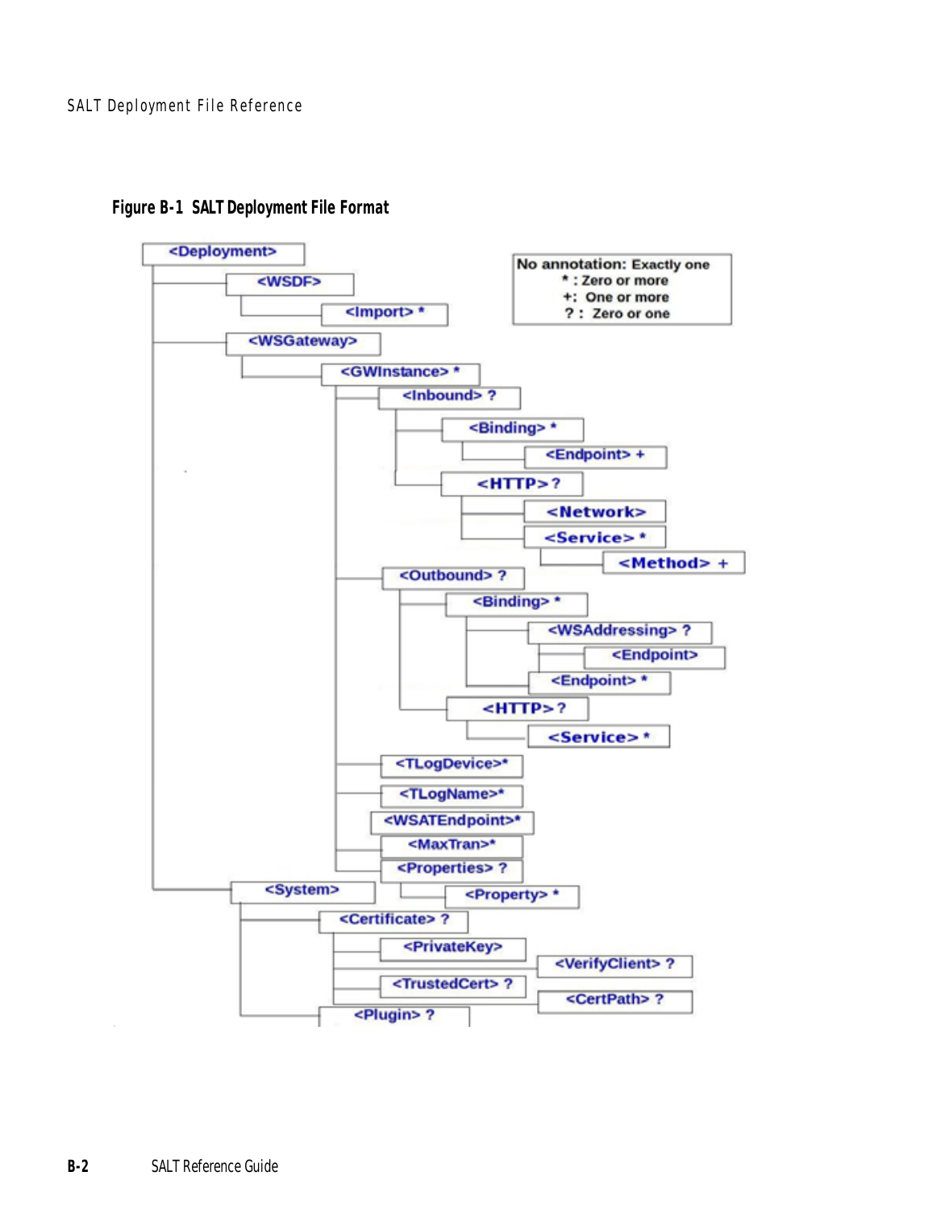**Figure B-1 SALT Deployment File Format**

```
<Deployment>
├── <WSDF>
│   └── <Import> *
├── <WSGateway>
│   └── <GWInstance> *
│       ├── <Inbound> ?
│       │   ├── <Binding> *
│       │   │   └── <Endpoint> +
│       │   └── <HTTP> ?
│       │       ├── <Network>
│       │       └── <Service> *
│       │           └── <Method> +
│       ├── <Outbound> ?
│       │   ├── <Binding> *
│       │   │   ├── <WSAddressing> ?
│       │   │   │   └── <Endpoint>
│       │   │   └── <Endpoint> *
│       │   └── <HTTP> ?
│       │       └── <Service> *
│       ├── <TLogDevice>*
│       ├── <TLogName>*
│       ├── <WSATEndpoint>*
│       ├── <MaxTran>*
│       └── <Properties> ?
│           └── <Property> *
└── <System>
    ├── <Certificate> ?
    │   ├── <PrivateKey>
    │   ├── <VerifyClient> ?
    │   ├── <TrustedCert> ?
    │   └── <CertPath> ?
    └── <Plugin> ?
```

No annotation: Exactly one
* : Zero or more
+: One or more
? : Zero or one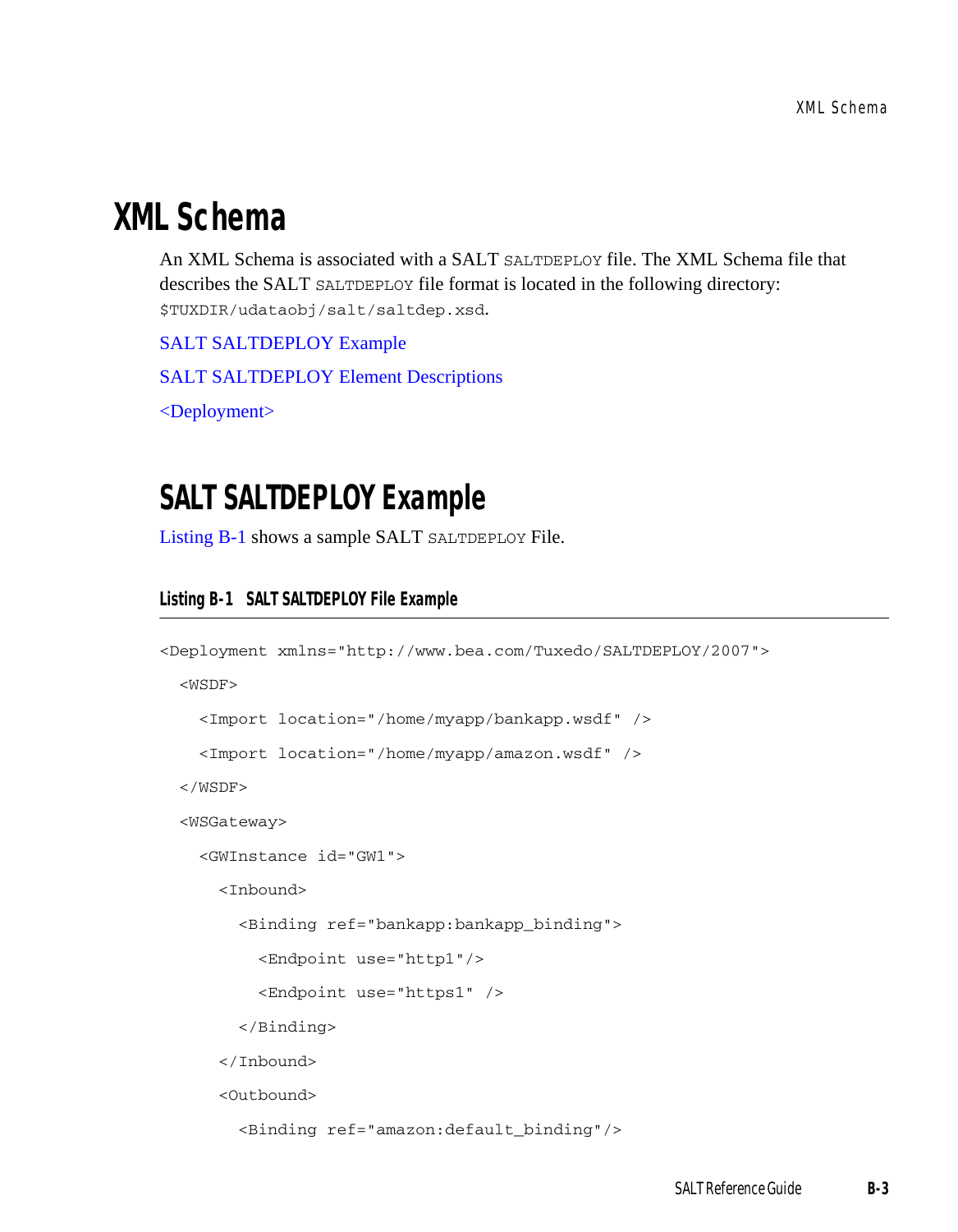# XML Schema

An XML Schema is associated with a SALT `SALTDEPLOY` file. The XML Schema file that describes the SALT `SALTDEPLOY` file format is located in the following directory: `$TUXDIR/udataobj/salt/saltdep.xsd`.

SALT SALTDEPLOY Example

SALT SALTDEPLOY Element Descriptions

<Deployment>

## SALT SALTDEPLOY Example

Listing B-1 shows a sample SALT `SALTDEPLOY` File.

#### Listing B-1 SALT SALTDEPLOY File Example

```
<Deployment xmlns="http://www.bea.com/Tuxedo/SALTDEPLOY/2007">
  <WSDF>
    <Import location="/home/myapp/bankapp.wsdf" />
    <Import location="/home/myapp/amazon.wsdf" />
  </WSDF>
  <WSGateway>
    <GWInstance id="GW1">
      <Inbound>
        <Binding ref="bankapp:bankapp_binding">
          <Endpoint use="http1"/>
          <Endpoint use="https1" />
        </Binding>
      </Inbound>
      <Outbound>
        <Binding ref="amazon:default_binding"/>
```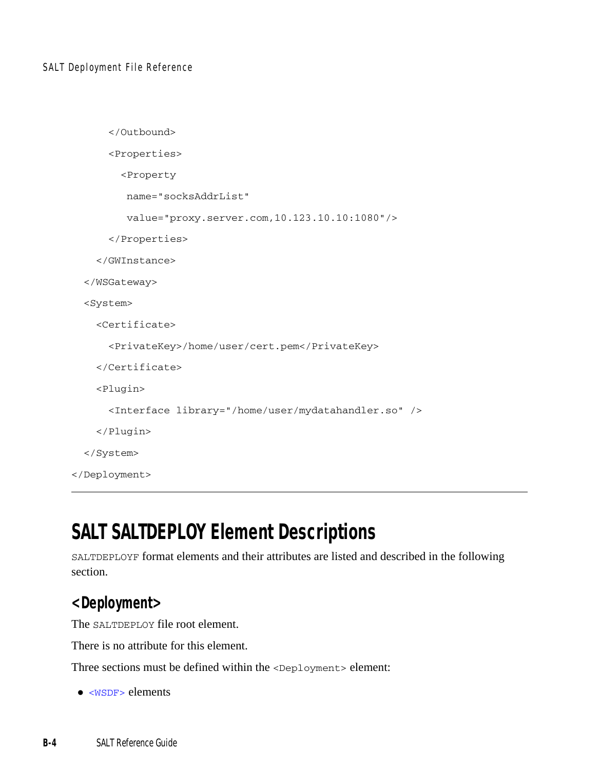```
      </Outbound>
      <Properties>
        <Property
         name="socksAddrList"
         value="proxy.server.com,10.123.10.10:1080"/>
      </Properties>
    </GWInstance>
  </WSGateway>
  <System>
    <Certificate>
      <PrivateKey>/home/user/cert.pem</PrivateKey>
    </Certificate>
    <Plugin>
      <Interface library="/home/user/mydatahandler.so" />
    </Plugin>
  </System>
</Deployment>
```

## SALT SALTDEPLOY Element Descriptions

SALTDEPLOYF format elements and their attributes are listed and described in the following section.

### <Deployment>

The SALTDEPLOY file root element.

There is no attribute for this element.

Three sections must be defined within the <Deployment> element:

- <WSDF> elements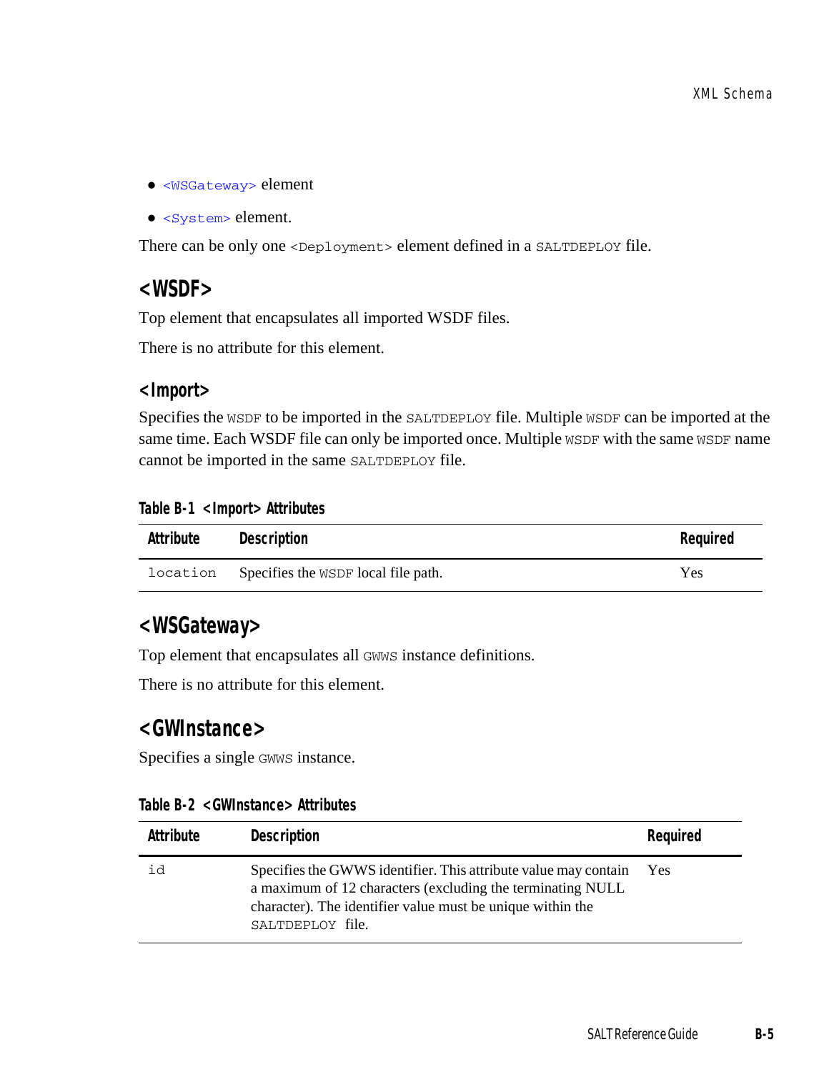- `<WSGateway>` element
- `<System>` element.

There can be only one `<Deployment>` element defined in a SALTDEPLOY file.

## <WSDF>

Top element that encapsulates all imported WSDF files.

There is no attribute for this element.

### <Import>

Specifies the WSDF to be imported in the SALTDEPLOY file. Multiple WSDF can be imported at the same time. Each WSDF file can only be imported once. Multiple WSDF with the same WSDF name cannot be imported in the same SALTDEPLOY file.

**Table B-1 <Import> Attributes**

| Attribute | Description | Required |
|---|---|---|
| location | Specifies the WSDF local file path. | Yes |

## <WSGateway>

Top element that encapsulates all GWWS instance definitions.

There is no attribute for this element.

## <GWInstance>

Specifies a single GWWS instance.

**Table B-2 <GWInstance> Attributes**

| Attribute | Description | Required |
|---|---|---|
| id | Specifies the GWWS identifier. This attribute value may contain a maximum of 12 characters (excluding the terminating NULL character). The identifier value must be unique within the SALTDEPLOY file. | Yes |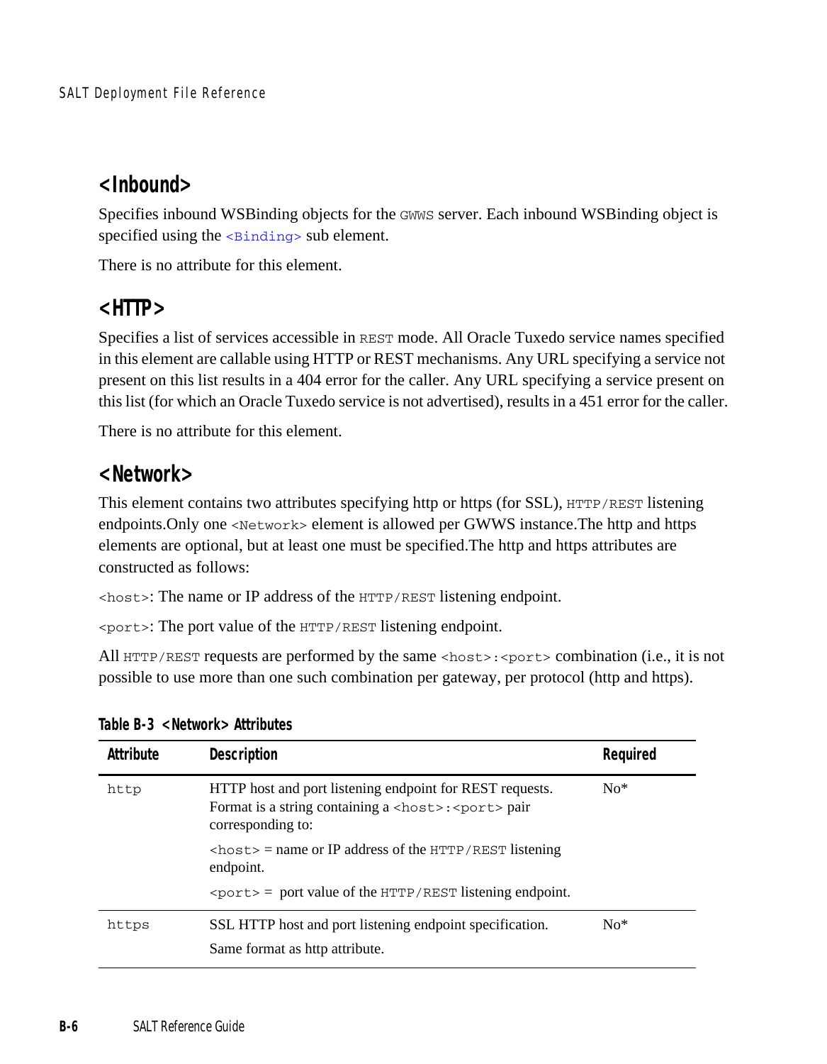## <Inbound>

Specifies inbound WSBinding objects for the `GWWS` server. Each inbound WSBinding object is specified using the `<Binding>` sub element.

There is no attribute for this element.

## <HTTP>

Specifies a list of services accessible in `REST` mode. All Oracle Tuxedo service names specified in this element are callable using HTTP or REST mechanisms. Any URL specifying a service not present on this list results in a 404 error for the caller. Any URL specifying a service present on this list (for which an Oracle Tuxedo service is not advertised), results in a 451 error for the caller.

There is no attribute for this element.

## <Network>

This element contains two attributes specifying http or https (for SSL), `HTTP/REST` listening endpoints.Only one `<Network>` element is allowed per GWWS instance.The http and https elements are optional, but at least one must be specified.The http and https attributes are constructed as follows:

`<host>`: The name or IP address of the `HTTP/REST` listening endpoint.

`<port>`: The port value of the `HTTP/REST` listening endpoint.

All `HTTP/REST` requests are performed by the same `<host>:<port>` combination (i.e., it is not possible to use more than one such combination per gateway, per protocol (http and https).

**Table B-3 <Network> Attributes**

| Attribute | Description | Required |
|---|---|---|
| `http` | HTTP host and port listening endpoint for REST requests. Format is a string containing a `<host>:<port>` pair corresponding to:<br>`<host>` = name or IP address of the `HTTP/REST` listening endpoint.<br>`<port>` = port value of the `HTTP/REST` listening endpoint. | No* |
| `https` | SSL HTTP host and port listening endpoint specification.<br>Same format as http attribute. | No* |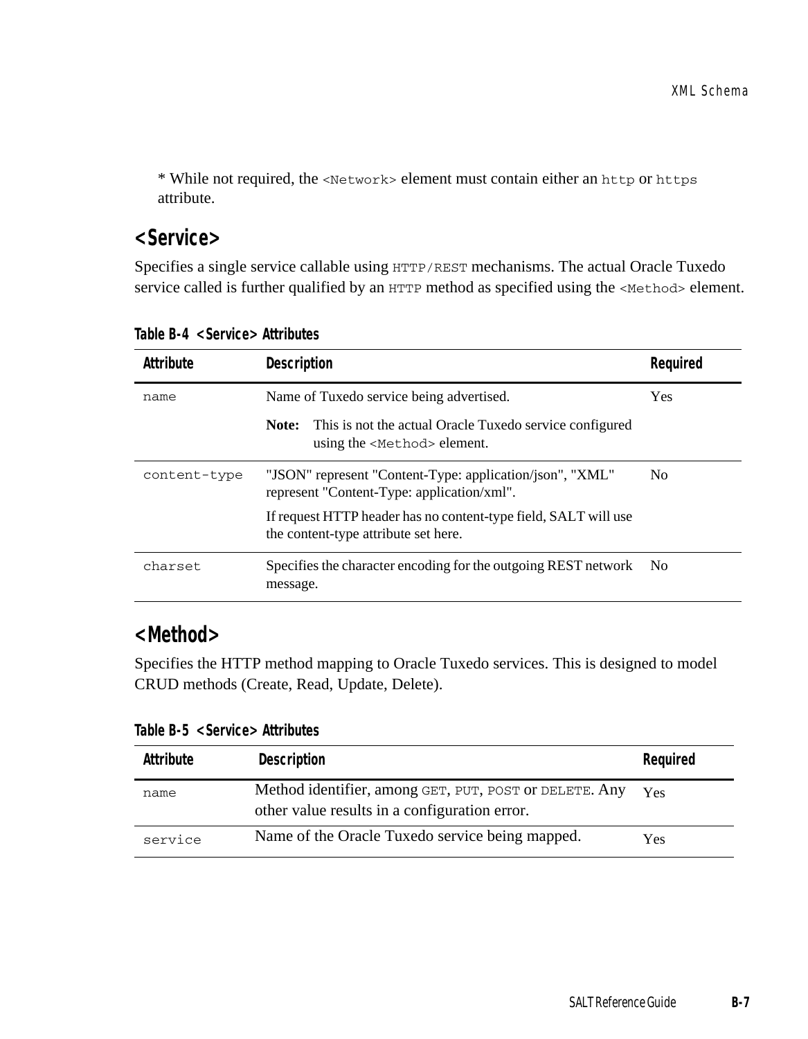* While not required, the `<Network>` element must contain either an `http` or `https` attribute.

## <Service>

Specifies a single service callable using `HTTP/REST` mechanisms. The actual Oracle Tuxedo service called is further qualified by an `HTTP` method as specified using the `<Method>` element.

**Table B-4 <Service> Attributes**

| Attribute | Description | Required |
|---|---|---|
| `name` | Name of Tuxedo service being advertised.<br><br>**Note:** This is not the actual Oracle Tuxedo service configured using the `<Method>` element. | Yes |
| `content-type` | "JSON" represent "Content-Type: application/json", "XML" represent "Content-Type: application/xml".<br><br>If request HTTP header has no content-type field, SALT will use the content-type attribute set here. | No |
| `charset` | Specifies the character encoding for the outgoing REST network message. | No |

## <Method>

Specifies the HTTP method mapping to Oracle Tuxedo services. This is designed to model CRUD methods (Create, Read, Update, Delete).

**Table B-5 <Service> Attributes**

| Attribute | Description | Required |
|---|---|---|
| `name` | Method identifier, among `GET`, `PUT`, `POST` or `DELETE`. Any other value results in a configuration error. | Yes |
| `service` | Name of the Oracle Tuxedo service being mapped. | Yes |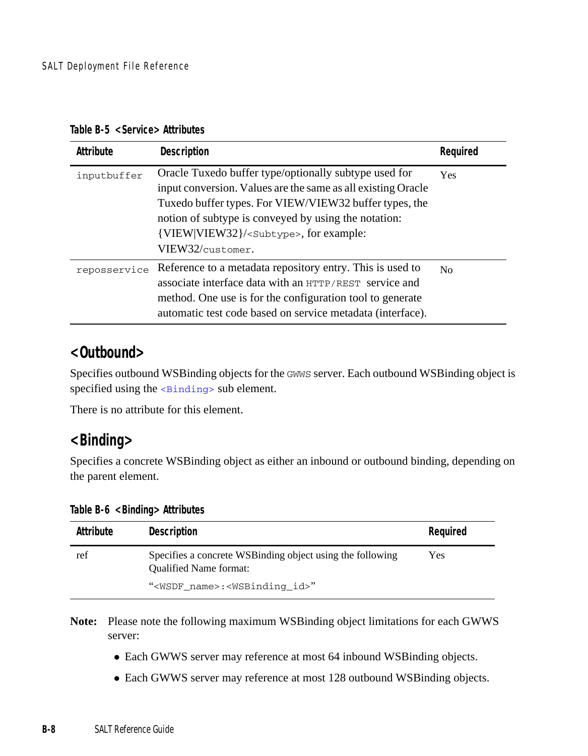Table B-5 <Service> Attributes

| Attribute | Description | Required |
| --- | --- | --- |
| `inputbuffer` | Oracle Tuxedo buffer type/optionally subtype used for input conversion. Values are the same as all existing Oracle Tuxedo buffer types. For VIEW/VIEW32 buffer types, the notion of subtype is conveyed by using the notation: {VIEW\|VIEW32}/`<Subtype>`, for example: VIEW32/`customer`. | Yes |
| `reposservice` | Reference to a metadata repository entry. This is used to associate interface data with an `HTTP/REST` service and method. One use is for the configuration tool to generate automatic test code based on service metadata (interface). | No |

## <Outbound>

Specifies outbound WSBinding objects for the `GWWS` server. Each outbound WSBinding object is specified using the `<Binding>` sub element.

There is no attribute for this element.

## <Binding>

Specifies a concrete WSBinding object as either an inbound or outbound binding, depending on the parent element.

Table B-6 <Binding> Attributes

| Attribute | Description | Required |
| --- | --- | --- |
| ref | Specifies a concrete WSBinding object using the following Qualified Name format: “`<WSDF_name>:<WSBinding_id>`” | Yes |

**Note:** Please note the following maximum WSBinding object limitations for each GWWS server:

- Each GWWS server may reference at most 64 inbound WSBinding objects.
- Each GWWS server may reference at most 128 outbound WSBinding objects.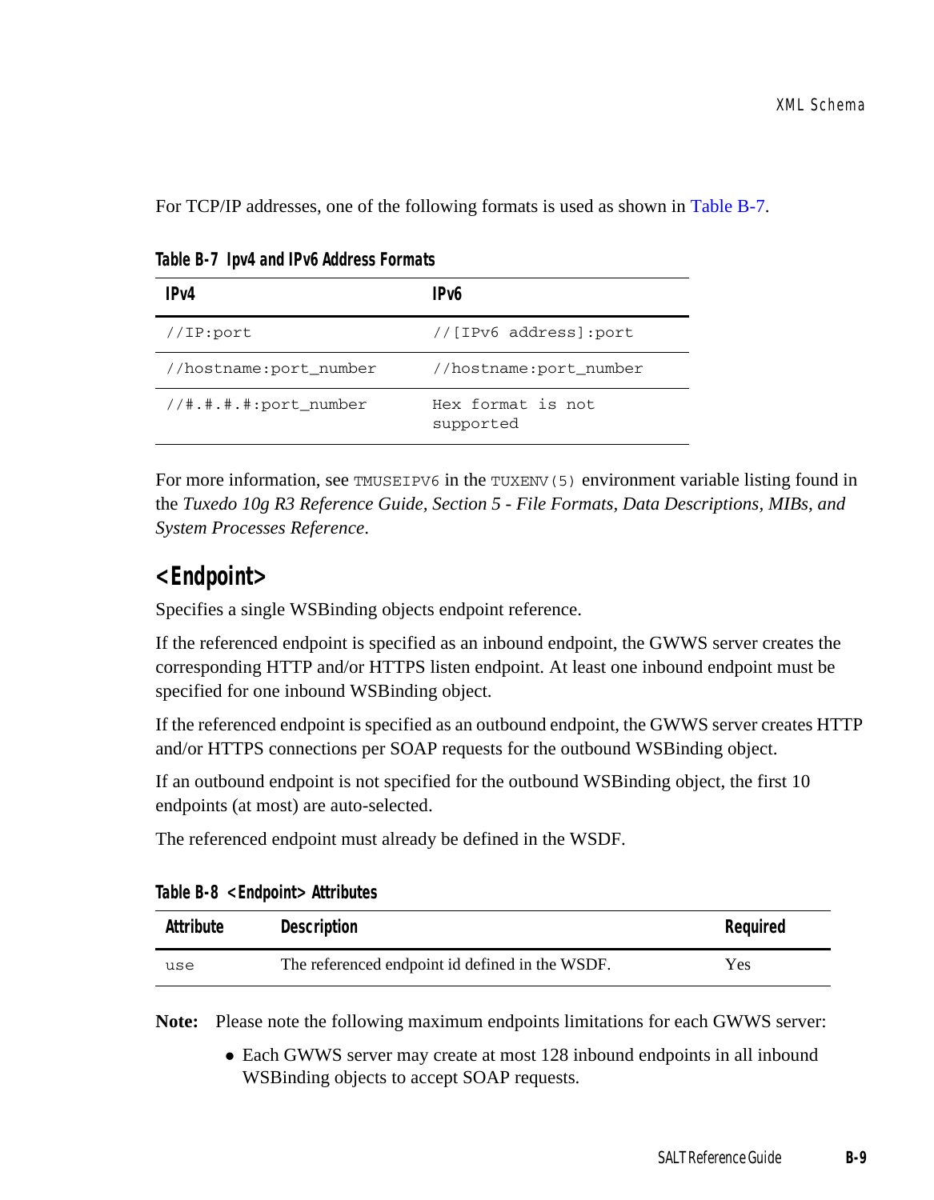For TCP/IP addresses, one of the following formats is used as shown in Table B-7.

**Table B-7 Ipv4 and IPv6 Address Formats**

| IPv4 | IPv6 |
| --- | --- |
| `//IP:port` | `//[IPv6 address]:port` |
| `//hostname:port_number` | `//hostname:port_number` |
| `//#.#.#.#:port_number` | `Hex format is not supported` |

For more information, see `TMUSEIPV6` in the `TUXENV(5)` environment variable listing found in the *Tuxedo 10g R3 Reference Guide, Section 5 - File Formats, Data Descriptions, MIBs, and System Processes Reference*.

## <Endpoint>

Specifies a single WSBinding objects endpoint reference.

If the referenced endpoint is specified as an inbound endpoint, the GWWS server creates the corresponding HTTP and/or HTTPS listen endpoint. At least one inbound endpoint must be specified for one inbound WSBinding object.

If the referenced endpoint is specified as an outbound endpoint, the GWWS server creates HTTP and/or HTTPS connections per SOAP requests for the outbound WSBinding object.

If an outbound endpoint is not specified for the outbound WSBinding object, the first 10 endpoints (at most) are auto-selected.

The referenced endpoint must already be defined in the WSDF.

**Table B-8 <Endpoint> Attributes**

| Attribute | Description | Required |
| --- | --- | --- |
| `use` | The referenced endpoint id defined in the WSDF. | Yes |

**Note:** Please note the following maximum endpoints limitations for each GWWS server:

- Each GWWS server may create at most 128 inbound endpoints in all inbound WSBinding objects to accept SOAP requests.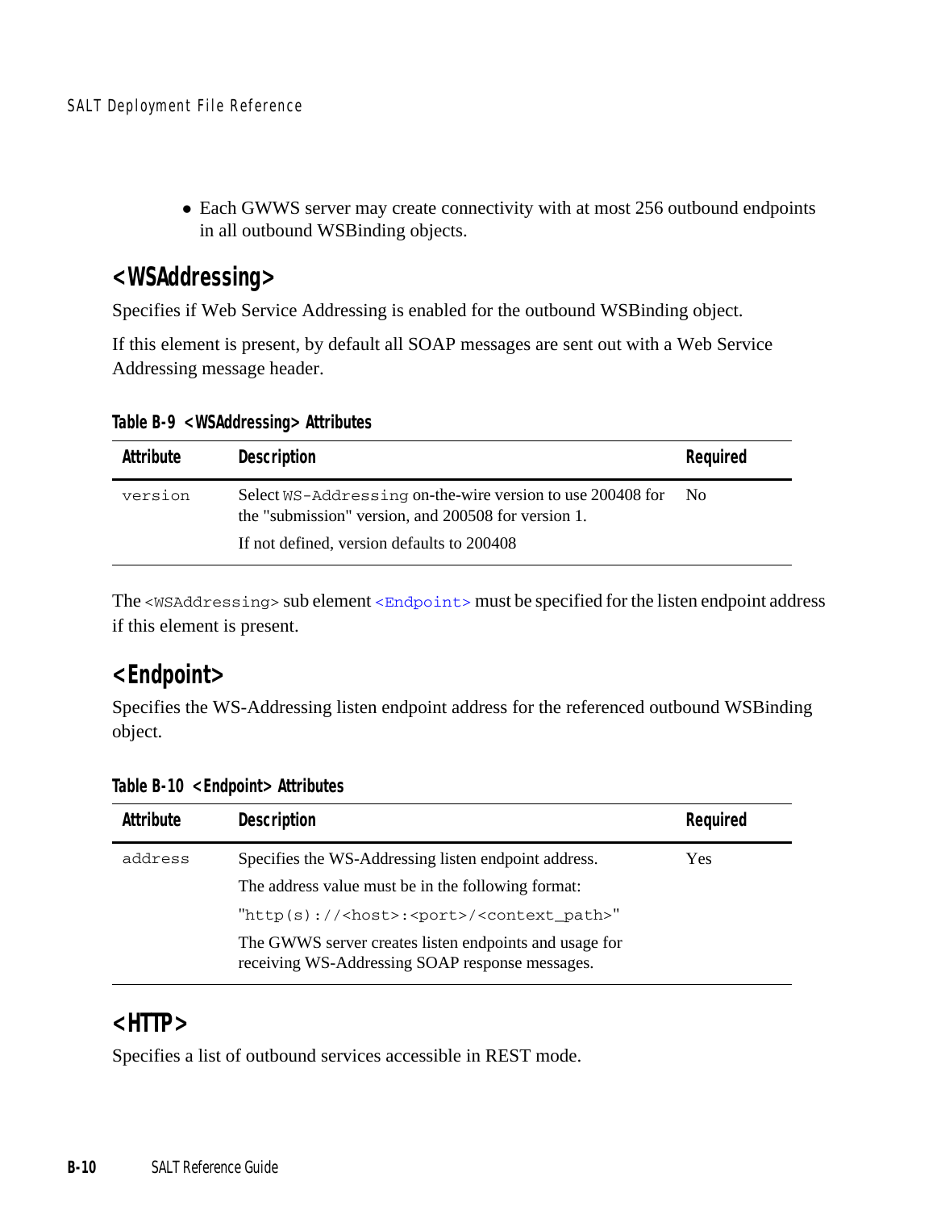- Each GWWS server may create connectivity with at most 256 outbound endpoints in all outbound WSBinding objects.

## <WSAddressing>

Specifies if Web Service Addressing is enabled for the outbound WSBinding object.

If this element is present, by default all SOAP messages are sent out with a Web Service Addressing message header.

**Table B-9 <WSAddressing> Attributes**

| Attribute | Description | Required |
|---|---|---|
| `version` | Select `WS-Addressing` on-the-wire version to use 200408 for the "submission" version, and 200508 for version 1.<br>If not defined, version defaults to 200408 | No |

The `<WSAddressing>` sub element `<Endpoint>` must be specified for the listen endpoint address if this element is present.

## <Endpoint>

Specifies the WS-Addressing listen endpoint address for the referenced outbound WSBinding object.

**Table B-10 <Endpoint> Attributes**

| Attribute | Description | Required |
|---|---|---|
| `address` | Specifies the WS-Addressing listen endpoint address.<br>The address value must be in the following format:<br>`"http(s)://<host>:<port>/<context_path>"`<br>The GWWS server creates listen endpoints and usage for receiving WS-Addressing SOAP response messages. | Yes |

## <HTTP>

Specifies a list of outbound services accessible in REST mode.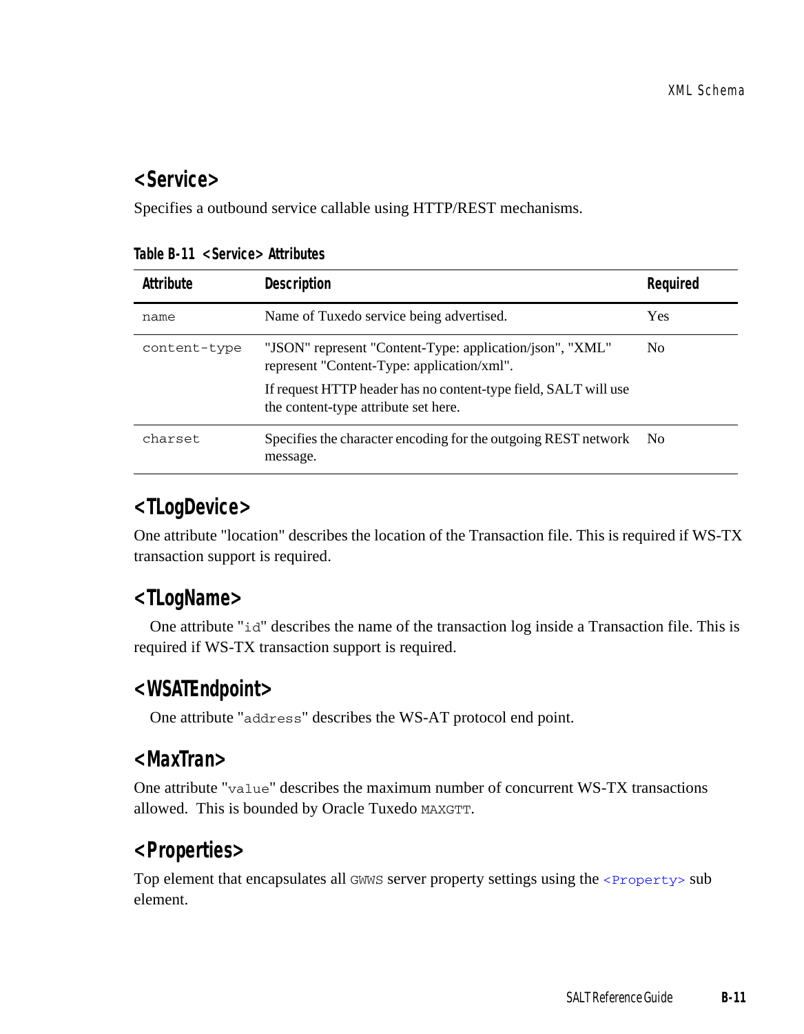## <Service>

Specifies a outbound service callable using HTTP/REST mechanisms.

**Table B-11 <Service> Attributes**

| Attribute | Description | Required |
|---|---|---|
| `name` | Name of Tuxedo service being advertised. | Yes |
| `content-type` | "JSON" represent "Content-Type: application/json", "XML" represent "Content-Type: application/xml". If request HTTP header has no content-type field, SALT will use the content-type attribute set here. | No |
| `charset` | Specifies the character encoding for the outgoing REST network message. | No |

## <TLogDevice>

One attribute "location" describes the location of the Transaction file. This is required if WS-TX transaction support is required.

## <TLogName>

One attribute "`id`" describes the name of the transaction log inside a Transaction file. This is required if WS-TX transaction support is required.

## <WSATEndpoint>

One attribute "`address`" describes the WS-AT protocol end point.

## <MaxTran>

One attribute "`value`" describes the maximum number of concurrent WS-TX transactions allowed. This is bounded by Oracle Tuxedo `MAXGTT`.

## <Properties>

Top element that encapsulates all `GWWS` server property settings using the `<Property>` sub element.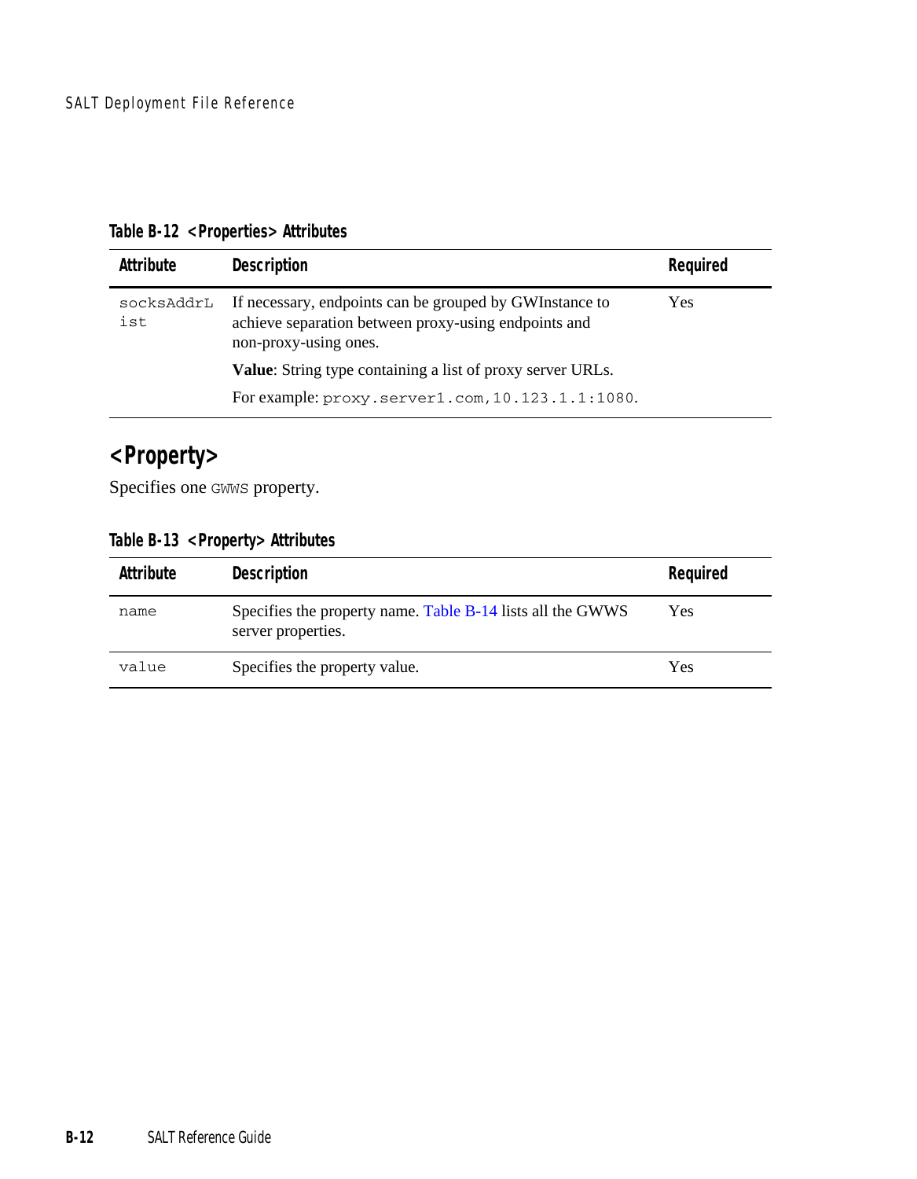**Table B-12 <Properties> Attributes**

| Attribute | Description | Required |
|---|---|---|
| socksAddrList | If necessary, endpoints can be grouped by GWInstance to achieve separation between proxy-using endpoints and non-proxy-using ones. <br> **Value**: String type containing a list of proxy server URLs. <br> For example: `proxy.server1.com,10.123.1.1:1080`. | Yes |

## <Property>

Specifies one GWWS property.

**Table B-13 <Property> Attributes**

| Attribute | Description | Required |
|---|---|---|
| name | Specifies the property name. Table B-14 lists all the GWWS server properties. | Yes |
| value | Specifies the property value. | Yes |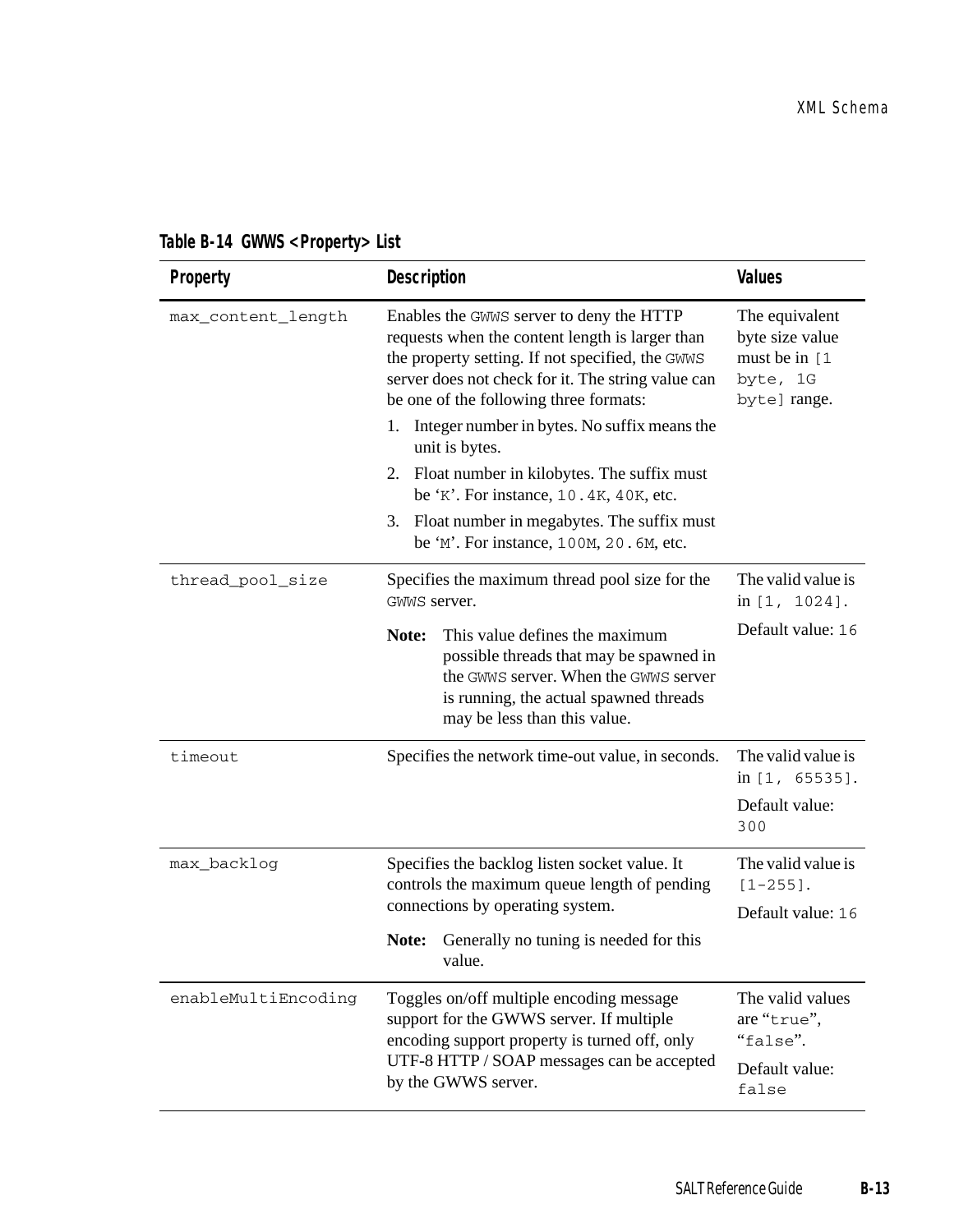**Table B-14 GWWS <Property> List**

| Property | Description | Values |
|---|---|---|
| max_content_length | Enables the GWWS server to deny the HTTP requests when the content length is larger than the property setting. If not specified, the GWWS server does not check for it. The string value can be one of the following three formats:<br>1. Integer number in bytes. No suffix means the unit is bytes.<br>2. Float number in kilobytes. The suffix must be 'K'. For instance, 10.4K, 40K, etc.<br>3. Float number in megabytes. The suffix must be 'M'. For instance, 100M, 20.6M, etc. | The equivalent byte size value must be in [1 byte, 1G byte] range. |
| thread_pool_size | Specifies the maximum thread pool size for the GWWS server.<br>**Note:** This value defines the maximum possible threads that may be spawned in the GWWS server. When the GWWS server is running, the actual spawned threads may be less than this value. | The valid value is in [1, 1024].<br>Default value: 16 |
| timeout | Specifies the network time-out value, in seconds. | The valid value is in [1, 65535].<br>Default value: 300 |
| max_backlog | Specifies the backlog listen socket value. It controls the maximum queue length of pending connections by operating system.<br>**Note:** Generally no tuning is needed for this value. | The valid value is [1-255].<br>Default value: 16 |
| enableMultiEncoding | Toggles on/off multiple encoding message support for the GWWS server. If multiple encoding support property is turned off, only UTF-8 HTTP / SOAP messages can be accepted by the GWWS server. | The valid values are "true", "false".<br>Default value: false |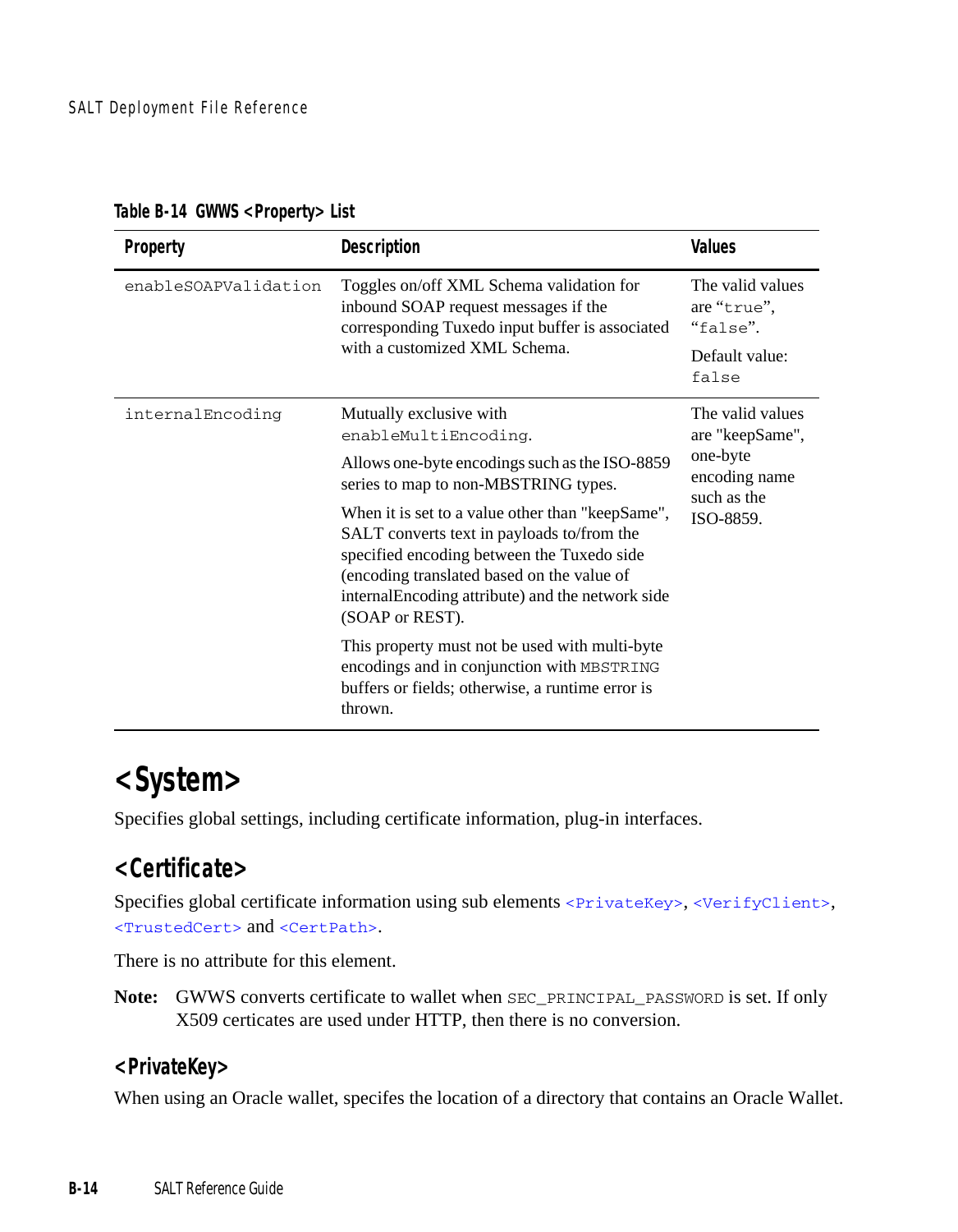**Table B-14 GWWS <Property> List**

| Property | Description | Values |
|---|---|---|
| `enableSOAPValidation` | Toggles on/off XML Schema validation for inbound SOAP request messages if the corresponding Tuxedo input buffer is associated with a customized XML Schema. | The valid values are "`true`", "`false`".<br><br>Default value: `false` |
| `internalEncoding` | Mutually exclusive with `enableMultiEncoding`.<br><br>Allows one-byte encodings such as the ISO-8859 series to map to non-MBSTRING types.<br><br>When it is set to a value other than "keepSame", SALT converts text in payloads to/from the specified encoding between the Tuxedo side (encoding translated based on the value of internalEncoding attribute) and the network side (SOAP or REST).<br><br>This property must not be used with multi-byte encodings and in conjunction with `MBSTRING` buffers or fields; otherwise, a runtime error is thrown. | The valid values are "keepSame", one-byte encoding name such as the ISO-8859. |

# <System>

Specifies global settings, including certificate information, plug-in interfaces.

## <Certificate>

Specifies global certificate information using sub elements `<PrivateKey>`, `<VerifyClient>`, `<TrustedCert>` and `<CertPath>`.

There is no attribute for this element.

**Note:** GWWS converts certificate to wallet when `SEC_PRINCIPAL_PASSWORD` is set. If only X509 certicates are used under HTTP, then there is no conversion.

### <PrivateKey>

When using an Oracle wallet, specifes the location of a directory that contains an Oracle Wallet.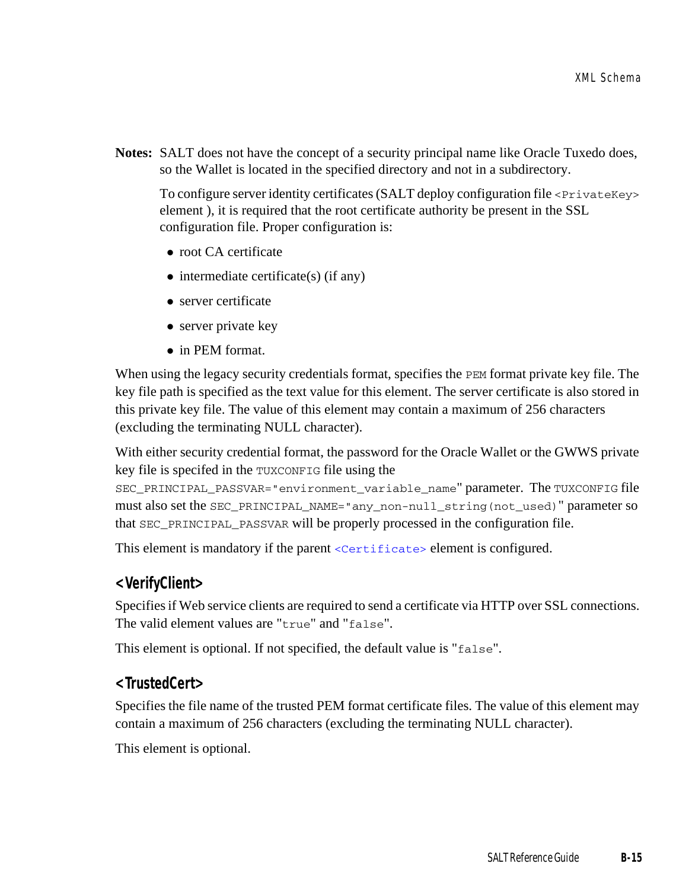**Notes:** SALT does not have the concept of a security principal name like Oracle Tuxedo does, so the Wallet is located in the specified directory and not in a subdirectory.

To configure server identity certificates (SALT deploy configuration file `<PrivateKey>` element ), it is required that the root certificate authority be present in the SSL configuration file. Proper configuration is:

- root CA certificate
- intermediate certificate(s) (if any)
- server certificate
- server private key
- in PEM format.

When using the legacy security credentials format, specifies the `PEM` format private key file. The key file path is specified as the text value for this element. The server certificate is also stored in this private key file. The value of this element may contain a maximum of 256 characters (excluding the terminating NULL character).

With either security credential format, the password for the Oracle Wallet or the GWWS private key file is specifed in the `TUXCONFIG` file using the `SEC_PRINCIPAL_PASSVAR="environment_variable_name"` parameter. The `TUXCONFIG` file must also set the `SEC_PRINCIPAL_NAME="any_non-null_string(not_used)"` parameter so that `SEC_PRINCIPAL_PASSVAR` will be properly processed in the configuration file.

This element is mandatory if the parent `<Certificate>` element is configured.

### <VerifyClient>

Specifies if Web service clients are required to send a certificate via HTTP over SSL connections. The valid element values are "`true`" and "`false`".

This element is optional. If not specified, the default value is "`false`".

### <TrustedCert>

Specifies the file name of the trusted PEM format certificate files. The value of this element may contain a maximum of 256 characters (excluding the terminating NULL character).

This element is optional.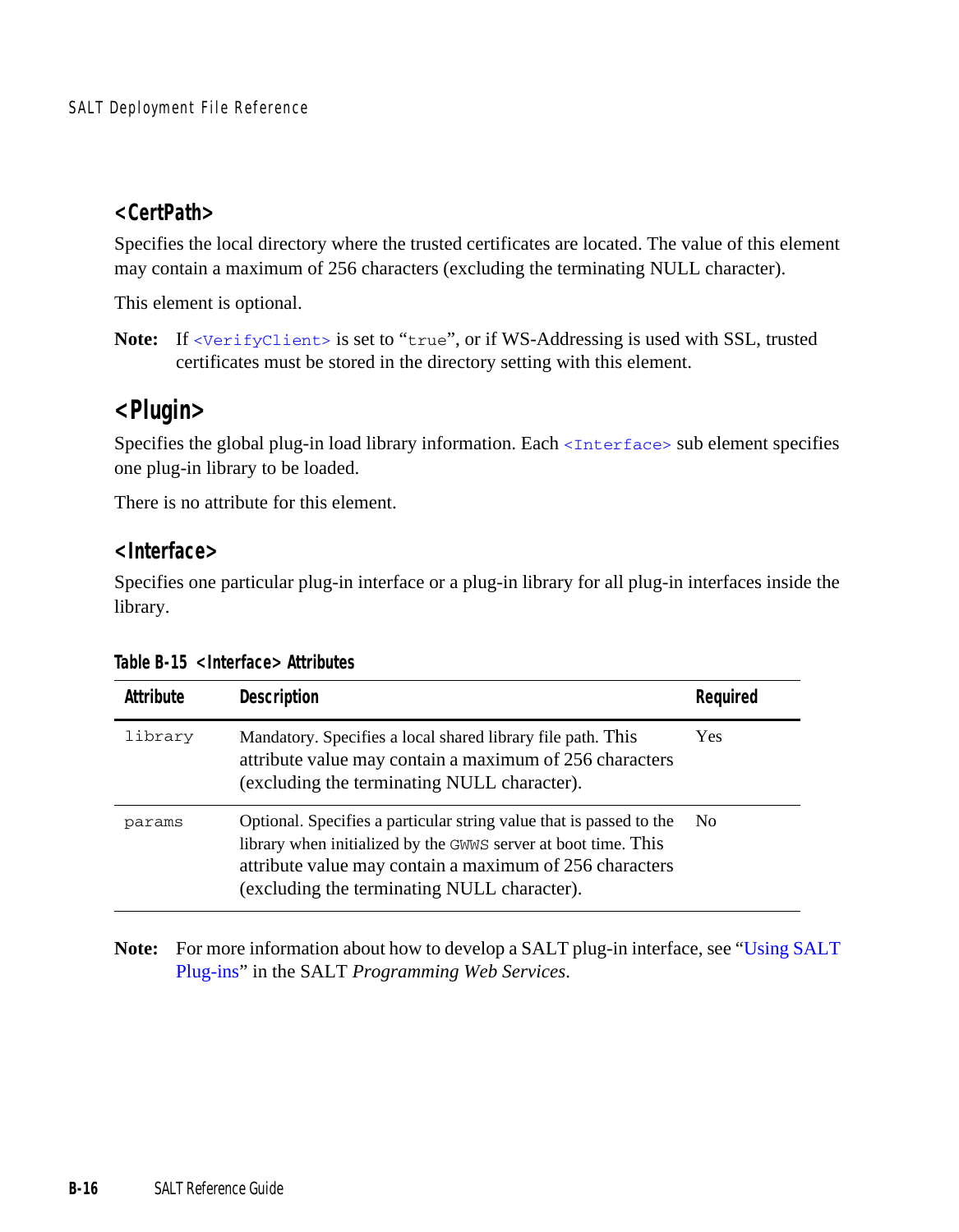### <CertPath>

Specifies the local directory where the trusted certificates are located. The value of this element may contain a maximum of 256 characters (excluding the terminating NULL character).

This element is optional.

**Note:** If `<VerifyClient>` is set to “`true`”, or if WS-Addressing is used with SSL, trusted certificates must be stored in the directory setting with this element.

## <Plugin>

Specifies the global plug-in load library information. Each `<Interface>` sub element specifies one plug-in library to be loaded.

There is no attribute for this element.

### <Interface>

Specifies one particular plug-in interface or a plug-in library for all plug-in interfaces inside the library.

**Table B-15 <Interface> Attributes**

| Attribute | Description | Required |
|---|---|---|
| `library` | Mandatory. Specifies a local shared library file path. This attribute value may contain a maximum of 256 characters (excluding the terminating NULL character). | Yes |
| `params` | Optional. Specifies a particular string value that is passed to the library when initialized by the `GWWS` server at boot time. This attribute value may contain a maximum of 256 characters (excluding the terminating NULL character). | No |

**Note:** For more information about how to develop a SALT plug-in interface, see “Using SALT Plug-ins” in the SALT *Programming Web Services*.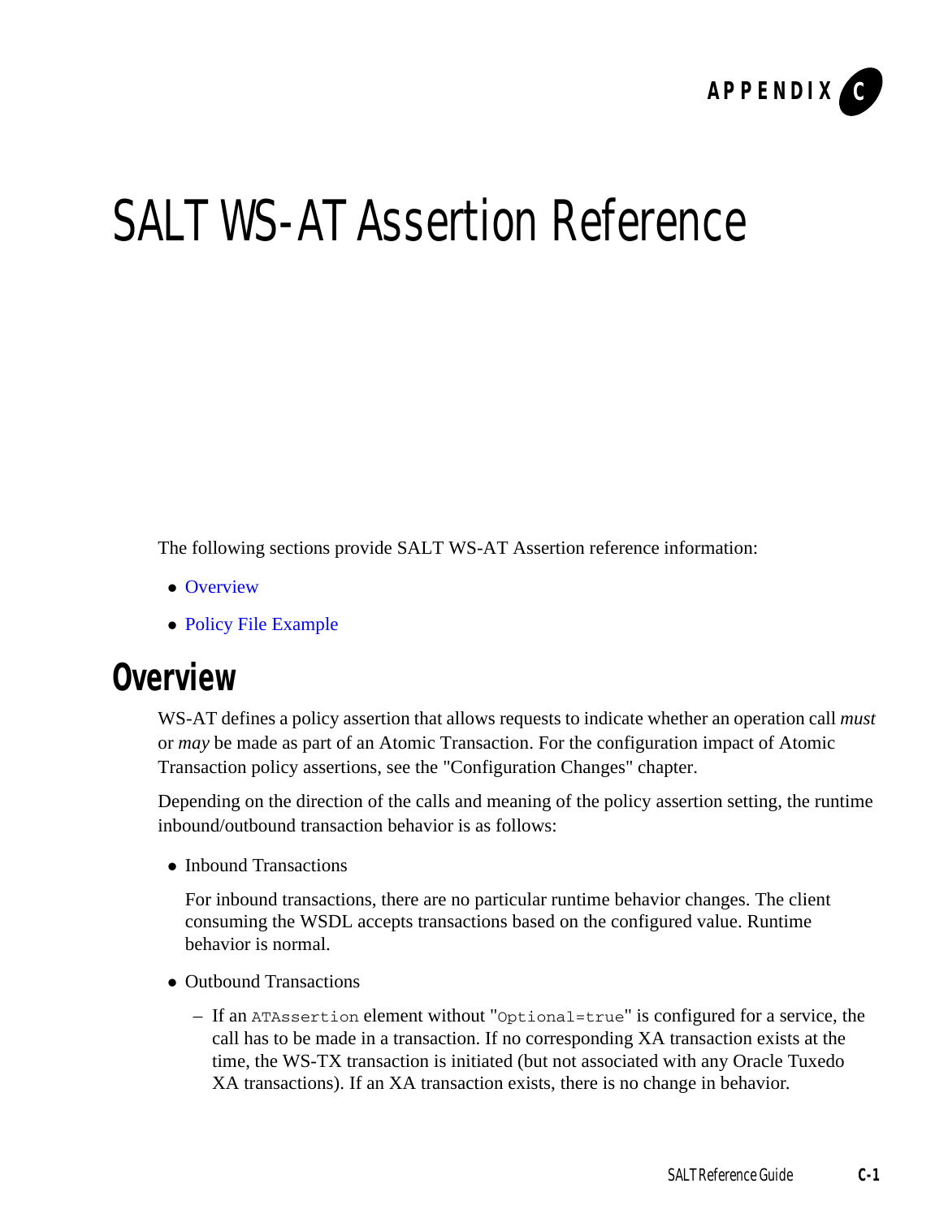APPENDIX C

# SALT WS-AT Assertion Reference

The following sections provide SALT WS-AT Assertion reference information:

- Overview
- Policy File Example

## Overview

WS-AT defines a policy assertion that allows requests to indicate whether an operation call *must* or *may* be made as part of an Atomic Transaction. For the configuration impact of Atomic Transaction policy assertions, see the "Configuration Changes" chapter.

Depending on the direction of the calls and meaning of the policy assertion setting, the runtime inbound/outbound transaction behavior is as follows:

- Inbound Transactions

  For inbound transactions, there are no particular runtime behavior changes. The client consuming the WSDL accepts transactions based on the configured value. Runtime behavior is normal.

- Outbound Transactions
  - If an `ATAssertion` element without "`Optional=true`" is configured for a service, the call has to be made in a transaction. If no corresponding XA transaction exists at the time, the WS-TX transaction is initiated (but not associated with any Oracle Tuxedo XA transactions). If an XA transaction exists, there is no change in behavior.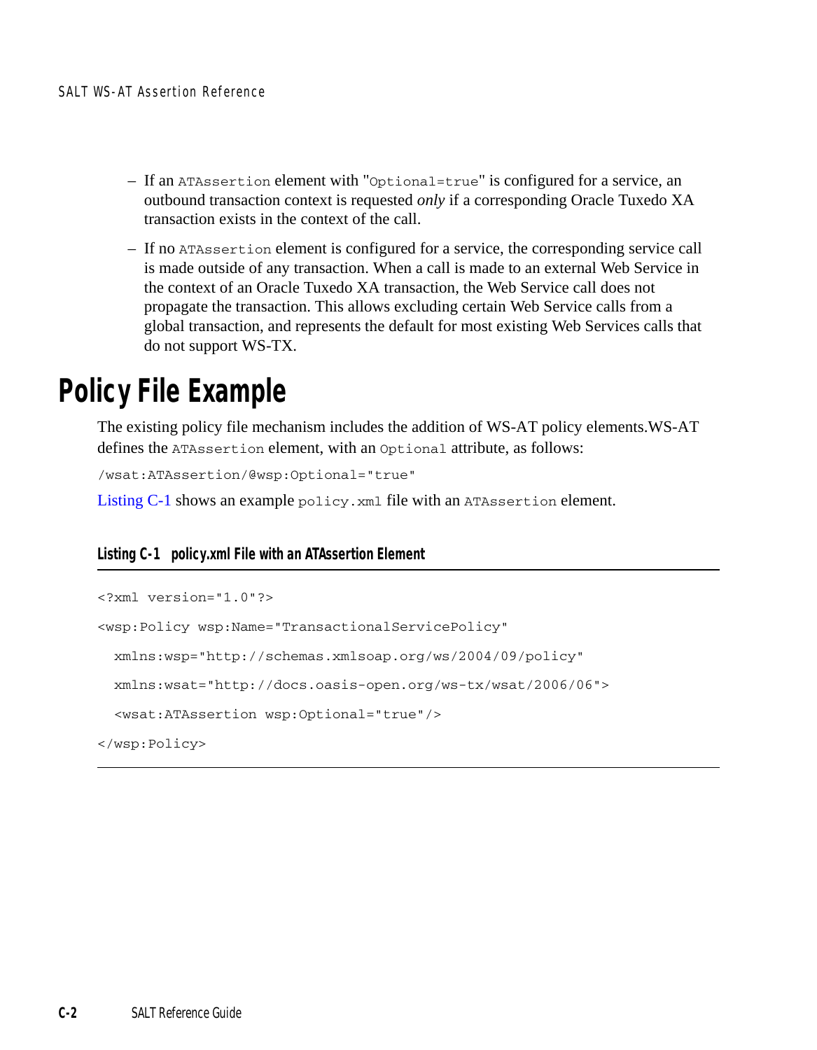- If an `ATAssertion` element with "`Optional=true`" is configured for a service, an outbound transaction context is requested *only* if a corresponding Oracle Tuxedo XA transaction exists in the context of the call.
- If no `ATAssertion` element is configured for a service, the corresponding service call is made outside of any transaction. When a call is made to an external Web Service in the context of an Oracle Tuxedo XA transaction, the Web Service call does not propagate the transaction. This allows excluding certain Web Service calls from a global transaction, and represents the default for most existing Web Services calls that do not support WS-TX.

# Policy File Example

The existing policy file mechanism includes the addition of WS-AT policy elements.WS-AT defines the `ATAssertion` element, with an `Optional` attribute, as follows:

`/wsat:ATAssertion/@wsp:Optional="true"`

Listing C-1 shows an example `policy.xml` file with an `ATAssertion` element.

**Listing C-1 policy.xml File with an ATAssertion Element**

```
<?xml version="1.0"?>
<wsp:Policy wsp:Name="TransactionalServicePolicy"
  xmlns:wsp="http://schemas.xmlsoap.org/ws/2004/09/policy"
  xmlns:wsat="http://docs.oasis-open.org/ws-tx/wsat/2006/06">
  <wsat:ATAssertion wsp:Optional="true"/>
</wsp:Policy>
```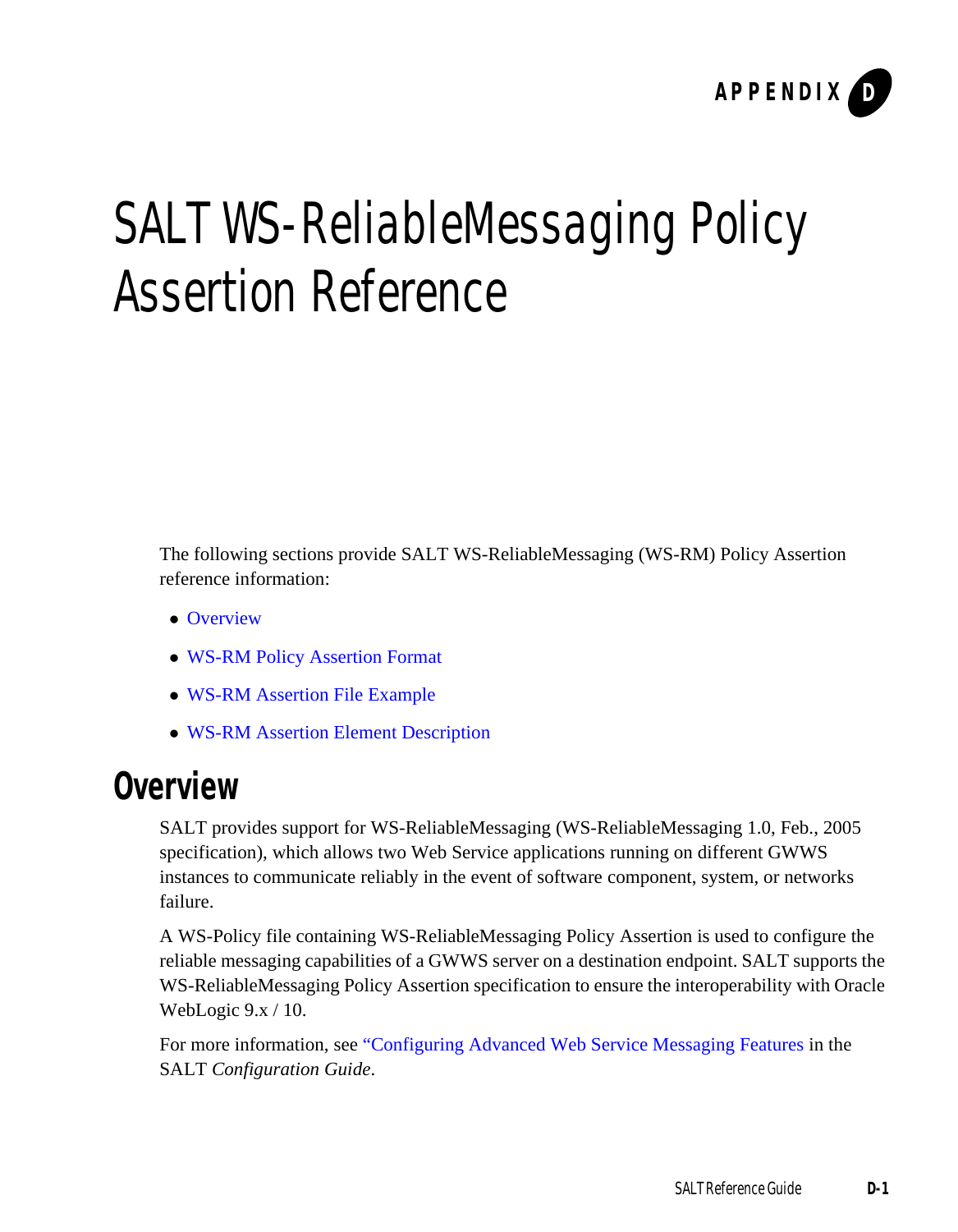APPENDIX D

# SALT WS-ReliableMessaging Policy Assertion Reference

The following sections provide SALT WS-ReliableMessaging (WS-RM) Policy Assertion reference information:

- Overview
- WS-RM Policy Assertion Format
- WS-RM Assertion File Example
- WS-RM Assertion Element Description

## Overview

SALT provides support for WS-ReliableMessaging (WS-ReliableMessaging 1.0, Feb., 2005 specification), which allows two Web Service applications running on different GWWS instances to communicate reliably in the event of software component, system, or networks failure.

A WS-Policy file containing WS-ReliableMessaging Policy Assertion is used to configure the reliable messaging capabilities of a GWWS server on a destination endpoint. SALT supports the WS-ReliableMessaging Policy Assertion specification to ensure the interoperability with Oracle WebLogic 9.x / 10.

For more information, see "Configuring Advanced Web Service Messaging Features in the SALT *Configuration Guide*.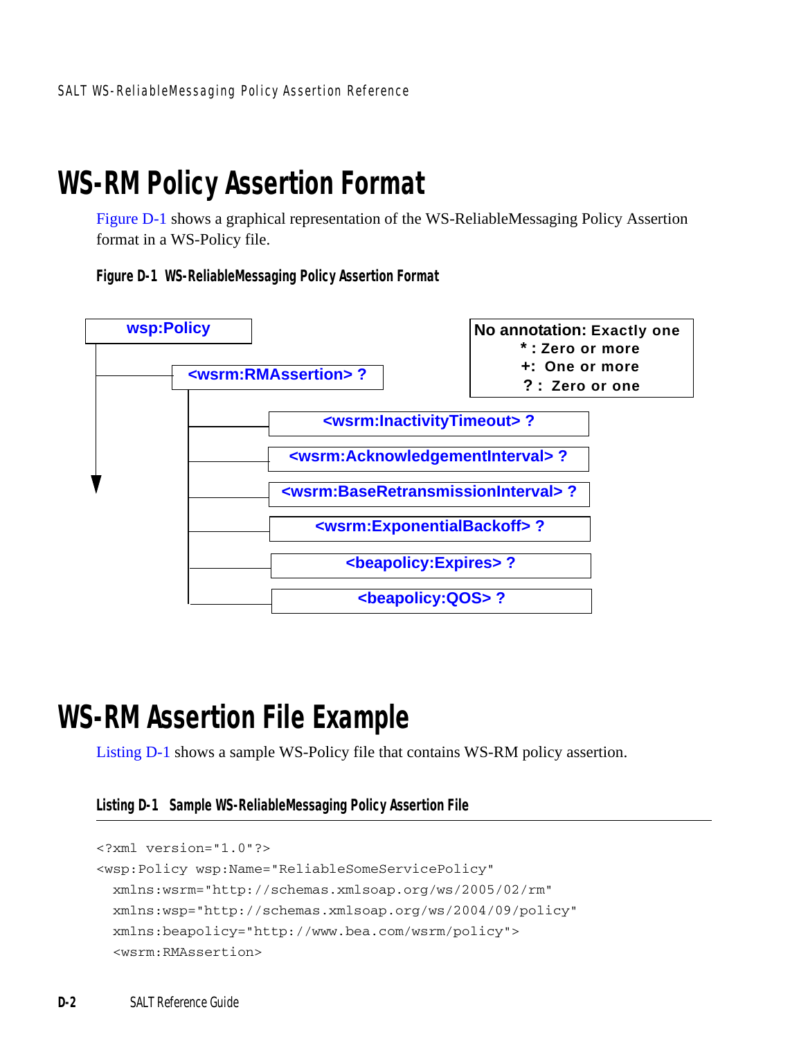## WS-RM Policy Assertion Format

Figure D-1 shows a graphical representation of the WS-ReliableMessaging Policy Assertion format in a WS-Policy file.

**Figure D-1 WS-ReliableMessaging Policy Assertion Format**

```
wsp:Policy
 |
 |-- <wsrm:RMAssertion> ?
      |-- <wsrm:InactivityTimeout> ?
      |-- <wsrm:AcknowledgementInterval> ?
      |-- <wsrm:BaseRetransmissionInterval> ?
      |-- <wsrm:ExponentialBackoff> ?
      |-- <beapolicy:Expires> ?
      |-- <beapolicy:QOS> ?
```

No annotation: Exactly one
\* : Zero or more
+: One or more
? : Zero or one

## WS-RM Assertion File Example

Listing D-1 shows a sample WS-Policy file that contains WS-RM policy assertion.

**Listing D-1 Sample WS-ReliableMessaging Policy Assertion File**

```
<?xml version="1.0"?>
<wsp:Policy wsp:Name="ReliableSomeServicePolicy"
  xmlns:wsrm="http://schemas.xmlsoap.org/ws/2005/02/rm"
  xmlns:wsp="http://schemas.xmlsoap.org/ws/2004/09/policy"
  xmlns:beapolicy="http://www.bea.com/wsrm/policy">
  <wsrm:RMAssertion>
```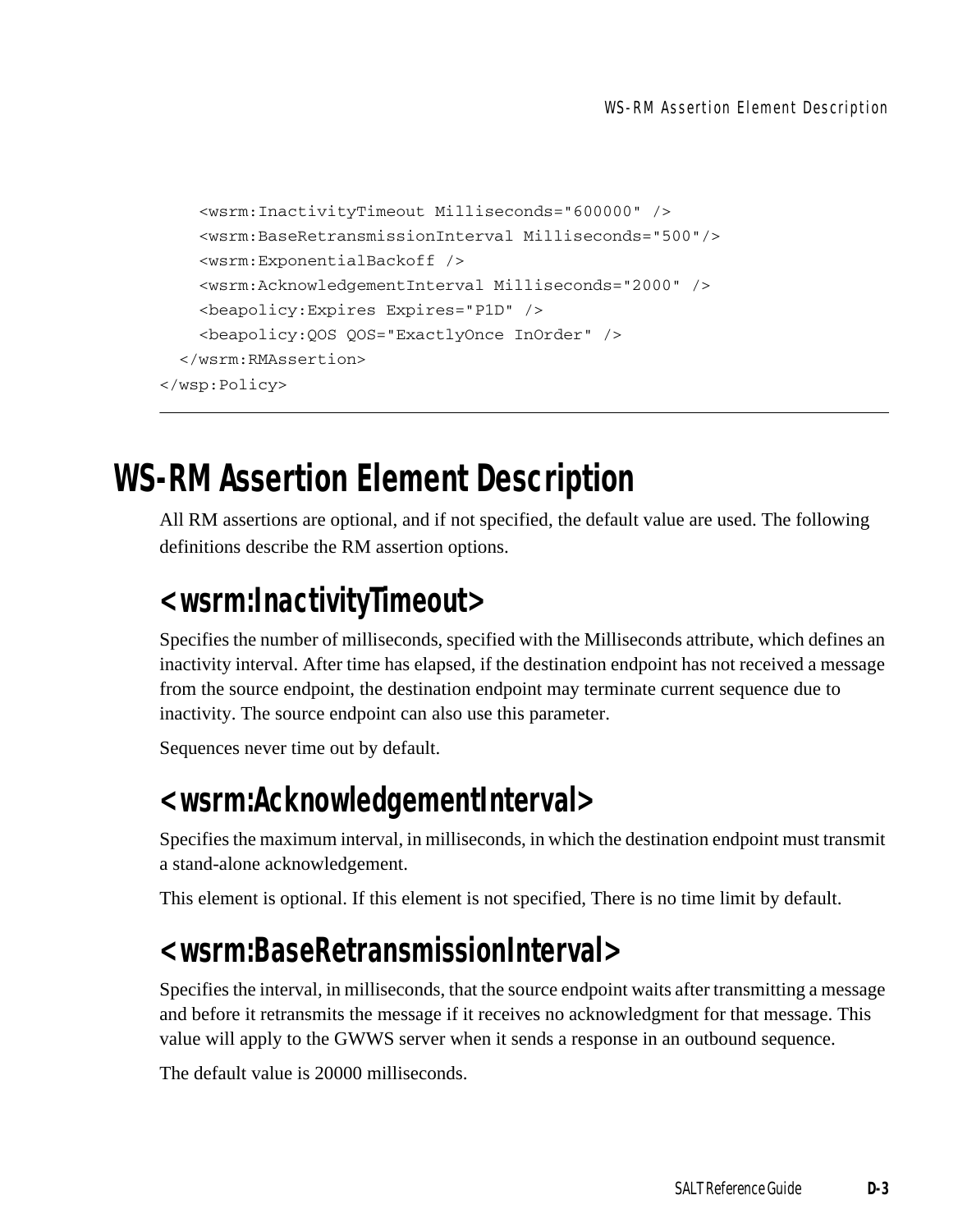```
    <wsrm:InactivityTimeout Milliseconds="600000" />
    <wsrm:BaseRetransmissionInterval Milliseconds="500"/>
    <wsrm:ExponentialBackoff />
    <wsrm:AcknowledgementInterval Milliseconds="2000" />
    <beapolicy:Expires Expires="P1D" />
    <beapolicy:QOS QOS="ExactlyOnce InOrder" />
  </wsrm:RMAssertion>
</wsp:Policy>
```

# WS-RM Assertion Element Description

All RM assertions are optional, and if not specified, the default value are used. The following definitions describe the RM assertion options.

## <wsrm:InactivityTimeout>

Specifies the number of milliseconds, specified with the Milliseconds attribute, which defines an inactivity interval. After time has elapsed, if the destination endpoint has not received a message from the source endpoint, the destination endpoint may terminate current sequence due to inactivity. The source endpoint can also use this parameter.

Sequences never time out by default.

## <wsrm:AcknowledgementInterval>

Specifies the maximum interval, in milliseconds, in which the destination endpoint must transmit a stand-alone acknowledgement.

This element is optional. If this element is not specified, There is no time limit by default.

## <wsrm:BaseRetransmissionInterval>

Specifies the interval, in milliseconds, that the source endpoint waits after transmitting a message and before it retransmits the message if it receives no acknowledgment for that message. This value will apply to the GWWS server when it sends a response in an outbound sequence.

The default value is 20000 milliseconds.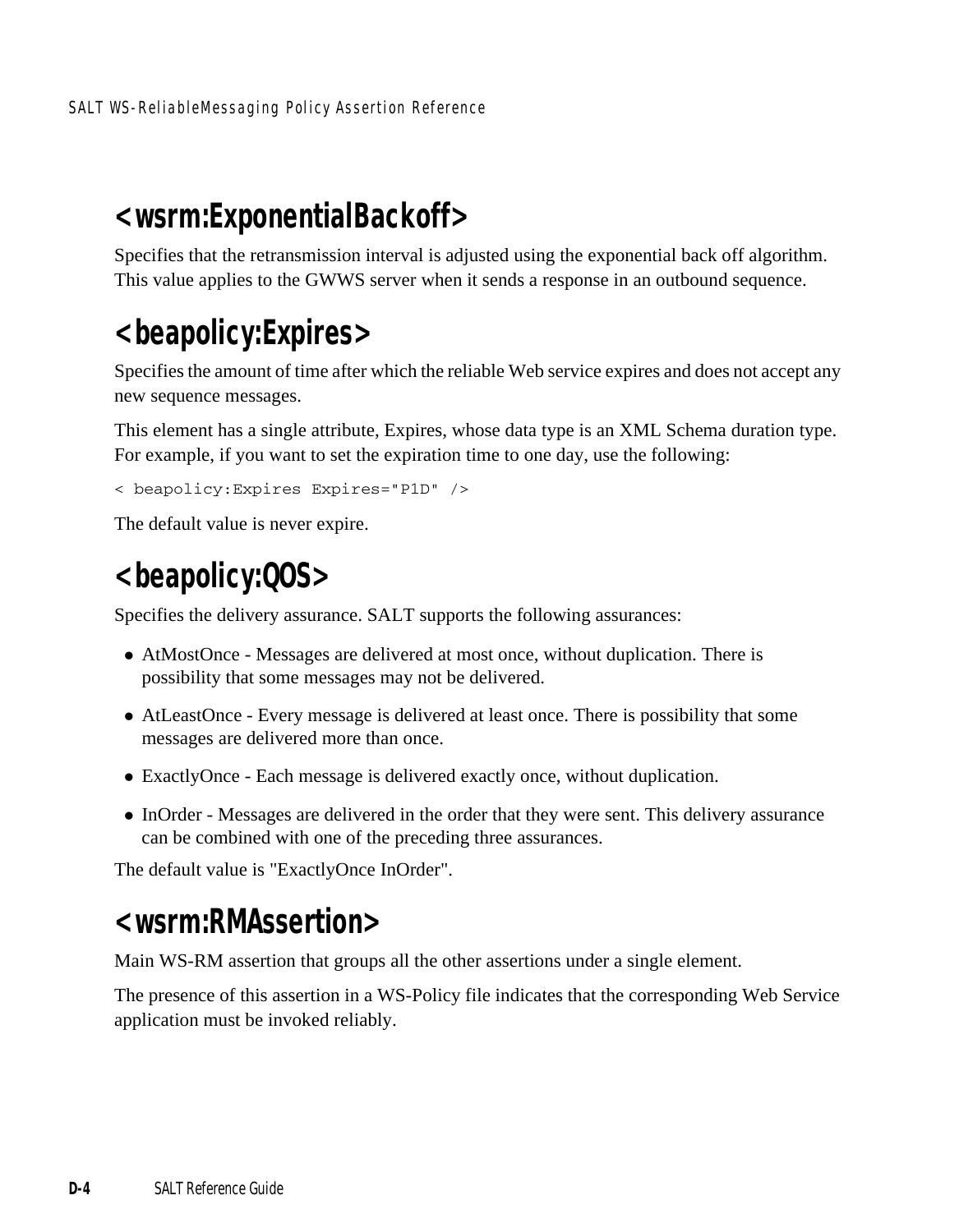## <wsrm:ExponentialBackoff>

Specifies that the retransmission interval is adjusted using the exponential back off algorithm. This value applies to the GWWS server when it sends a response in an outbound sequence.

## <beapolicy:Expires>

Specifies the amount of time after which the reliable Web service expires and does not accept any new sequence messages.

This element has a single attribute, Expires, whose data type is an XML Schema duration type. For example, if you want to set the expiration time to one day, use the following:

```
< beapolicy:Expires Expires="P1D" />
```

The default value is never expire.

## <beapolicy:QOS>

Specifies the delivery assurance. SALT supports the following assurances:

- AtMostOnce - Messages are delivered at most once, without duplication. There is possibility that some messages may not be delivered.
- AtLeastOnce - Every message is delivered at least once. There is possibility that some messages are delivered more than once.
- ExactlyOnce - Each message is delivered exactly once, without duplication.
- InOrder - Messages are delivered in the order that they were sent. This delivery assurance can be combined with one of the preceding three assurances.

The default value is "ExactlyOnce InOrder".

## <wsrm:RMAssertion>

Main WS-RM assertion that groups all the other assertions under a single element.

The presence of this assertion in a WS-Policy file indicates that the corresponding Web Service application must be invoked reliably.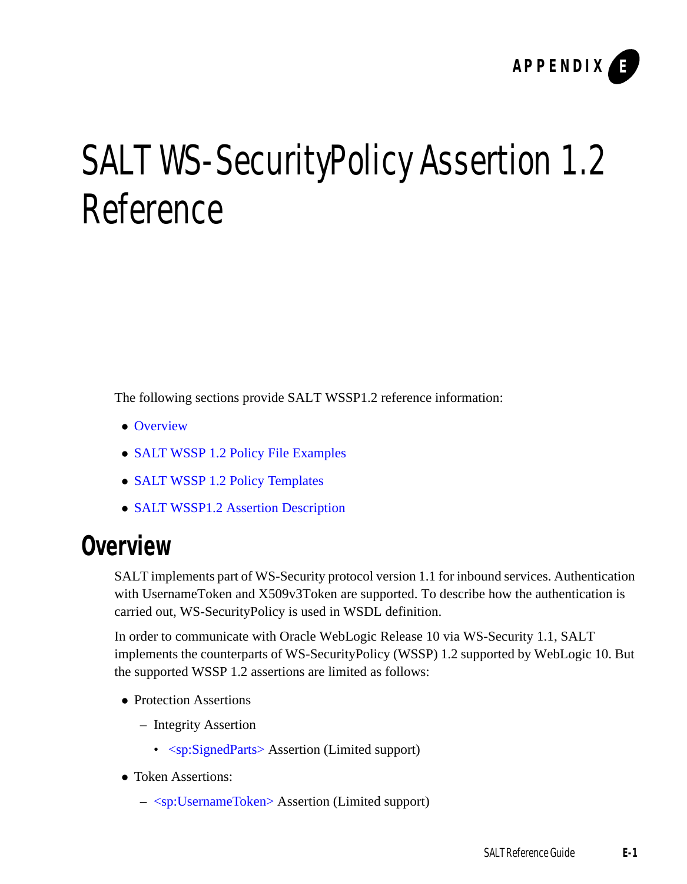APPENDIX E

# SALT WS-SecurityPolicy Assertion 1.2 Reference

The following sections provide SALT WSSP1.2 reference information:

- Overview
- SALT WSSP 1.2 Policy File Examples
- SALT WSSP 1.2 Policy Templates
- SALT WSSP1.2 Assertion Description

## Overview

SALT implements part of WS-Security protocol version 1.1 for inbound services. Authentication with UsernameToken and X509v3Token are supported. To describe how the authentication is carried out, WS-SecurityPolicy is used in WSDL definition.

In order to communicate with Oracle WebLogic Release 10 via WS-Security 1.1, SALT implements the counterparts of WS-SecurityPolicy (WSSP) 1.2 supported by WebLogic 10. But the supported WSSP 1.2 assertions are limited as follows:

- Protection Assertions
  - Integrity Assertion
    - <sp:SignedParts> Assertion (Limited support)
- Token Assertions:
  - <sp:UsernameToken> Assertion (Limited support)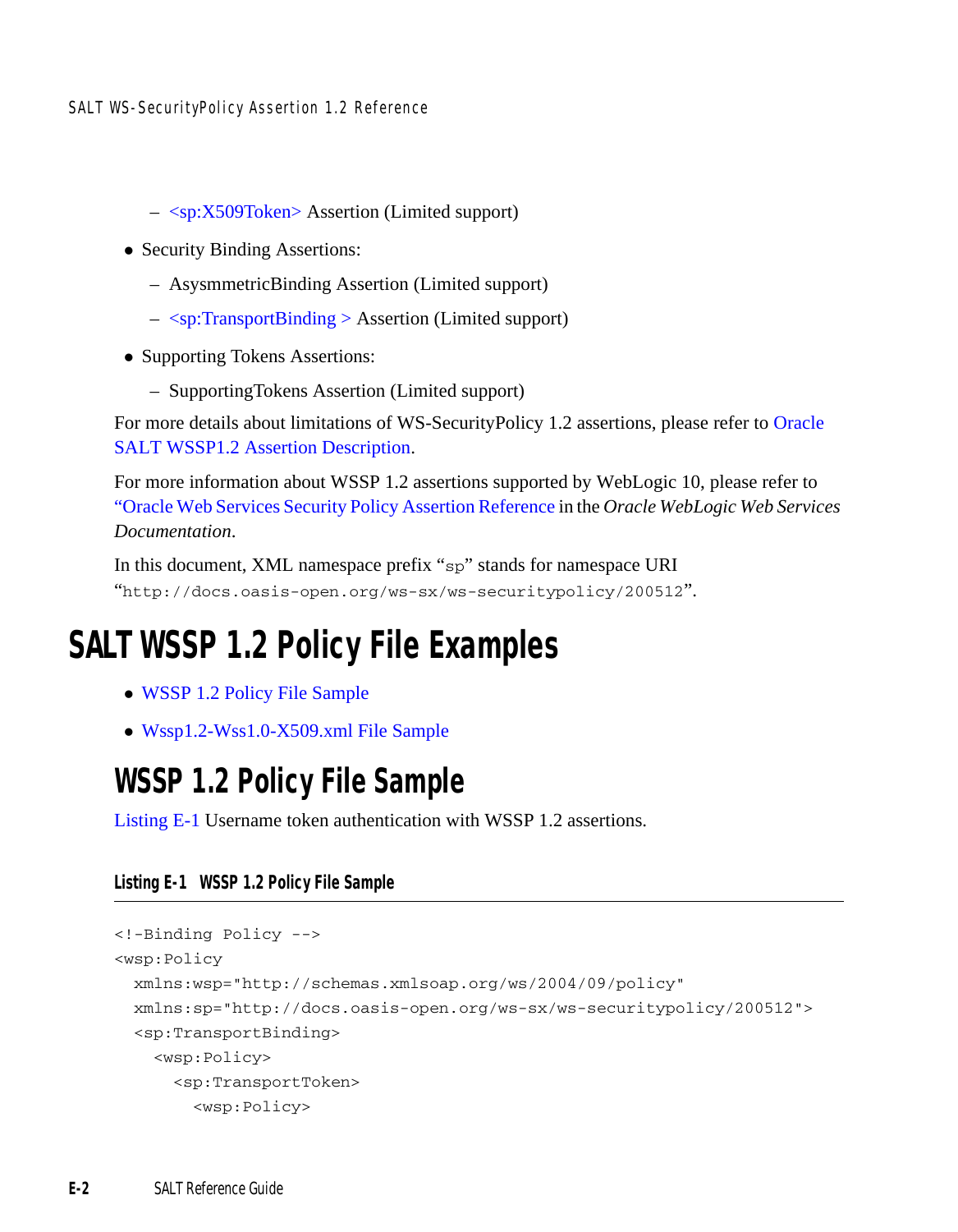- <sp:X509Token> Assertion (Limited support)
- Security Binding Assertions:
  - AsysmmetricBinding Assertion (Limited support)
  - <sp:TransportBinding > Assertion (Limited support)
- Supporting Tokens Assertions:
  - SupportingTokens Assertion (Limited support)

For more details about limitations of WS-SecurityPolicy 1.2 assertions, please refer to Oracle SALT WSSP1.2 Assertion Description.

For more information about WSSP 1.2 assertions supported by WebLogic 10, please refer to "Oracle Web Services Security Policy Assertion Reference in the *Oracle WebLogic Web Services Documentation*.

In this document, XML namespace prefix "`sp`" stands for namespace URI "`http://docs.oasis-open.org/ws-sx/ws-securitypolicy/200512`".

# SALT WSSP 1.2 Policy File Examples

- WSSP 1.2 Policy File Sample
- Wssp1.2-Wss1.0-X509.xml File Sample

## WSSP 1.2 Policy File Sample

Listing E-1 Username token authentication with WSSP 1.2 assertions.

**Listing E-1 WSSP 1.2 Policy File Sample**

```
<!-Binding Policy -->
<wsp:Policy
  xmlns:wsp="http://schemas.xmlsoap.org/ws/2004/09/policy"
  xmlns:sp="http://docs.oasis-open.org/ws-sx/ws-securitypolicy/200512">
  <sp:TransportBinding>
    <wsp:Policy>
      <sp:TransportToken>
        <wsp:Policy>
```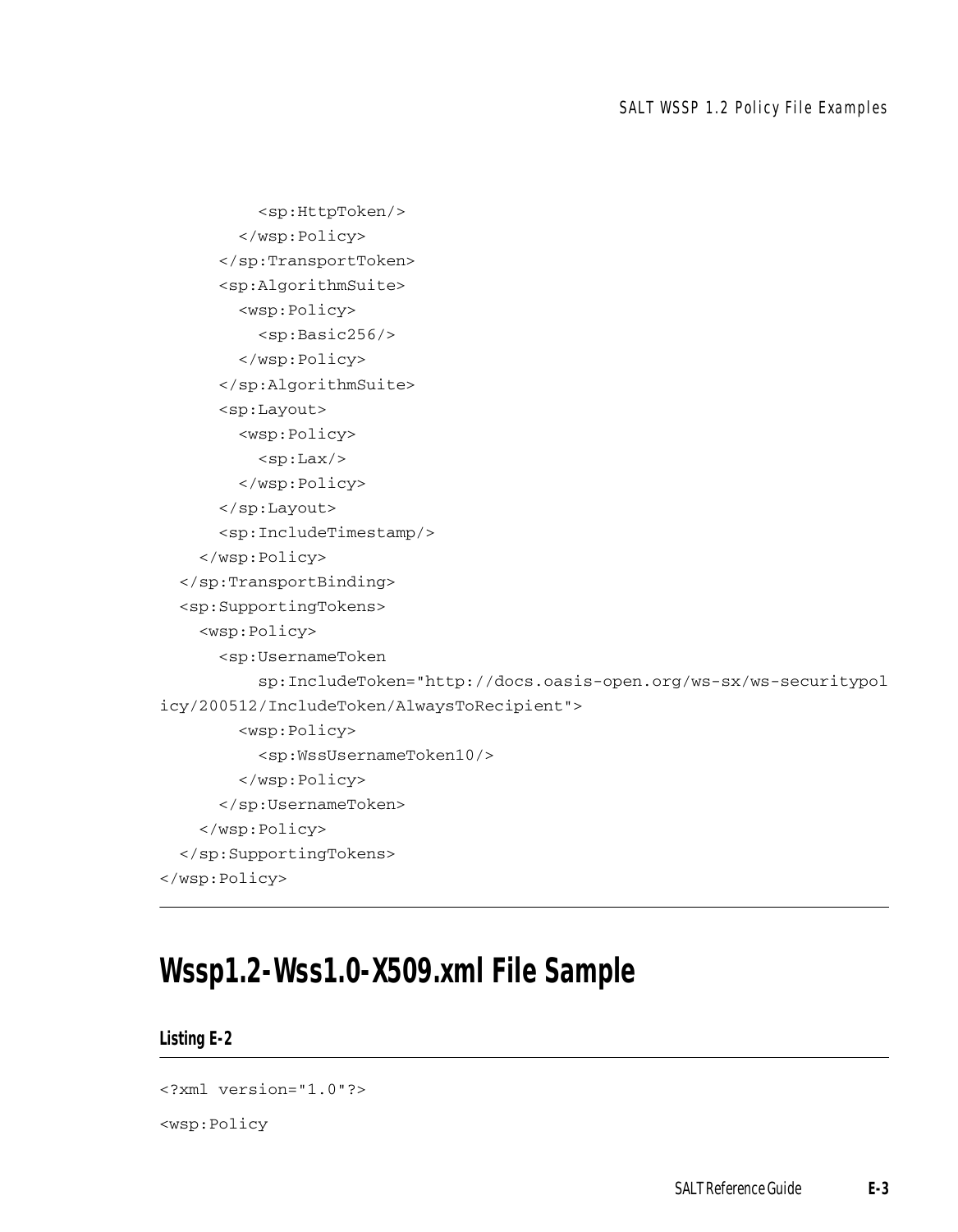```
          <sp:HttpToken/>
        </wsp:Policy>
      </sp:TransportToken>
      <sp:AlgorithmSuite>
        <wsp:Policy>
          <sp:Basic256/>
        </wsp:Policy>
      </sp:AlgorithmSuite>
      <sp:Layout>
        <wsp:Policy>
          <sp:Lax/>
        </wsp:Policy>
      </sp:Layout>
      <sp:IncludeTimestamp/>
    </wsp:Policy>
  </sp:TransportBinding>
  <sp:SupportingTokens>
    <wsp:Policy>
      <sp:UsernameToken
          sp:IncludeToken="http://docs.oasis-open.org/ws-sx/ws-securitypol
icy/200512/IncludeToken/AlwaysToRecipient">
        <wsp:Policy>
          <sp:WssUsernameToken10/>
        </wsp:Policy>
      </sp:UsernameToken>
    </wsp:Policy>
  </sp:SupportingTokens>
</wsp:Policy>
```

## Wssp1.2-Wss1.0-X509.xml File Sample

**Listing E-2**

```
<?xml version="1.0"?>
<wsp:Policy
```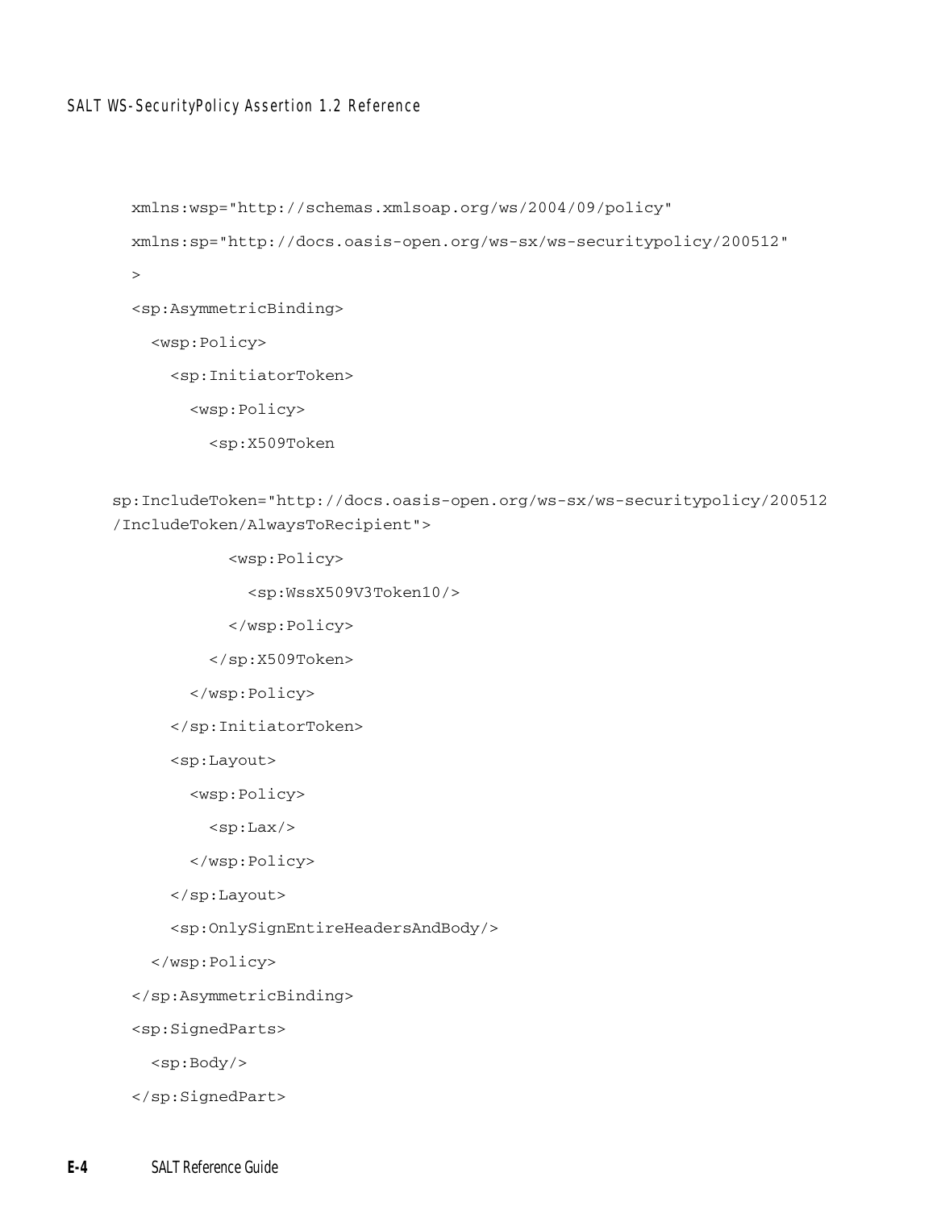```
  xmlns:wsp="http://schemas.xmlsoap.org/ws/2004/09/policy"
  xmlns:sp="http://docs.oasis-open.org/ws-sx/ws-securitypolicy/200512"
  >
  <sp:AsymmetricBinding>
    <wsp:Policy>
      <sp:InitiatorToken>
        <wsp:Policy>
          <sp:X509Token

sp:IncludeToken="http://docs.oasis-open.org/ws-sx/ws-securitypolicy/200512
/IncludeToken/AlwaysToRecipient">
            <wsp:Policy>
              <sp:WssX509V3Token10/>
            </wsp:Policy>
          </sp:X509Token>
        </wsp:Policy>
      </sp:InitiatorToken>
      <sp:Layout>
        <wsp:Policy>
          <sp:Lax/>
        </wsp:Policy>
      </sp:Layout>
      <sp:OnlySignEntireHeadersAndBody/>
    </wsp:Policy>
  </sp:AsymmetricBinding>
  <sp:SignedParts>
    <sp:Body/>
  </sp:SignedPart>
```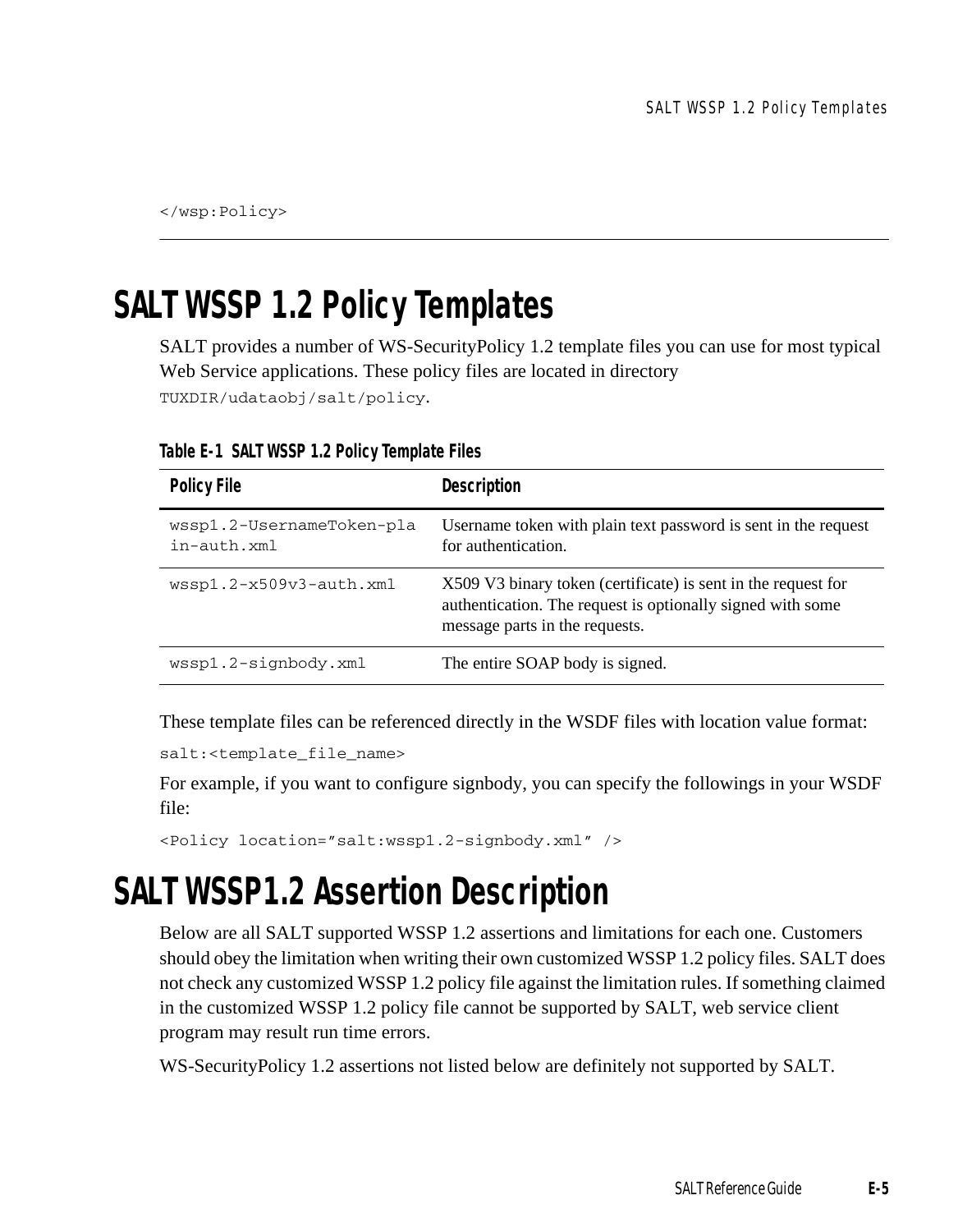```
</wsp:Policy>
```

# SALT WSSP 1.2 Policy Templates

SALT provides a number of WS-SecurityPolicy 1.2 template files you can use for most typical Web Service applications. These policy files are located in directory `TUXDIR/udataobj/salt/policy`.

**Table E-1 SALT WSSP 1.2 Policy Template Files**

| Policy File | Description |
|---|---|
| `wssp1.2-UsernameToken-plain-auth.xml` | Username token with plain text password is sent in the request for authentication. |
| `wssp1.2-x509v3-auth.xml` | X509 V3 binary token (certificate) is sent in the request for authentication. The request is optionally signed with some message parts in the requests. |
| `wssp1.2-signbody.xml` | The entire SOAP body is signed. |

These template files can be referenced directly in the WSDF files with location value format:

```
salt:<template_file_name>
```

For example, if you want to configure signbody, you can specify the followings in your WSDF file:

```
<Policy location=”salt:wssp1.2-signbody.xml” />
```

# SALT WSSP1.2 Assertion Description

Below are all SALT supported WSSP 1.2 assertions and limitations for each one. Customers should obey the limitation when writing their own customized WSSP 1.2 policy files. SALT does not check any customized WSSP 1.2 policy file against the limitation rules. If something claimed in the customized WSSP 1.2 policy file cannot be supported by SALT, web service client program may result run time errors.

WS-SecurityPolicy 1.2 assertions not listed below are definitely not supported by SALT.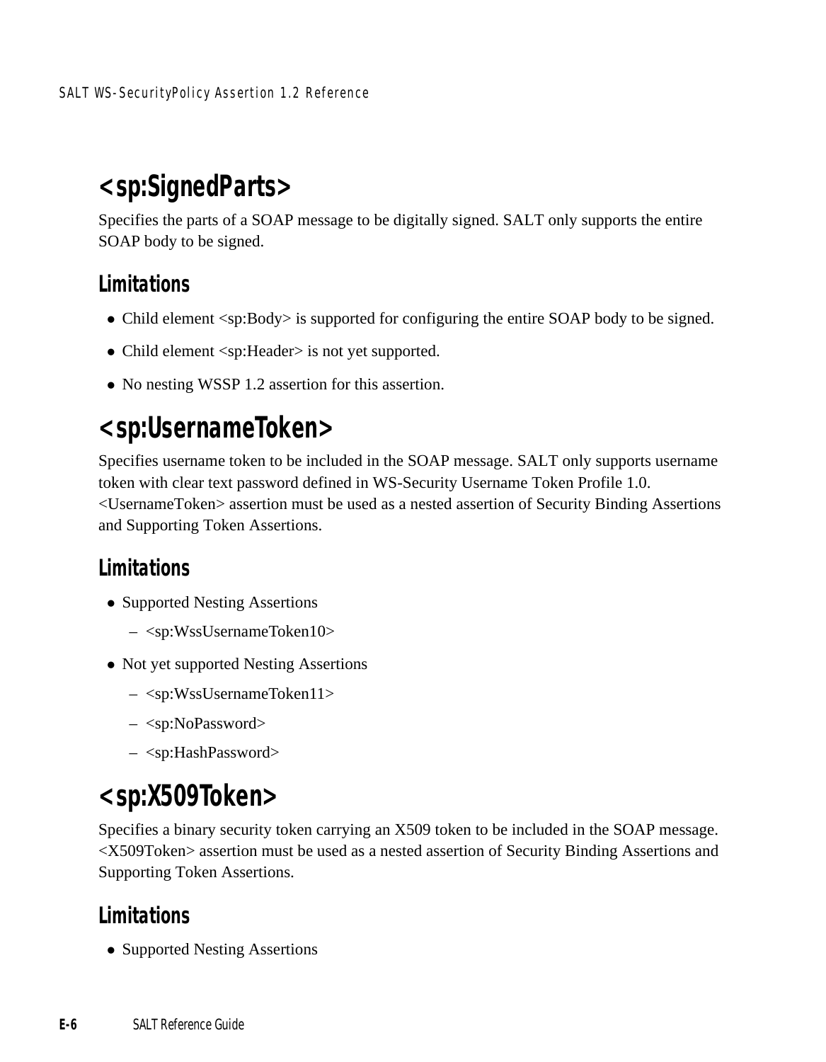## <sp:SignedParts>

Specifies the parts of a SOAP message to be digitally signed. SALT only supports the entire SOAP body to be signed.

### Limitations

- Child element <sp:Body> is supported for configuring the entire SOAP body to be signed.
- Child element <sp:Header> is not yet supported.
- No nesting WSSP 1.2 assertion for this assertion.

## <sp:UsernameToken>

Specifies username token to be included in the SOAP message. SALT only supports username token with clear text password defined in WS-Security Username Token Profile 1.0. <UsernameToken> assertion must be used as a nested assertion of Security Binding Assertions and Supporting Token Assertions.

### Limitations

- Supported Nesting Assertions
  - <sp:WssUsernameToken10>
- Not yet supported Nesting Assertions
  - <sp:WssUsernameToken11>
  - <sp:NoPassword>
  - <sp:HashPassword>

## <sp:X509Token>

Specifies a binary security token carrying an X509 token to be included in the SOAP message. <X509Token> assertion must be used as a nested assertion of Security Binding Assertions and Supporting Token Assertions.

### Limitations

- Supported Nesting Assertions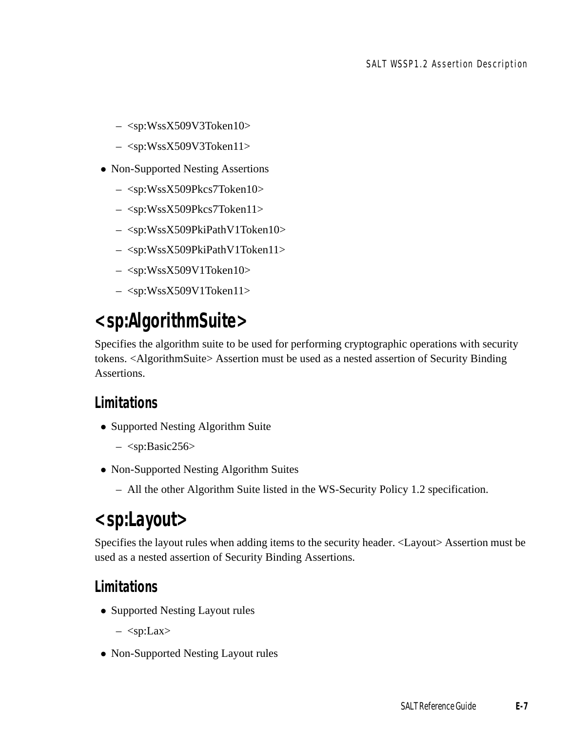- <sp:WssX509V3Token10>
  - <sp:WssX509V3Token11>
- Non-Supported Nesting Assertions
  - <sp:WssX509Pkcs7Token10>
  - <sp:WssX509Pkcs7Token11>
  - <sp:WssX509PkiPathV1Token10>
  - <sp:WssX509PkiPathV1Token11>
  - <sp:WssX509V1Token10>
  - <sp:WssX509V1Token11>

# <sp:AlgorithmSuite>

Specifies the algorithm suite to be used for performing cryptographic operations with security tokens. <AlgorithmSuite> Assertion must be used as a nested assertion of Security Binding Assertions.

## Limitations

- Supported Nesting Algorithm Suite
  - <sp:Basic256>
- Non-Supported Nesting Algorithm Suites
  - All the other Algorithm Suite listed in the WS-Security Policy 1.2 specification.

# <sp:Layout>

Specifies the layout rules when adding items to the security header. <Layout> Assertion must be used as a nested assertion of Security Binding Assertions.

## Limitations

- Supported Nesting Layout rules
  - <sp:Lax>
- Non-Supported Nesting Layout rules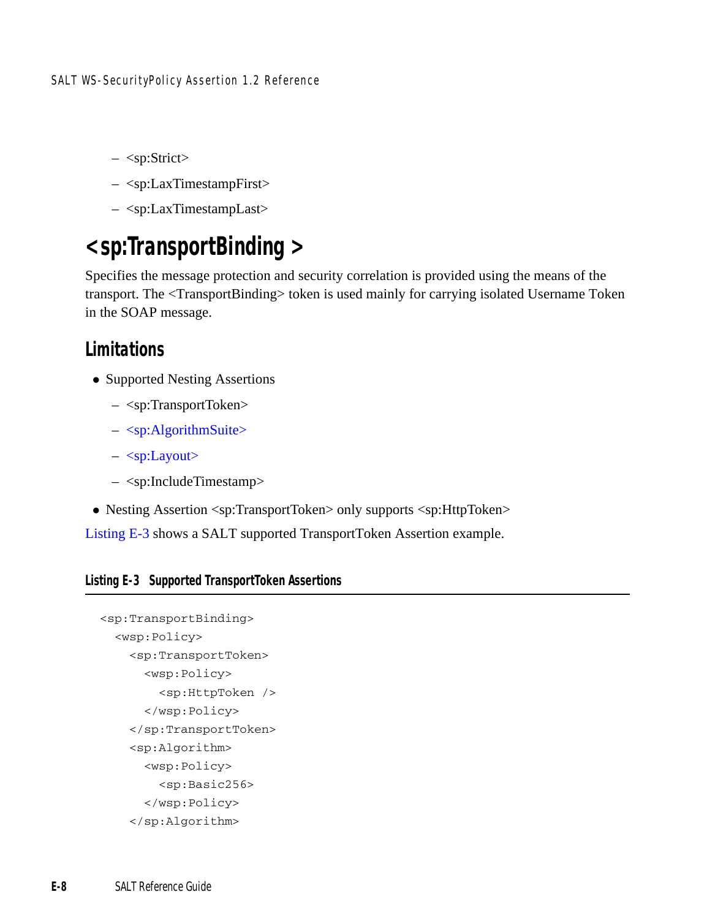- <sp:Strict>
- <sp:LaxTimestampFirst>
- <sp:LaxTimestampLast>

## <sp:TransportBinding >

Specifies the message protection and security correlation is provided using the means of the transport. The <TransportBinding> token is used mainly for carrying isolated Username Token in the SOAP message.

### Limitations

- Supported Nesting Assertions
  - <sp:TransportToken>
  - <sp:AlgorithmSuite>
  - <sp:Layout>
  - <sp:IncludeTimestamp>
- Nesting Assertion <sp:TransportToken> only supports <sp:HttpToken>

Listing E-3 shows a SALT supported TransportToken Assertion example.

**Listing E-3 Supported TransportToken Assertions**

```
<sp:TransportBinding>
  <wsp:Policy>
    <sp:TransportToken>
      <wsp:Policy>
        <sp:HttpToken />
      </wsp:Policy>
    </sp:TransportToken>
    <sp:Algorithm>
      <wsp:Policy>
        <sp:Basic256>
      </wsp:Policy>
    </sp:Algorithm>
```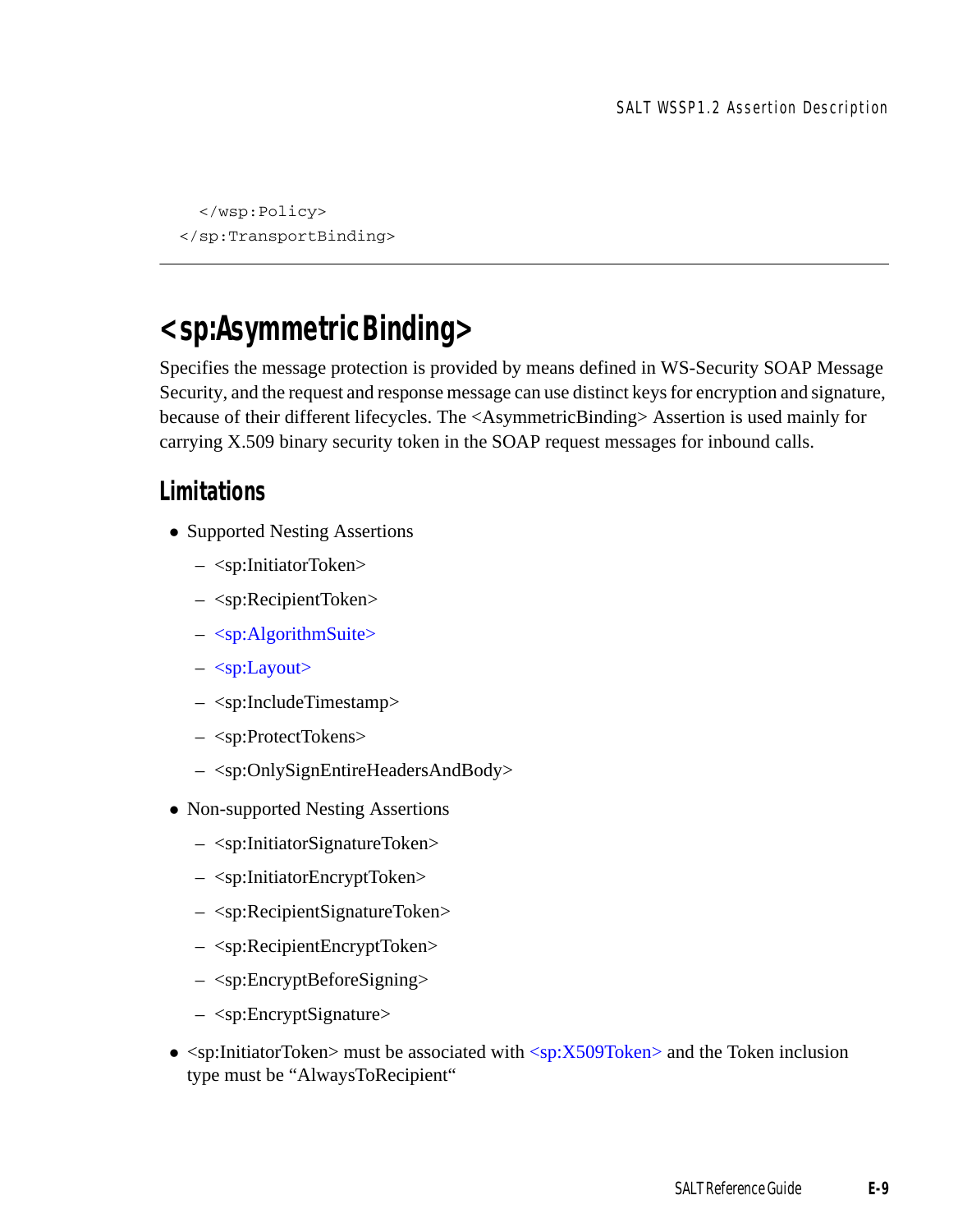```
  </wsp:Policy>
</sp:TransportBinding>
```

---

# <sp:AsymmetricBinding>

Specifies the message protection is provided by means defined in WS-Security SOAP Message Security, and the request and response message can use distinct keys for encryption and signature, because of their different lifecycles. The <AsymmetricBinding> Assertion is used mainly for carrying X.509 binary security token in the SOAP request messages for inbound calls.

## Limitations

- Supported Nesting Assertions
  - <sp:InitiatorToken>
  - <sp:RecipientToken>
  - <sp:AlgorithmSuite>
  - <sp:Layout>
  - <sp:IncludeTimestamp>
  - <sp:ProtectTokens>
  - <sp:OnlySignEntireHeadersAndBody>
- Non-supported Nesting Assertions
  - <sp:InitiatorSignatureToken>
  - <sp:InitiatorEncryptToken>
  - <sp:RecipientSignatureToken>
  - <sp:RecipientEncryptToken>
  - <sp:EncryptBeforeSigning>
  - <sp:EncryptSignature>
- <sp:InitiatorToken> must be associated with <sp:X509Token> and the Token inclusion type must be "AlwaysToRecipient"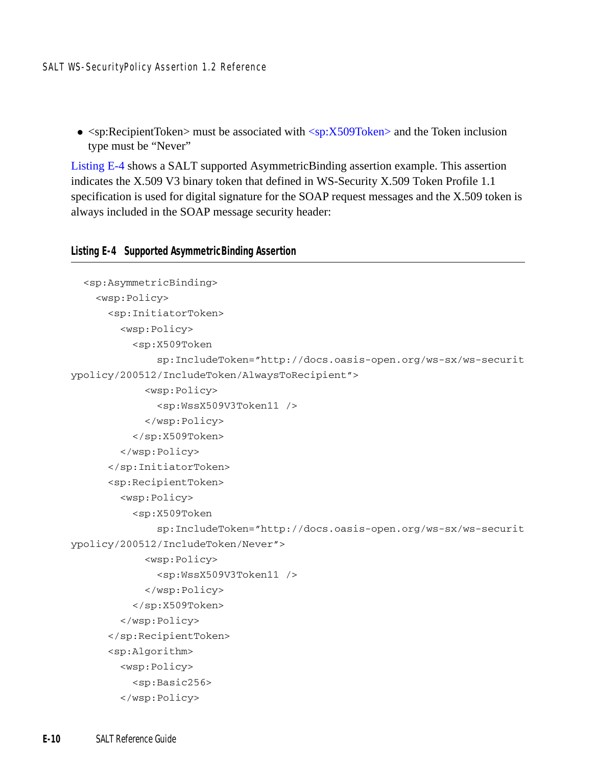- <sp:RecipientToken> must be associated with <sp:X509Token> and the Token inclusion type must be “Never”

Listing E-4 shows a SALT supported AsymmetricBinding assertion example. This assertion indicates the X.509 V3 binary token that defined in WS-Security X.509 Token Profile 1.1 specification is used for digital signature for the SOAP request messages and the X.509 token is always included in the SOAP message security header:

**Listing E-4 Supported AsymmetricBinding Assertion**

```
  <sp:AsymmetricBinding>
    <wsp:Policy>
      <sp:InitiatorToken>
        <wsp:Policy>
          <sp:X509Token
              sp:IncludeToken="http://docs.oasis-open.org/ws-sx/ws-securit
ypolicy/200512/IncludeToken/AlwaysToRecipient">
            <wsp:Policy>
              <sp:WssX509V3Token11 />
            </wsp:Policy>
          </sp:X509Token>
        </wsp:Policy>
      </sp:InitiatorToken>
      <sp:RecipientToken>
        <wsp:Policy>
          <sp:X509Token
              sp:IncludeToken="http://docs.oasis-open.org/ws-sx/ws-securit
ypolicy/200512/IncludeToken/Never">
            <wsp:Policy>
              <sp:WssX509V3Token11 />
            </wsp:Policy>
          </sp:X509Token>
        </wsp:Policy>
      </sp:RecipientToken>
      <sp:Algorithm>
        <wsp:Policy>
          <sp:Basic256>
        </wsp:Policy>
```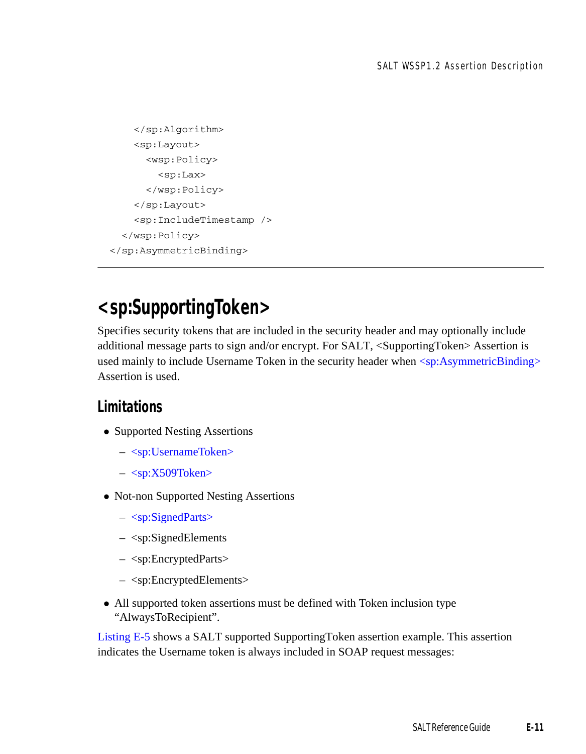```
    </sp:Algorithm>
    <sp:Layout>
      <wsp:Policy>
        <sp:Lax>
      </wsp:Policy>
    </sp:Layout>
    <sp:IncludeTimestamp />
  </wsp:Policy>
</sp:AsymmetricBinding>
```

---

# <sp:SupportingToken>

Specifies security tokens that are included in the security header and may optionally include additional message parts to sign and/or encrypt. For SALT, <SupportingToken> Assertion is used mainly to include Username Token in the security header when <sp:AsymmetricBinding> Assertion is used.

## Limitations

- Supported Nesting Assertions
  - <sp:UsernameToken>
  - <sp:X509Token>
- Not-non Supported Nesting Assertions
  - <sp:SignedParts>
  - <sp:SignedElements
  - <sp:EncryptedParts>
  - <sp:EncryptedElements>
- All supported token assertions must be defined with Token inclusion type "AlwaysToRecipient".

Listing E-5 shows a SALT supported SupportingToken assertion example. This assertion indicates the Username token is always included in SOAP request messages: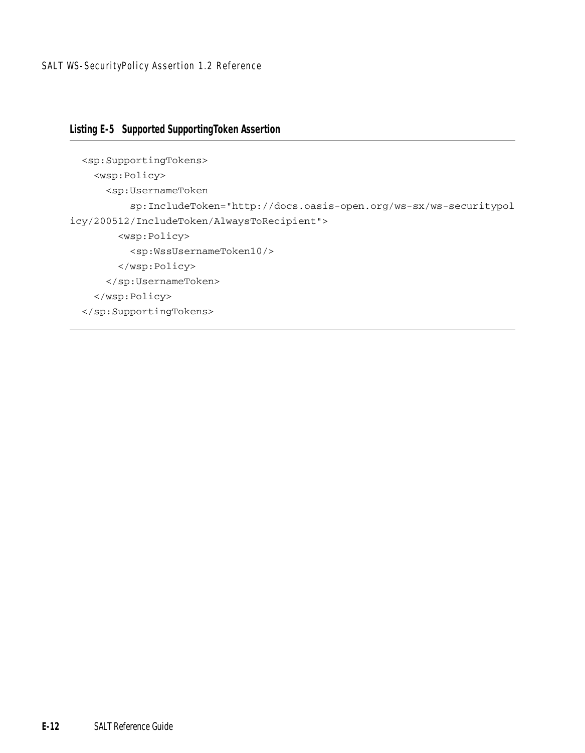**Listing E-5 Supported SupportingToken Assertion**

```
<sp:SupportingTokens>
  <wsp:Policy>
    <sp:UsernameToken
        sp:IncludeToken="http://docs.oasis-open.org/ws-sx/ws-securitypol
icy/200512/IncludeToken/AlwaysToRecipient">
      <wsp:Policy>
        <sp:WssUsernameToken10/>
      </wsp:Policy>
    </sp:UsernameToken>
  </wsp:Policy>
</sp:SupportingTokens>
```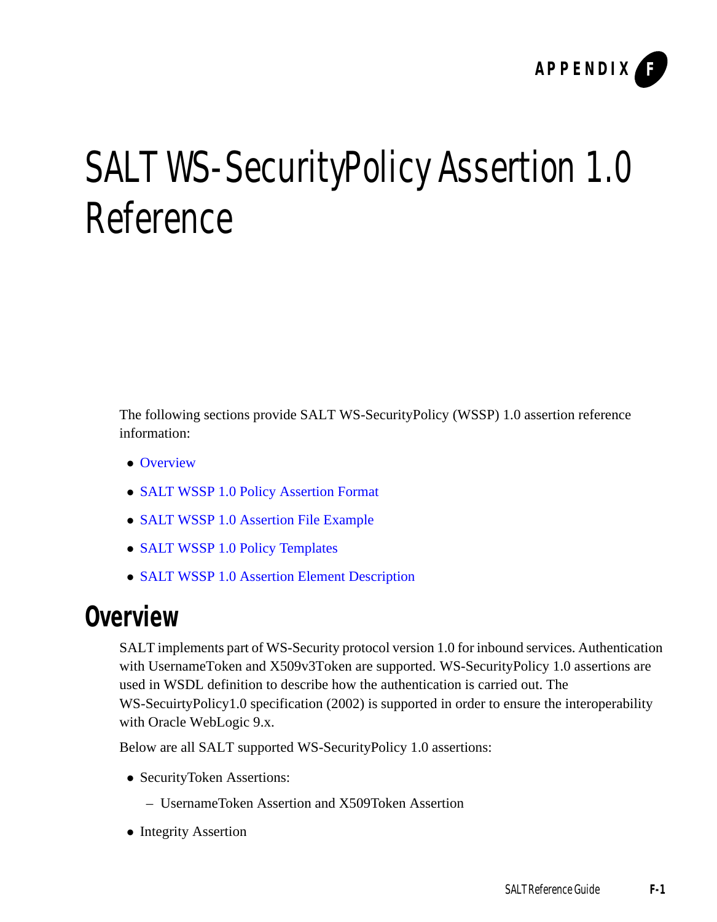APPENDIX F

# SALT WS-SecurityPolicy Assertion 1.0 Reference

The following sections provide SALT WS-SecurityPolicy (WSSP) 1.0 assertion reference information:

- Overview
- SALT WSSP 1.0 Policy Assertion Format
- SALT WSSP 1.0 Assertion File Example
- SALT WSSP 1.0 Policy Templates
- SALT WSSP 1.0 Assertion Element Description

## Overview

SALT implements part of WS-Security protocol version 1.0 for inbound services. Authentication with UsernameToken and X509v3Token are supported. WS-SecurityPolicy 1.0 assertions are used in WSDL definition to describe how the authentication is carried out. The WS-SecuirtyPolicy1.0 specification (2002) is supported in order to ensure the interoperability with Oracle WebLogic 9.x.

Below are all SALT supported WS-SecurityPolicy 1.0 assertions:

- SecurityToken Assertions:
  - UsernameToken Assertion and X509Token Assertion
- Integrity Assertion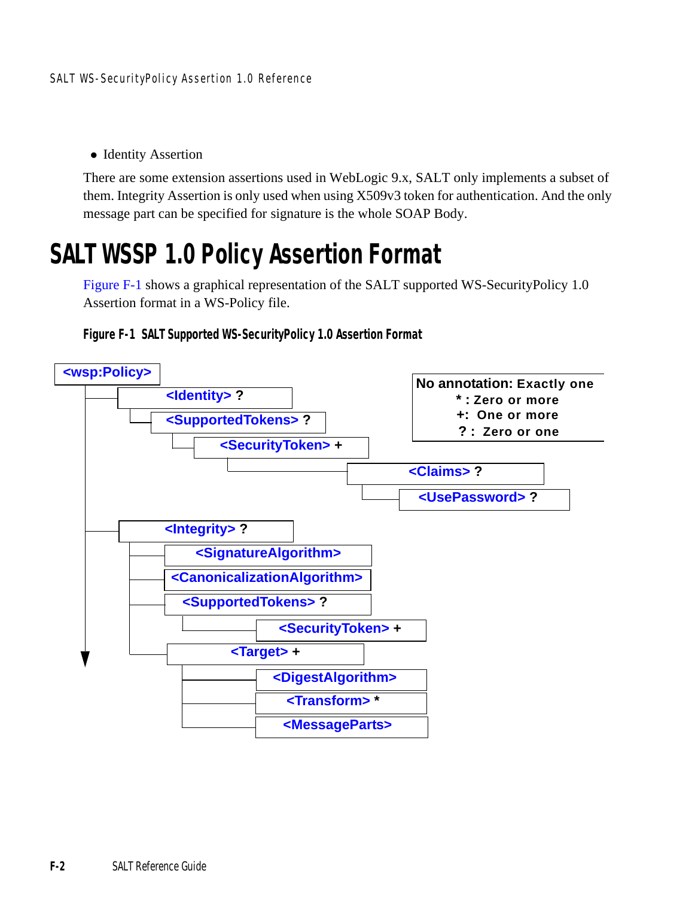- Identity Assertion

There are some extension assertions used in WebLogic 9.x, SALT only implements a subset of them. Integrity Assertion is only used when using X509v3 token for authentication. And the only message part can be specified for signature is the whole SOAP Body.

# SALT WSSP 1.0 Policy Assertion Format

Figure F-1 shows a graphical representation of the SALT supported WS-SecurityPolicy 1.0 Assertion format in a WS-Policy file.

**Figure F-1 SALT Supported WS-SecurityPolicy 1.0 Assertion Format**

```
<wsp:Policy>
  <Identity> ?
    <SupportedTokens> ?
      <SecurityToken> +
        <Claims> ?
          <UsePassword> ?
  <Integrity> ?
    <SignatureAlgorithm>
    <CanonicalizationAlgorithm>
    <SupportedTokens> ?
      <SecurityToken> +
    <Target> +
      <DigestAlgorithm>
      <Transform> *
      <MessageParts>
```

No annotation: Exactly one
* : Zero or more
+: One or more
? : Zero or one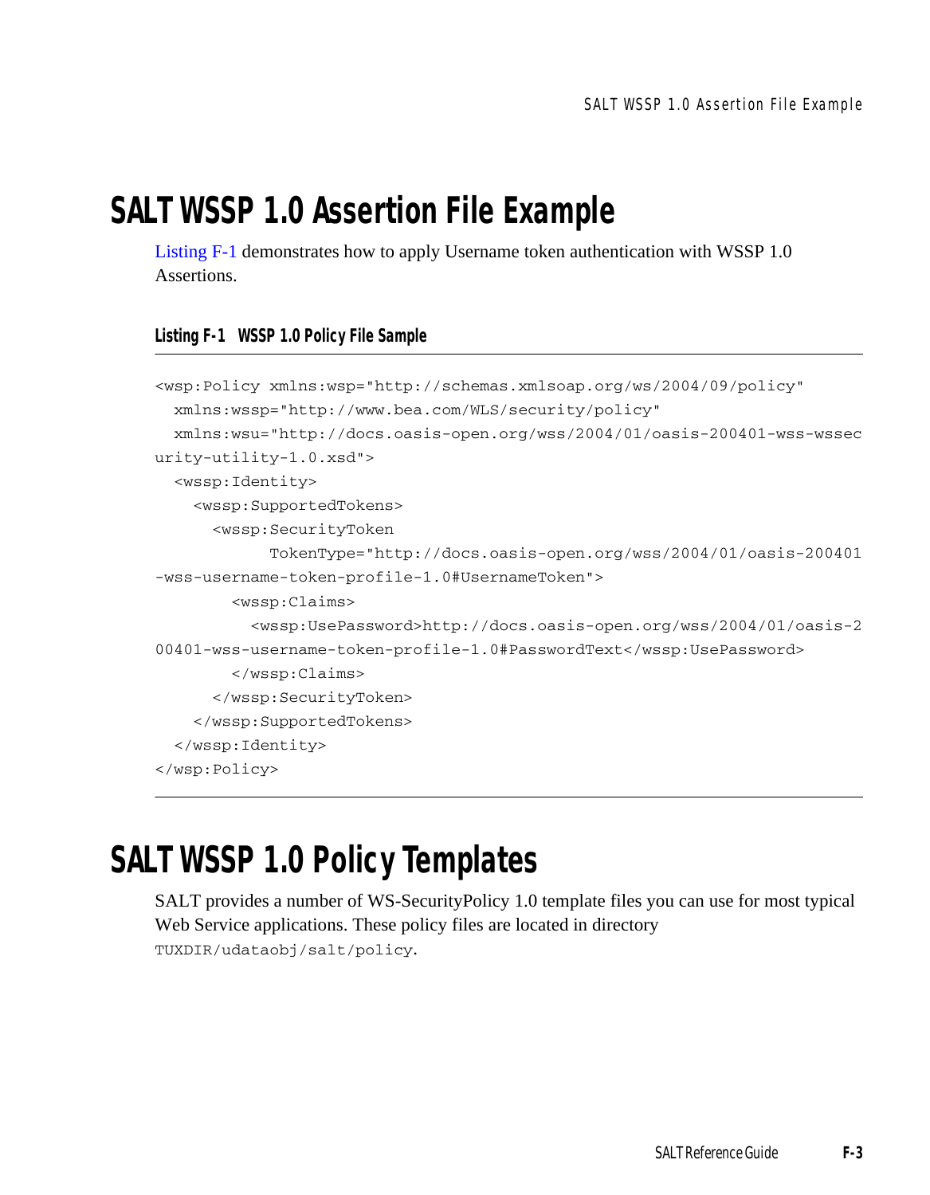# SALT WSSP 1.0 Assertion File Example

Listing F-1 demonstrates how to apply Username token authentication with WSSP 1.0 Assertions.

**Listing F-1 WSSP 1.0 Policy File Sample**

```
<wsp:Policy xmlns:wsp="http://schemas.xmlsoap.org/ws/2004/09/policy"
  xmlns:wssp="http://www.bea.com/WLS/security/policy"
  xmlns:wsu="http://docs.oasis-open.org/wss/2004/01/oasis-200401-wss-wssec
urity-utility-1.0.xsd">
  <wssp:Identity>
    <wssp:SupportedTokens>
      <wssp:SecurityToken
            TokenType="http://docs.oasis-open.org/wss/2004/01/oasis-200401
-wss-username-token-profile-1.0#UsernameToken">
        <wssp:Claims>
          <wssp:UsePassword>http://docs.oasis-open.org/wss/2004/01/oasis-2
00401-wss-username-token-profile-1.0#PasswordText</wssp:UsePassword>
        </wssp:Claims>
      </wssp:SecurityToken>
    </wssp:SupportedTokens>
  </wssp:Identity>
</wsp:Policy>
```

# SALT WSSP 1.0 Policy Templates

SALT provides a number of WS-SecurityPolicy 1.0 template files you can use for most typical Web Service applications. These policy files are located in directory `TUXDIR/udataobj/salt/policy`.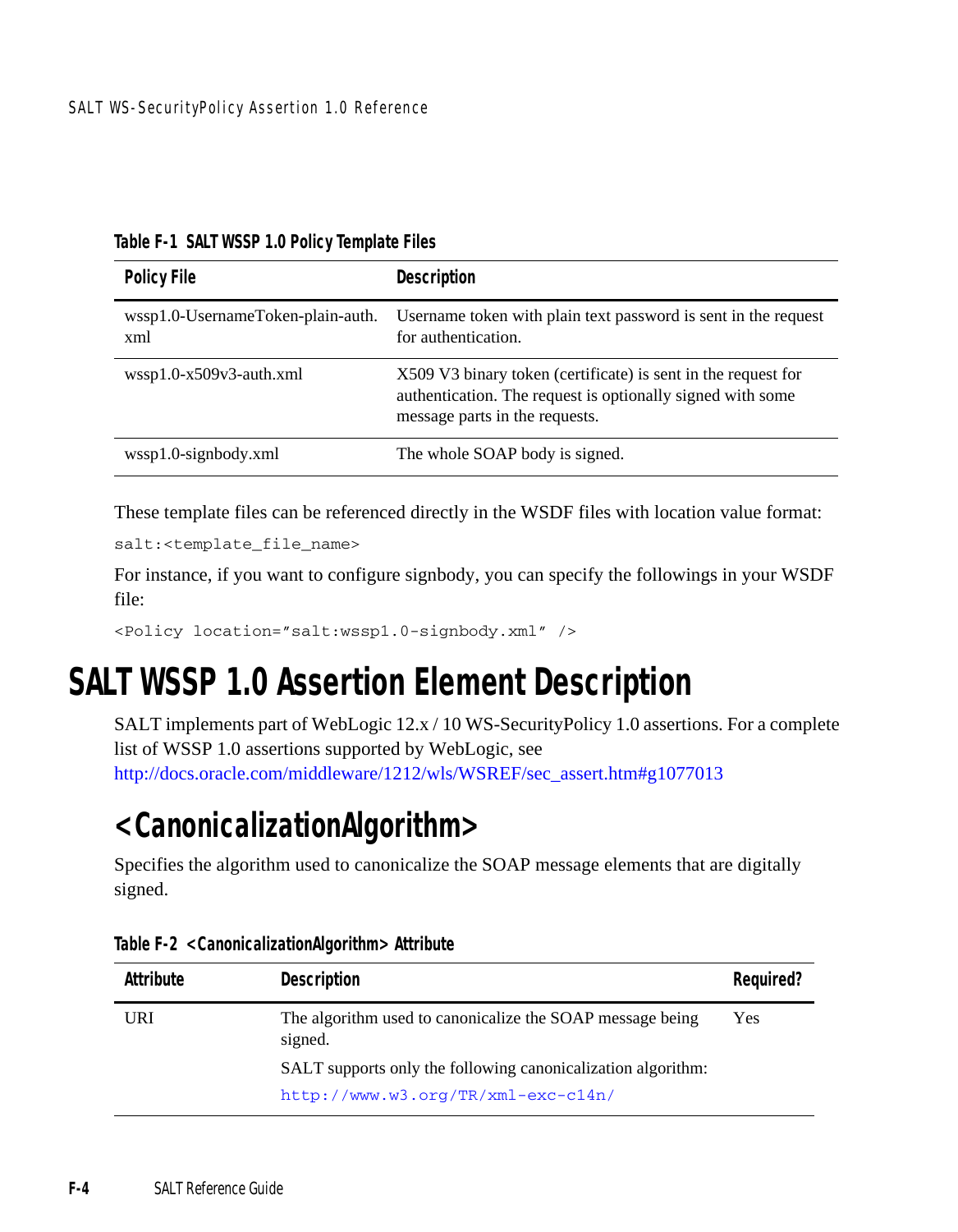**Table F-1 SALT WSSP 1.0 Policy Template Files**

| Policy File | Description |
| --- | --- |
| wssp1.0-UsernameToken-plain-auth.xml | Username token with plain text password is sent in the request for authentication. |
| wssp1.0-x509v3-auth.xml | X509 V3 binary token (certificate) is sent in the request for authentication. The request is optionally signed with some message parts in the requests. |
| wssp1.0-signbody.xml | The whole SOAP body is signed. |

These template files can be referenced directly in the WSDF files with location value format:

```
salt:<template_file_name>
```

For instance, if you want to configure signbody, you can specify the followings in your WSDF file:

```
<Policy location="salt:wssp1.0-signbody.xml" />
```

# SALT WSSP 1.0 Assertion Element Description

SALT implements part of WebLogic 12.x / 10 WS-SecurityPolicy 1.0 assertions. For a complete list of WSSP 1.0 assertions supported by WebLogic, see http://docs.oracle.com/middleware/1212/wls/WSREF/sec_assert.htm#g1077013

## <CanonicalizationAlgorithm>

Specifies the algorithm used to canonicalize the SOAP message elements that are digitally signed.

**Table F-2 <CanonicalizationAlgorithm> Attribute**

| Attribute | Description | Required? |
| --- | --- | --- |
| URI | The algorithm used to canonicalize the SOAP message being signed.<br><br>SALT supports only the following canonicalization algorithm:<br><br>`http://www.w3.org/TR/xml-exc-c14n/` | Yes |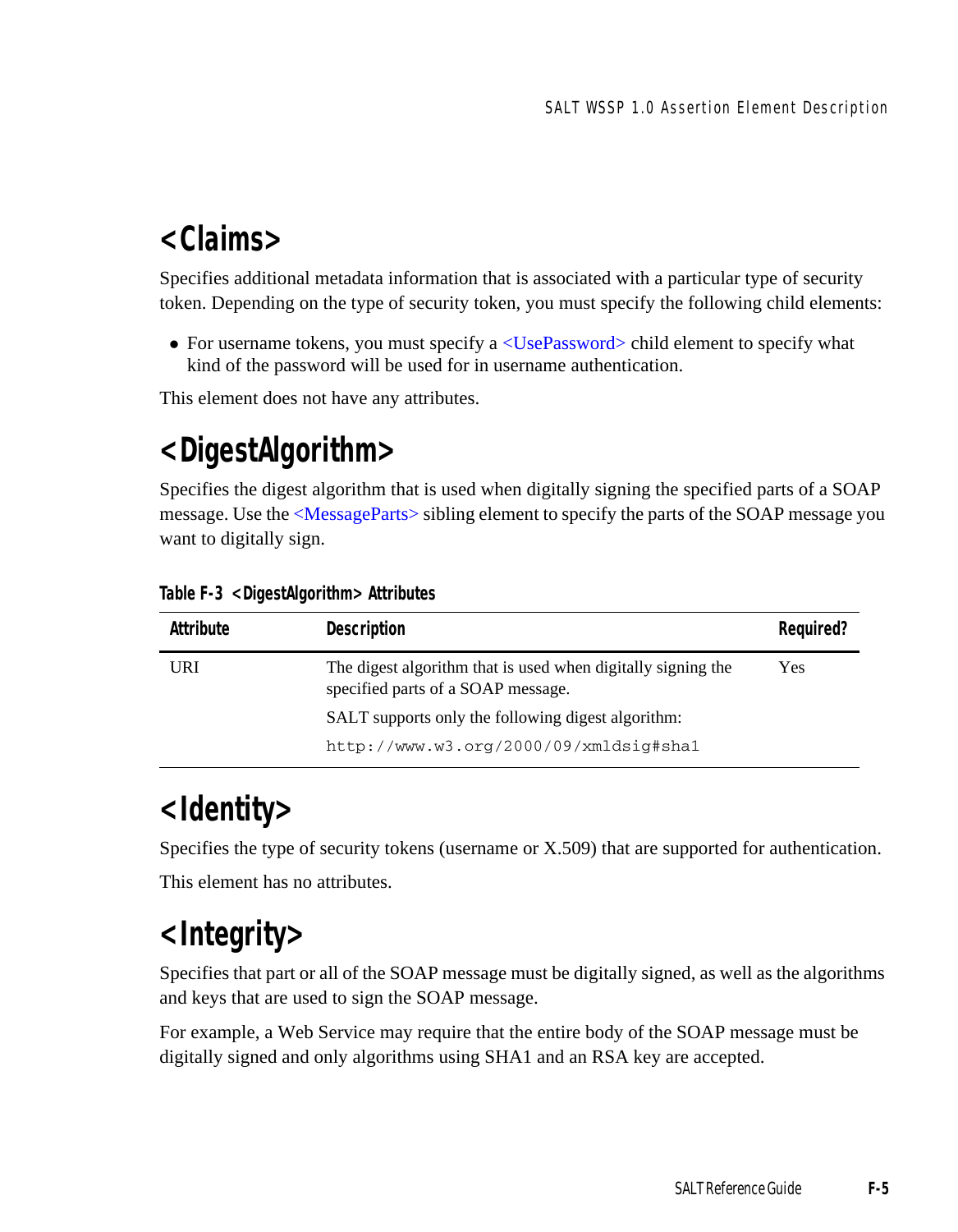# <Claims>

Specifies additional metadata information that is associated with a particular type of security token. Depending on the type of security token, you must specify the following child elements:

- For username tokens, you must specify a <UsePassword> child element to specify what kind of the password will be used for in username authentication.

This element does not have any attributes.

# <DigestAlgorithm>

Specifies the digest algorithm that is used when digitally signing the specified parts of a SOAP message. Use the <MessageParts> sibling element to specify the parts of the SOAP message you want to digitally sign.

**Table F-3 <DigestAlgorithm> Attributes**

| Attribute | Description | Required? |
|---|---|---|
| URI | The digest algorithm that is used when digitally signing the specified parts of a SOAP message.<br>SALT supports only the following digest algorithm:<br>`http://www.w3.org/2000/09/xmldsig#sha1` | Yes |

# <Identity>

Specifies the type of security tokens (username or X.509) that are supported for authentication.

This element has no attributes.

# <Integrity>

Specifies that part or all of the SOAP message must be digitally signed, as well as the algorithms and keys that are used to sign the SOAP message.

For example, a Web Service may require that the entire body of the SOAP message must be digitally signed and only algorithms using SHA1 and an RSA key are accepted.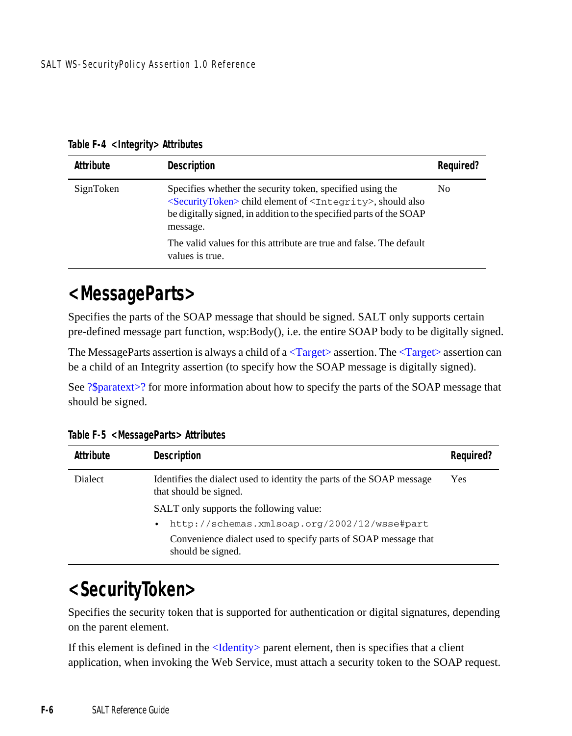**Table F-4 <Integrity> Attributes**

| Attribute | Description | Required? |
|---|---|---|
| SignToken | Specifies whether the security token, specified using the <SecurityToken> child element of <Integrity>, should also be digitally signed, in addition to the specified parts of the SOAP message.<br><br>The valid values for this attribute are true and false. The default values is true. | No |

# <MessageParts>

Specifies the parts of the SOAP message that should be signed. SALT only supports certain pre-defined message part function, wsp:Body(), i.e. the entire SOAP body to be digitally signed.

The MessageParts assertion is always a child of a <Target> assertion. The <Target> assertion can be a child of an Integrity assertion (to specify how the SOAP message is digitally signed).

See ?$paratext>? for more information about how to specify the parts of the SOAP message that should be signed.

**Table F-5 <MessageParts> Attributes**

| Attribute | Description | Required? |
|---|---|---|
| Dialect | Identifies the dialect used to identity the parts of the SOAP message that should be signed.<br><br>SALT only supports the following value:<br><br>• `http://schemas.xmlsoap.org/2002/12/wsse#part`<br><br>Convenience dialect used to specify parts of SOAP message that should be signed. | Yes |

# <SecurityToken>

Specifies the security token that is supported for authentication or digital signatures, depending on the parent element.

If this element is defined in the <Identity> parent element, then is specifies that a client application, when invoking the Web Service, must attach a security token to the SOAP request.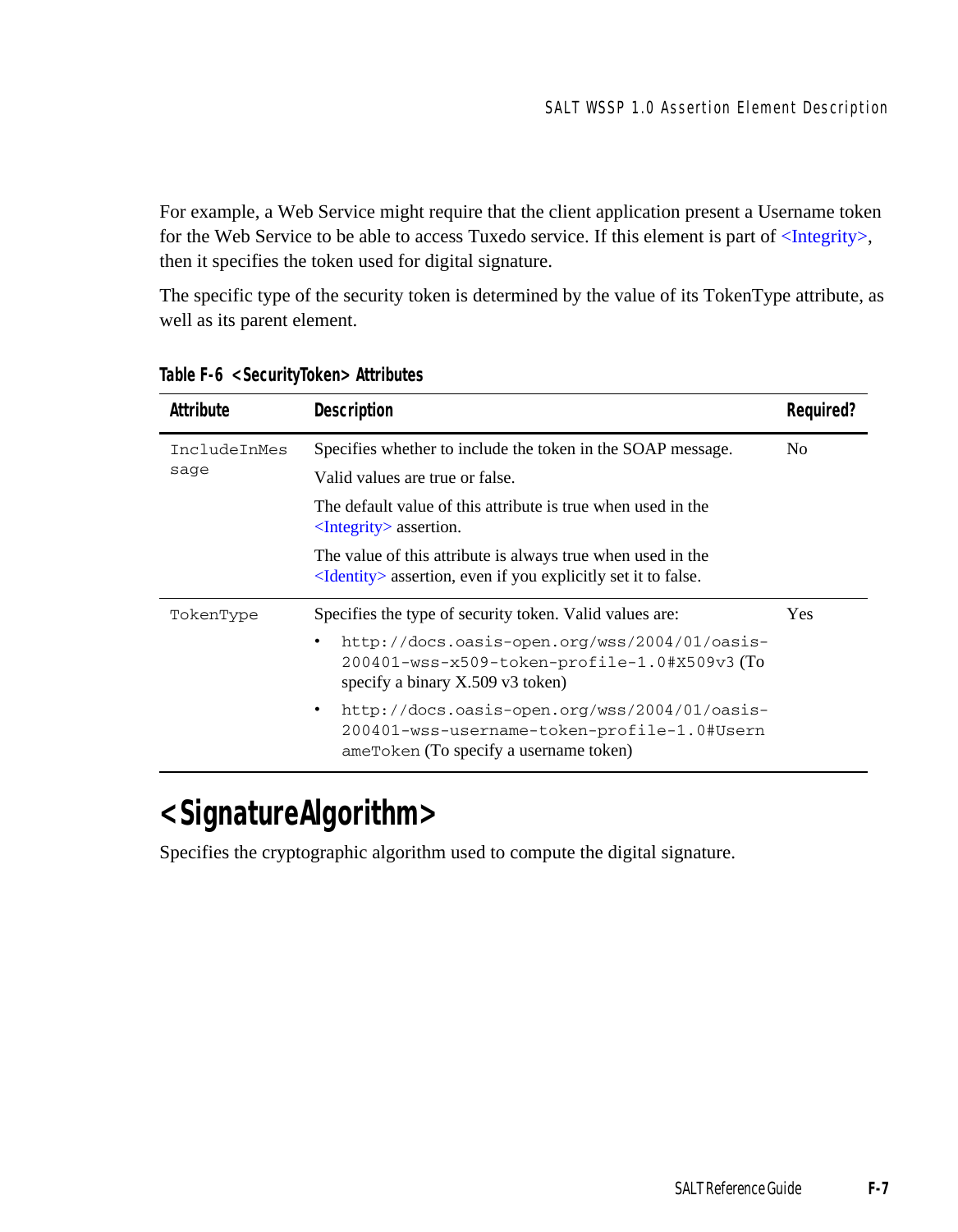For example, a Web Service might require that the client application present a Username token for the Web Service to be able to access Tuxedo service. If this element is part of <Integrity>, then it specifies the token used for digital signature.

The specific type of the security token is determined by the value of its TokenType attribute, as well as its parent element.

**Table F-6 <SecurityToken> Attributes**

| Attribute | Description | Required? |
|---|---|---|
| `IncludeInMessage` | Specifies whether to include the token in the SOAP message.<br><br>Valid values are true or false.<br><br>The default value of this attribute is true when used in the <Integrity> assertion.<br><br>The value of this attribute is always true when used in the <Identity> assertion, even if you explicitly set it to false. | No |
| `TokenType` | Specifies the type of security token. Valid values are:<br><br>• `http://docs.oasis-open.org/wss/2004/01/oasis-200401-wss-x509-token-profile-1.0#X509v3` (To specify a binary X.509 v3 token)<br><br>• `http://docs.oasis-open.org/wss/2004/01/oasis-200401-wss-username-token-profile-1.0#UsernameToken` (To specify a username token) | Yes |

# <SignatureAlgorithm>

Specifies the cryptographic algorithm used to compute the digital signature.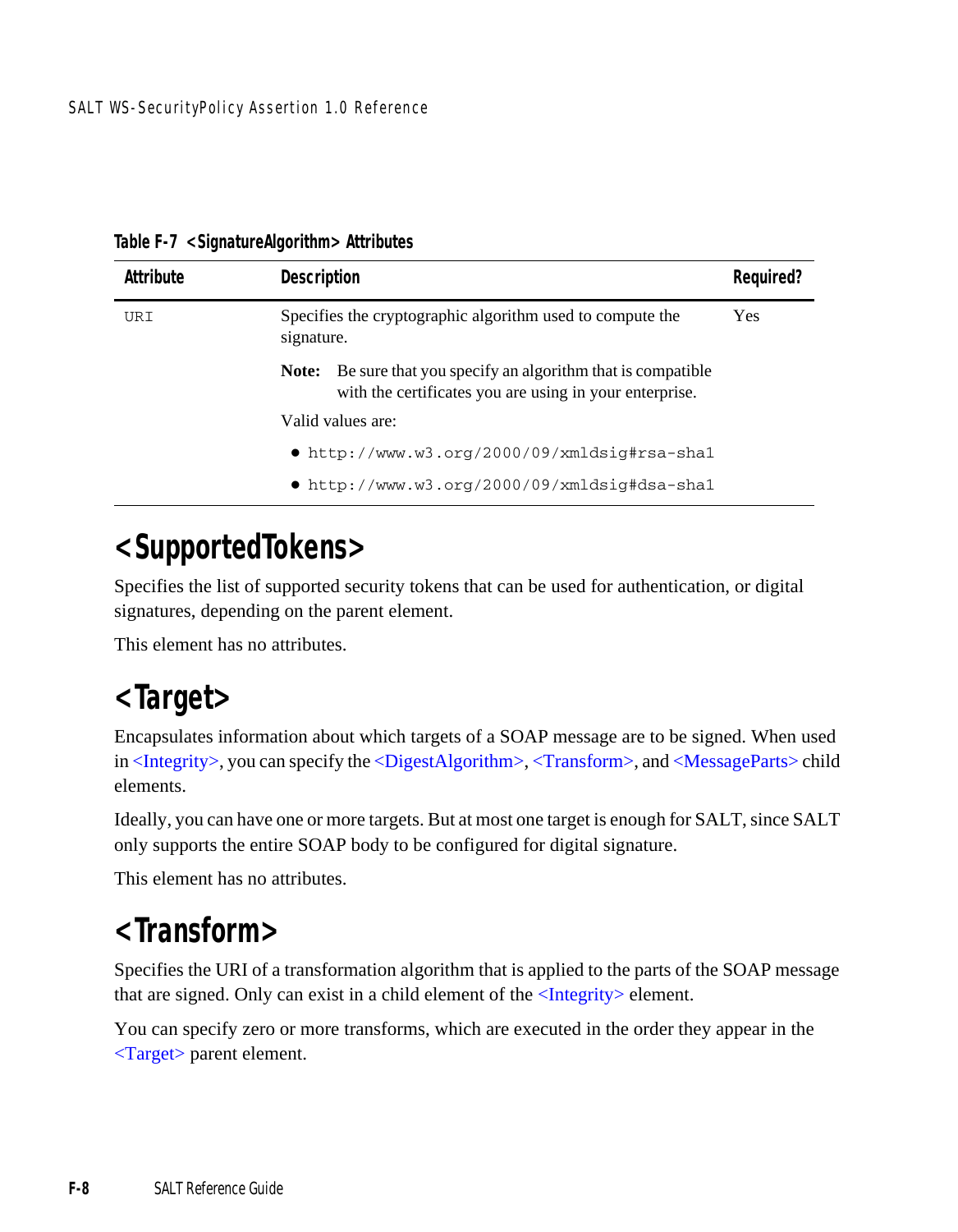**Table F-7 <SignatureAlgorithm> Attributes**

| Attribute | Description | Required? |
|---|---|---|
| `URI` | Specifies the cryptographic algorithm used to compute the signature.<br><br>**Note:** Be sure that you specify an algorithm that is compatible with the certificates you are using in your enterprise.<br><br>Valid values are:<br>• `http://www.w3.org/2000/09/xmldsig#rsa-sha1`<br>• `http://www.w3.org/2000/09/xmldsig#dsa-sha1` | Yes |

# <SupportedTokens>

Specifies the list of supported security tokens that can be used for authentication, or digital signatures, depending on the parent element.

This element has no attributes.

# <Target>

Encapsulates information about which targets of a SOAP message are to be signed. When used in <Integrity>, you can specify the <DigestAlgorithm>, <Transform>, and <MessageParts> child elements.

Ideally, you can have one or more targets. But at most one target is enough for SALT, since SALT only supports the entire SOAP body to be configured for digital signature.

This element has no attributes.

# <Transform>

Specifies the URI of a transformation algorithm that is applied to the parts of the SOAP message that are signed. Only can exist in a child element of the <Integrity> element.

You can specify zero or more transforms, which are executed in the order they appear in the <Target> parent element.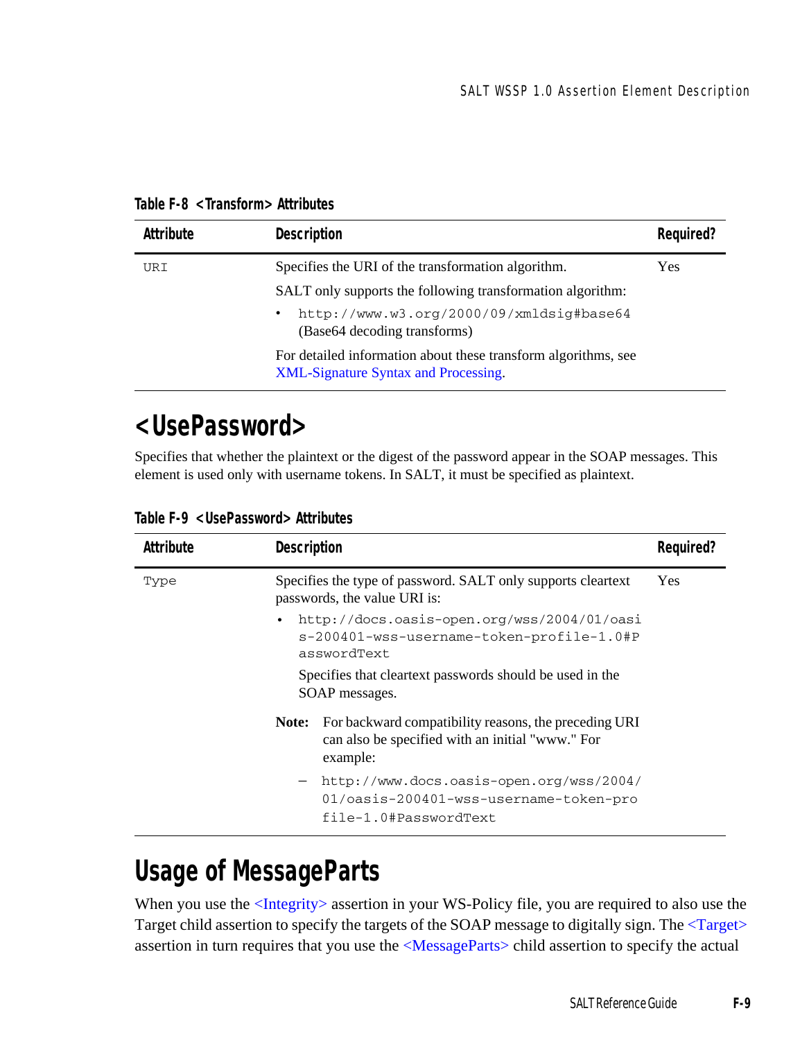**Table F-8 <Transform> Attributes**

| Attribute | Description | Required? |
|---|---|---|
| URI | Specifies the URI of the transformation algorithm.<br><br>SALT only supports the following transformation algorithm:<br><br>• `http://www.w3.org/2000/09/xmldsig#base64` (Base64 decoding transforms)<br><br>For detailed information about these transform algorithms, see XML-Signature Syntax and Processing. | Yes |

# <UsePassword>

Specifies that whether the plaintext or the digest of the password appear in the SOAP messages. This element is used only with username tokens. In SALT, it must be specified as plaintext.

**Table F-9 <UsePassword> Attributes**

| Attribute | Description | Required? |
|---|---|---|
| Type | Specifies the type of password. SALT only supports cleartext passwords, the value URI is:<br><br>• `http://docs.oasis-open.org/wss/2004/01/oasis-200401-wss-username-token-profile-1.0#PasswordText`<br><br>Specifies that cleartext passwords should be used in the SOAP messages.<br><br>**Note:** For backward compatibility reasons, the preceding URI can also be specified with an initial "www." For example:<br><br>– `http://www.docs.oasis-open.org/wss/2004/01/oasis-200401-wss-username-token-profile-1.0#PasswordText` | Yes |

# Usage of MessageParts

When you use the <Integrity> assertion in your WS-Policy file, you are required to also use the Target child assertion to specify the targets of the SOAP message to digitally sign. The <Target> assertion in turn requires that you use the <MessageParts> child assertion to specify the actual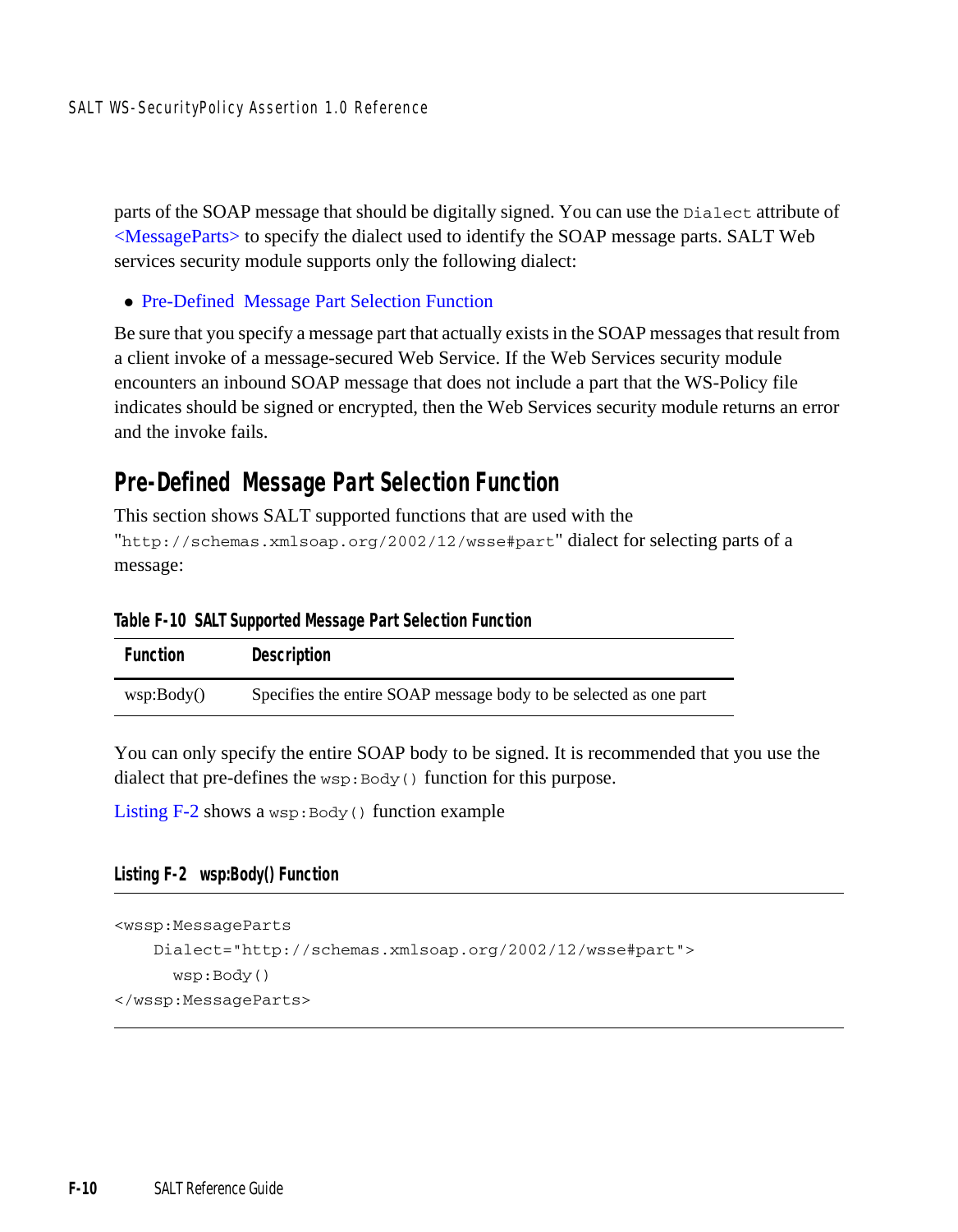parts of the SOAP message that should be digitally signed. You can use the `Dialect` attribute of <MessageParts> to specify the dialect used to identify the SOAP message parts. SALT Web services security module supports only the following dialect:

- Pre-Defined Message Part Selection Function

Be sure that you specify a message part that actually exists in the SOAP messages that result from a client invoke of a message-secured Web Service. If the Web Services security module encounters an inbound SOAP message that does not include a part that the WS-Policy file indicates should be signed or encrypted, then the Web Services security module returns an error and the invoke fails.

## Pre-Defined Message Part Selection Function

This section shows SALT supported functions that are used with the "`http://schemas.xmlsoap.org/2002/12/wsse#part`" dialect for selecting parts of a message:

**Table F-10 SALT Supported Message Part Selection Function**

| Function | Description |
|---|---|
| wsp:Body() | Specifies the entire SOAP message body to be selected as one part |

You can only specify the entire SOAP body to be signed. It is recommended that you use the dialect that pre-defines the `wsp:Body()` function for this purpose.

Listing F-2 shows a `wsp:Body()` function example

**Listing F-2 wsp:Body() Function**

```
<wssp:MessageParts
    Dialect="http://schemas.xmlsoap.org/2002/12/wsse#part">
      wsp:Body()
</wssp:MessageParts>
```